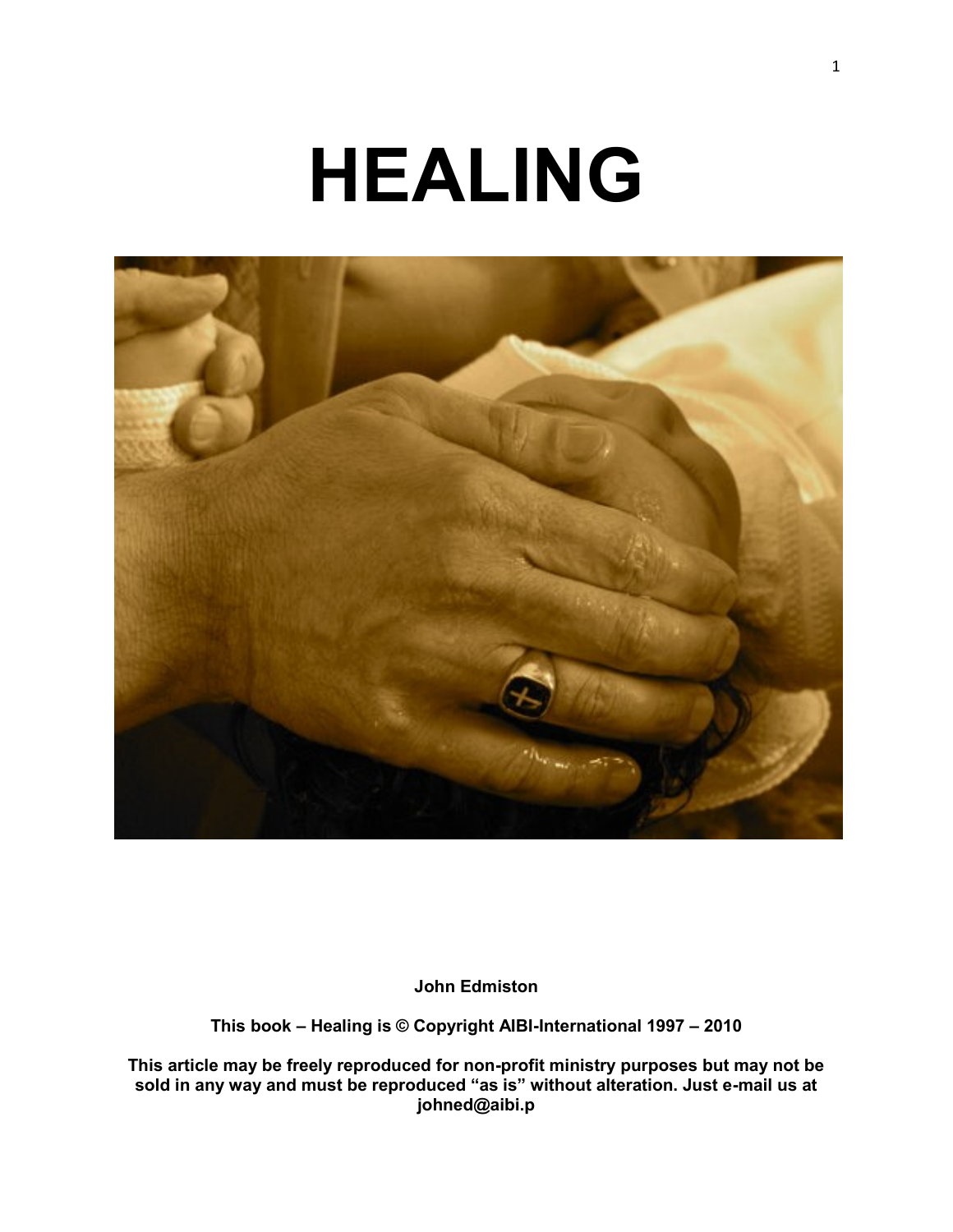# HEALING

**John Edmiston**

**This book – Healing is © Copyright AIBI-International 1997 – 2010**

**This article may be freely reproduced for non-profit ministry purposes but may not be sold in any way and must be reproduced "as is" without alteration. Just e-mail us at johned@aibi.p**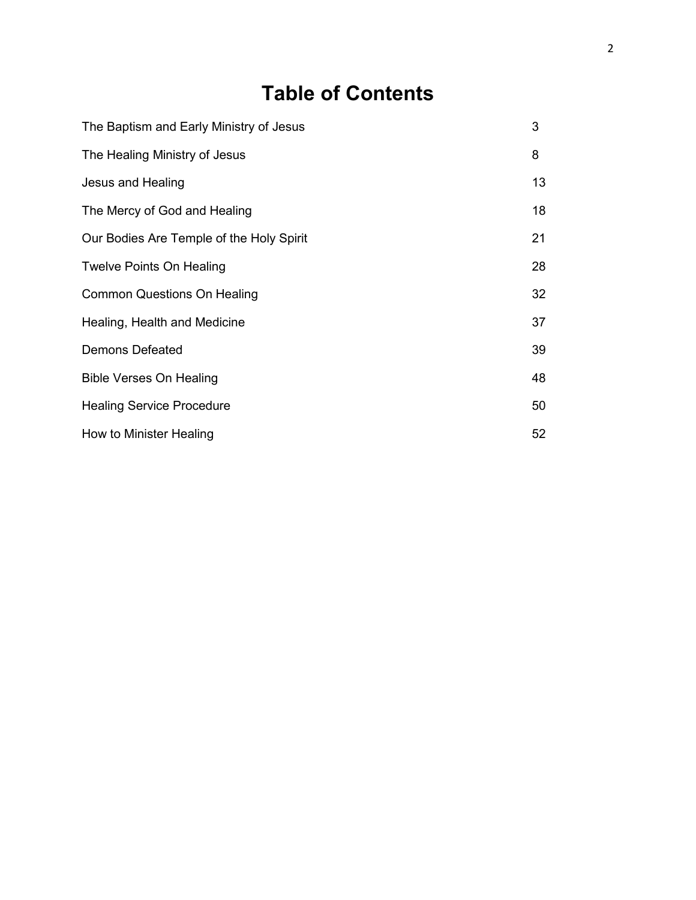# Table of Contents

| | |
|---|---|
| The Baptism and Early Ministry of Jesus | 3 |
| The Healing Ministry of Jesus | 8 |
| Jesus and Healing | 13 |
| The Mercy of God and Healing | 18 |
| Our Bodies Are Temple of the Holy Spirit | 21 |
| Twelve Points On Healing | 28 |
| Common Questions On Healing | 32 |
| Healing, Health and Medicine | 37 |
| Demons Defeated | 39 |
| Bible Verses On Healing | 48 |
| Healing Service Procedure | 50 |
| How to Minister Healing | 52 |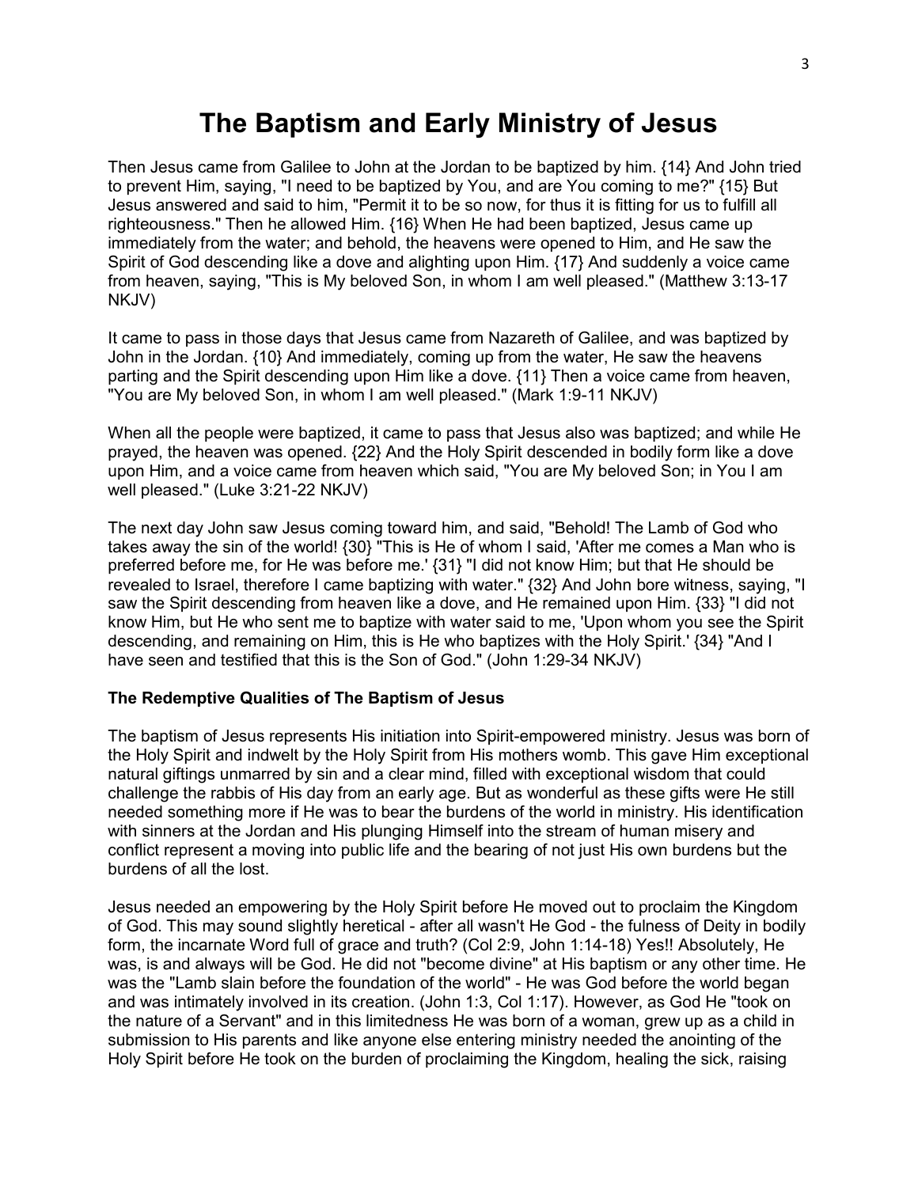# The Baptism and Early Ministry of Jesus

Then Jesus came from Galilee to John at the Jordan to be baptized by him. {14} And John tried to prevent Him, saying, "I need to be baptized by You, and are You coming to me?" {15} But Jesus answered and said to him, "Permit it to be so now, for thus it is fitting for us to fulfill all righteousness." Then he allowed Him. {16} When He had been baptized, Jesus came up immediately from the water; and behold, the heavens were opened to Him, and He saw the Spirit of God descending like a dove and alighting upon Him. {17} And suddenly a voice came from heaven, saying, "This is My beloved Son, in whom I am well pleased." (Matthew 3:13-17 NKJV)

It came to pass in those days that Jesus came from Nazareth of Galilee, and was baptized by John in the Jordan. {10} And immediately, coming up from the water, He saw the heavens parting and the Spirit descending upon Him like a dove. {11} Then a voice came from heaven, "You are My beloved Son, in whom I am well pleased." (Mark 1:9-11 NKJV)

When all the people were baptized, it came to pass that Jesus also was baptized; and while He prayed, the heaven was opened. {22} And the Holy Spirit descended in bodily form like a dove upon Him, and a voice came from heaven which said, "You are My beloved Son; in You I am well pleased." (Luke 3:21-22 NKJV)

The next day John saw Jesus coming toward him, and said, "Behold! The Lamb of God who takes away the sin of the world! {30} "This is He of whom I said, 'After me comes a Man who is preferred before me, for He was before me.' {31} "I did not know Him; but that He should be revealed to Israel, therefore I came baptizing with water." {32} And John bore witness, saying, "I saw the Spirit descending from heaven like a dove, and He remained upon Him. {33} "I did not know Him, but He who sent me to baptize with water said to me, 'Upon whom you see the Spirit descending, and remaining on Him, this is He who baptizes with the Holy Spirit.' {34} "And I have seen and testified that this is the Son of God." (John 1:29-34 NKJV)

**The Redemptive Qualities of The Baptism of Jesus**

The baptism of Jesus represents His initiation into Spirit-empowered ministry. Jesus was born of the Holy Spirit and indwelt by the Holy Spirit from His mothers womb. This gave Him exceptional natural giftings unmarred by sin and a clear mind, filled with exceptional wisdom that could challenge the rabbis of His day from an early age. But as wonderful as these gifts were He still needed something more if He was to bear the burdens of the world in ministry. His identification with sinners at the Jordan and His plunging Himself into the stream of human misery and conflict represent a moving into public life and the bearing of not just His own burdens but the burdens of all the lost.

Jesus needed an empowering by the Holy Spirit before He moved out to proclaim the Kingdom of God. This may sound slightly heretical - after all wasn't He God - the fulness of Deity in bodily form, the incarnate Word full of grace and truth? (Col 2:9, John 1:14-18) Yes!! Absolutely, He was, is and always will be God. He did not "become divine" at His baptism or any other time. He was the "Lamb slain before the foundation of the world" - He was God before the world began and was intimately involved in its creation. (John 1:3, Col 1:17). However, as God He "took on the nature of a Servant" and in this limitedness He was born of a woman, grew up as a child in submission to His parents and like anyone else entering ministry needed the anointing of the Holy Spirit before He took on the burden of proclaiming the Kingdom, healing the sick, raising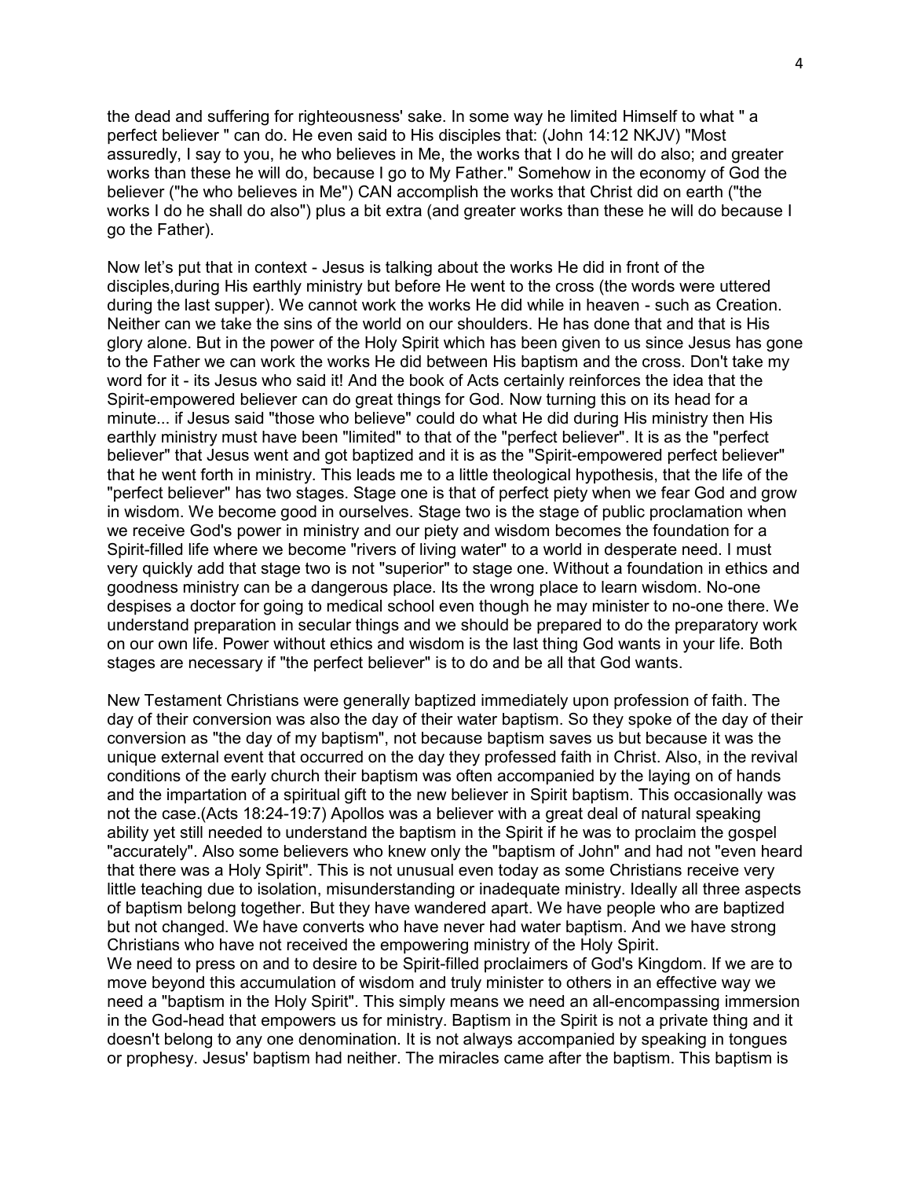the dead and suffering for righteousness' sake. In some way he limited Himself to what " a perfect believer " can do. He even said to His disciples that: (John 14:12 NKJV) "Most assuredly, I say to you, he who believes in Me, the works that I do he will do also; and greater works than these he will do, because I go to My Father." Somehow in the economy of God the believer ("he who believes in Me") CAN accomplish the works that Christ did on earth ("the works I do he shall do also") plus a bit extra (and greater works than these he will do because I go the Father).

Now let's put that in context - Jesus is talking about the works He did in front of the disciples,during His earthly ministry but before He went to the cross (the words were uttered during the last supper). We cannot work the works He did while in heaven - such as Creation. Neither can we take the sins of the world on our shoulders. He has done that and that is His glory alone. But in the power of the Holy Spirit which has been given to us since Jesus has gone to the Father we can work the works He did between His baptism and the cross. Don't take my word for it - its Jesus who said it! And the book of Acts certainly reinforces the idea that the Spirit-empowered believer can do great things for God. Now turning this on its head for a minute... if Jesus said "those who believe" could do what He did during His ministry then His earthly ministry must have been "limited" to that of the "perfect believer". It is as the "perfect believer" that Jesus went and got baptized and it is as the "Spirit-empowered perfect believer" that he went forth in ministry. This leads me to a little theological hypothesis, that the life of the "perfect believer" has two stages. Stage one is that of perfect piety when we fear God and grow in wisdom. We become good in ourselves. Stage two is the stage of public proclamation when we receive God's power in ministry and our piety and wisdom becomes the foundation for a Spirit-filled life where we become "rivers of living water" to a world in desperate need. I must very quickly add that stage two is not "superior" to stage one. Without a foundation in ethics and goodness ministry can be a dangerous place. Its the wrong place to learn wisdom. No-one despises a doctor for going to medical school even though he may minister to no-one there. We understand preparation in secular things and we should be prepared to do the preparatory work on our own life. Power without ethics and wisdom is the last thing God wants in your life. Both stages are necessary if "the perfect believer" is to do and be all that God wants.

New Testament Christians were generally baptized immediately upon profession of faith. The day of their conversion was also the day of their water baptism. So they spoke of the day of their conversion as "the day of my baptism", not because baptism saves us but because it was the unique external event that occurred on the day they professed faith in Christ. Also, in the revival conditions of the early church their baptism was often accompanied by the laying on of hands and the impartation of a spiritual gift to the new believer in Spirit baptism. This occasionally was not the case.(Acts 18:24-19:7) Apollos was a believer with a great deal of natural speaking ability yet still needed to understand the baptism in the Spirit if he was to proclaim the gospel "accurately". Also some believers who knew only the "baptism of John" and had not "even heard that there was a Holy Spirit". This is not unusual even today as some Christians receive very little teaching due to isolation, misunderstanding or inadequate ministry. Ideally all three aspects of baptism belong together. But they have wandered apart. We have people who are baptized but not changed. We have converts who have never had water baptism. And we have strong Christians who have not received the empowering ministry of the Holy Spirit.
We need to press on and to desire to be Spirit-filled proclaimers of God's Kingdom. If we are to move beyond this accumulation of wisdom and truly minister to others in an effective way we need a "baptism in the Holy Spirit". This simply means we need an all-encompassing immersion in the God-head that empowers us for ministry. Baptism in the Spirit is not a private thing and it doesn't belong to any one denomination. It is not always accompanied by speaking in tongues or prophesy. Jesus' baptism had neither. The miracles came after the baptism. This baptism is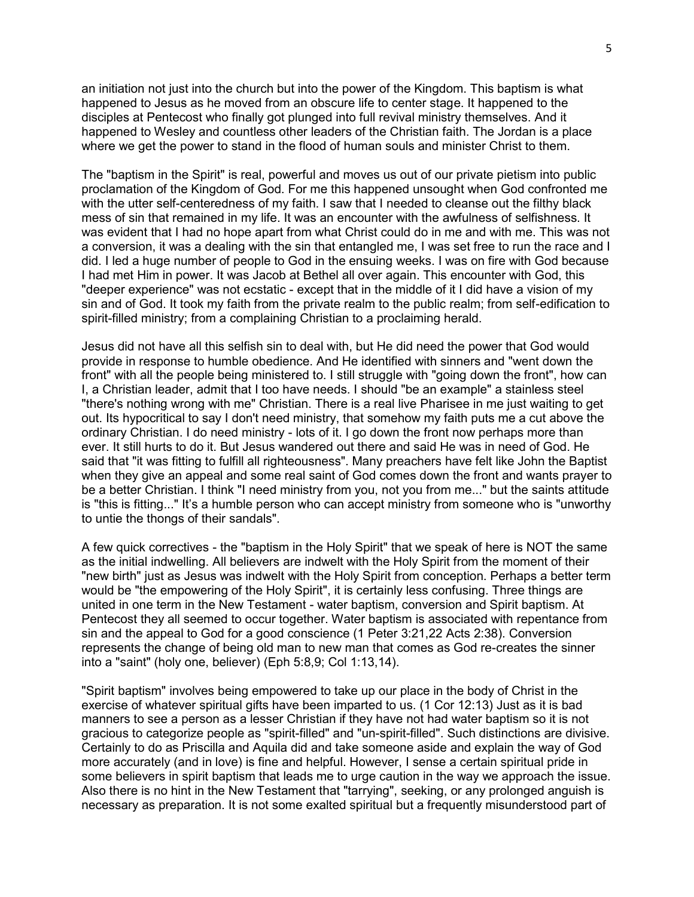an initiation not just into the church but into the power of the Kingdom. This baptism is what happened to Jesus as he moved from an obscure life to center stage. It happened to the disciples at Pentecost who finally got plunged into full revival ministry themselves. And it happened to Wesley and countless other leaders of the Christian faith. The Jordan is a place where we get the power to stand in the flood of human souls and minister Christ to them.

The "baptism in the Spirit" is real, powerful and moves us out of our private pietism into public proclamation of the Kingdom of God. For me this happened unsought when God confronted me with the utter self-centeredness of my faith. I saw that I needed to cleanse out the filthy black mess of sin that remained in my life. It was an encounter with the awfulness of selfishness. It was evident that I had no hope apart from what Christ could do in me and with me. This was not a conversion, it was a dealing with the sin that entangled me, I was set free to run the race and I did. I led a huge number of people to God in the ensuing weeks. I was on fire with God because I had met Him in power. It was Jacob at Bethel all over again. This encounter with God, this "deeper experience" was not ecstatic - except that in the middle of it I did have a vision of my sin and of God. It took my faith from the private realm to the public realm; from self-edification to spirit-filled ministry; from a complaining Christian to a proclaiming herald.

Jesus did not have all this selfish sin to deal with, but He did need the power that God would provide in response to humble obedience. And He identified with sinners and "went down the front" with all the people being ministered to. I still struggle with "going down the front", how can I, a Christian leader, admit that I too have needs. I should "be an example" a stainless steel "there's nothing wrong with me" Christian. There is a real live Pharisee in me just waiting to get out. Its hypocritical to say I don't need ministry, that somehow my faith puts me a cut above the ordinary Christian. I do need ministry - lots of it. I go down the front now perhaps more than ever. It still hurts to do it. But Jesus wandered out there and said He was in need of God. He said that "it was fitting to fulfill all righteousness". Many preachers have felt like John the Baptist when they give an appeal and some real saint of God comes down the front and wants prayer to be a better Christian. I think "I need ministry from you, not you from me..." but the saints attitude is "this is fitting..." It's a humble person who can accept ministry from someone who is "unworthy to untie the thongs of their sandals".

A few quick correctives - the "baptism in the Holy Spirit" that we speak of here is NOT the same as the initial indwelling. All believers are indwelt with the Holy Spirit from the moment of their "new birth" just as Jesus was indwelt with the Holy Spirit from conception. Perhaps a better term would be "the empowering of the Holy Spirit", it is certainly less confusing. Three things are united in one term in the New Testament - water baptism, conversion and Spirit baptism. At Pentecost they all seemed to occur together. Water baptism is associated with repentance from sin and the appeal to God for a good conscience (1 Peter 3:21,22 Acts 2:38). Conversion represents the change of being old man to new man that comes as God re-creates the sinner into a "saint" (holy one, believer) (Eph 5:8,9; Col 1:13,14).

"Spirit baptism" involves being empowered to take up our place in the body of Christ in the exercise of whatever spiritual gifts have been imparted to us. (1 Cor 12:13) Just as it is bad manners to see a person as a lesser Christian if they have not had water baptism so it is not gracious to categorize people as "spirit-filled" and "un-spirit-filled". Such distinctions are divisive. Certainly to do as Priscilla and Aquila did and take someone aside and explain the way of God more accurately (and in love) is fine and helpful. However, I sense a certain spiritual pride in some believers in spirit baptism that leads me to urge caution in the way we approach the issue. Also there is no hint in the New Testament that "tarrying", seeking, or any prolonged anguish is necessary as preparation. It is not some exalted spiritual but a frequently misunderstood part of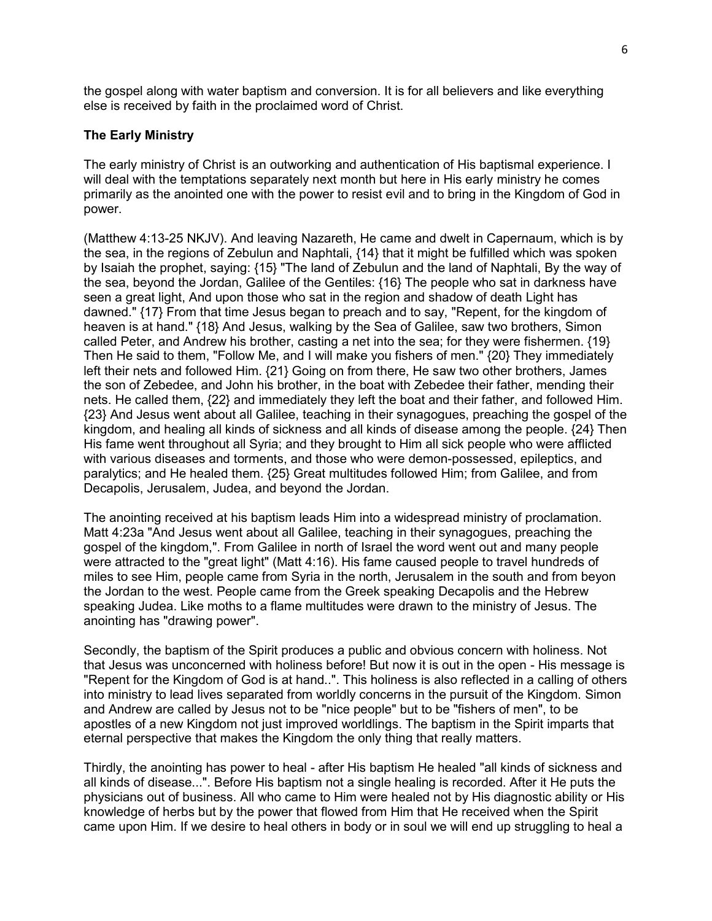the gospel along with water baptism and conversion. It is for all believers and like everything else is received by faith in the proclaimed word of Christ.

**The Early Ministry**

The early ministry of Christ is an outworking and authentication of His baptismal experience. I will deal with the temptations separately next month but here in His early ministry he comes primarily as the anointed one with the power to resist evil and to bring in the Kingdom of God in power.

(Matthew 4:13-25 NKJV). And leaving Nazareth, He came and dwelt in Capernaum, which is by the sea, in the regions of Zebulun and Naphtali, {14} that it might be fulfilled which was spoken by Isaiah the prophet, saying: {15} "The land of Zebulun and the land of Naphtali, By the way of the sea, beyond the Jordan, Galilee of the Gentiles: {16} The people who sat in darkness have seen a great light, And upon those who sat in the region and shadow of death Light has dawned." {17} From that time Jesus began to preach and to say, "Repent, for the kingdom of heaven is at hand." {18} And Jesus, walking by the Sea of Galilee, saw two brothers, Simon called Peter, and Andrew his brother, casting a net into the sea; for they were fishermen. {19} Then He said to them, "Follow Me, and I will make you fishers of men." {20} They immediately left their nets and followed Him. {21} Going on from there, He saw two other brothers, James the son of Zebedee, and John his brother, in the boat with Zebedee their father, mending their nets. He called them, {22} and immediately they left the boat and their father, and followed Him. {23} And Jesus went about all Galilee, teaching in their synagogues, preaching the gospel of the kingdom, and healing all kinds of sickness and all kinds of disease among the people. {24} Then His fame went throughout all Syria; and they brought to Him all sick people who were afflicted with various diseases and torments, and those who were demon-possessed, epileptics, and paralytics; and He healed them. {25} Great multitudes followed Him; from Galilee, and from Decapolis, Jerusalem, Judea, and beyond the Jordan.

The anointing received at his baptism leads Him into a widespread ministry of proclamation. Matt 4:23a "And Jesus went about all Galilee, teaching in their synagogues, preaching the gospel of the kingdom,". From Galilee in north of Israel the word went out and many people were attracted to the "great light" (Matt 4:16). His fame caused people to travel hundreds of miles to see Him, people came from Syria in the north, Jerusalem in the south and from beyon the Jordan to the west. People came from the Greek speaking Decapolis and the Hebrew speaking Judea. Like moths to a flame multitudes were drawn to the ministry of Jesus. The anointing has "drawing power".

Secondly, the baptism of the Spirit produces a public and obvious concern with holiness. Not that Jesus was unconcerned with holiness before! But now it is out in the open - His message is "Repent for the Kingdom of God is at hand..". This holiness is also reflected in a calling of others into ministry to lead lives separated from worldly concerns in the pursuit of the Kingdom. Simon and Andrew are called by Jesus not to be "nice people" but to be "fishers of men", to be apostles of a new Kingdom not just improved worldlings. The baptism in the Spirit imparts that eternal perspective that makes the Kingdom the only thing that really matters.

Thirdly, the anointing has power to heal - after His baptism He healed "all kinds of sickness and all kinds of disease...". Before His baptism not a single healing is recorded. After it He puts the physicians out of business. All who came to Him were healed not by His diagnostic ability or His knowledge of herbs but by the power that flowed from Him that He received when the Spirit came upon Him. If we desire to heal others in body or in soul we will end up struggling to heal a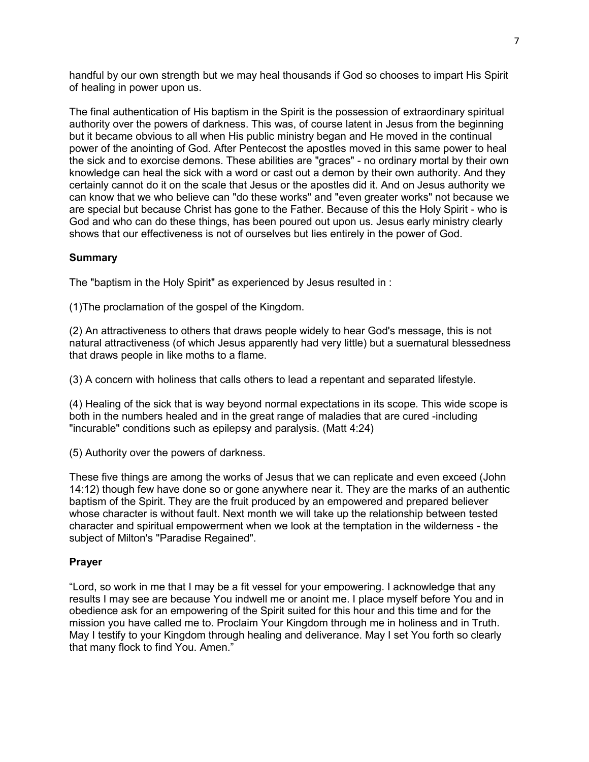handful by our own strength but we may heal thousands if God so chooses to impart His Spirit of healing in power upon us.

The final authentication of His baptism in the Spirit is the possession of extraordinary spiritual authority over the powers of darkness. This was, of course latent in Jesus from the beginning but it became obvious to all when His public ministry began and He moved in the continual power of the anointing of God. After Pentecost the apostles moved in this same power to heal the sick and to exorcise demons. These abilities are "graces" - no ordinary mortal by their own knowledge can heal the sick with a word or cast out a demon by their own authority. And they certainly cannot do it on the scale that Jesus or the apostles did it. And on Jesus authority we can know that we who believe can "do these works" and "even greater works" not because we are special but because Christ has gone to the Father. Because of this the Holy Spirit - who is God and who can do these things, has been poured out upon us. Jesus early ministry clearly shows that our effectiveness is not of ourselves but lies entirely in the power of God.

**Summary**

The "baptism in the Holy Spirit" as experienced by Jesus resulted in :

(1)The proclamation of the gospel of the Kingdom.

(2) An attractiveness to others that draws people widely to hear God's message, this is not natural attractiveness (of which Jesus apparently had very little) but a suernatural blessedness that draws people in like moths to a flame.

(3) A concern with holiness that calls others to lead a repentant and separated lifestyle.

(4) Healing of the sick that is way beyond normal expectations in its scope. This wide scope is both in the numbers healed and in the great range of maladies that are cured -including "incurable" conditions such as epilepsy and paralysis. (Matt 4:24)

(5) Authority over the powers of darkness.

These five things are among the works of Jesus that we can replicate and even exceed (John 14:12) though few have done so or gone anywhere near it. They are the marks of an authentic baptism of the Spirit. They are the fruit produced by an empowered and prepared believer whose character is without fault. Next month we will take up the relationship between tested character and spiritual empowerment when we look at the temptation in the wilderness - the subject of Milton's "Paradise Regained".

**Prayer**

“Lord, so work in me that I may be a fit vessel for your empowering. I acknowledge that any results I may see are because You indwell me or anoint me. I place myself before You and in obedience ask for an empowering of the Spirit suited for this hour and this time and for the mission you have called me to. Proclaim Your Kingdom through me in holiness and in Truth. May I testify to your Kingdom through healing and deliverance. May I set You forth so clearly that many flock to find You. Amen.”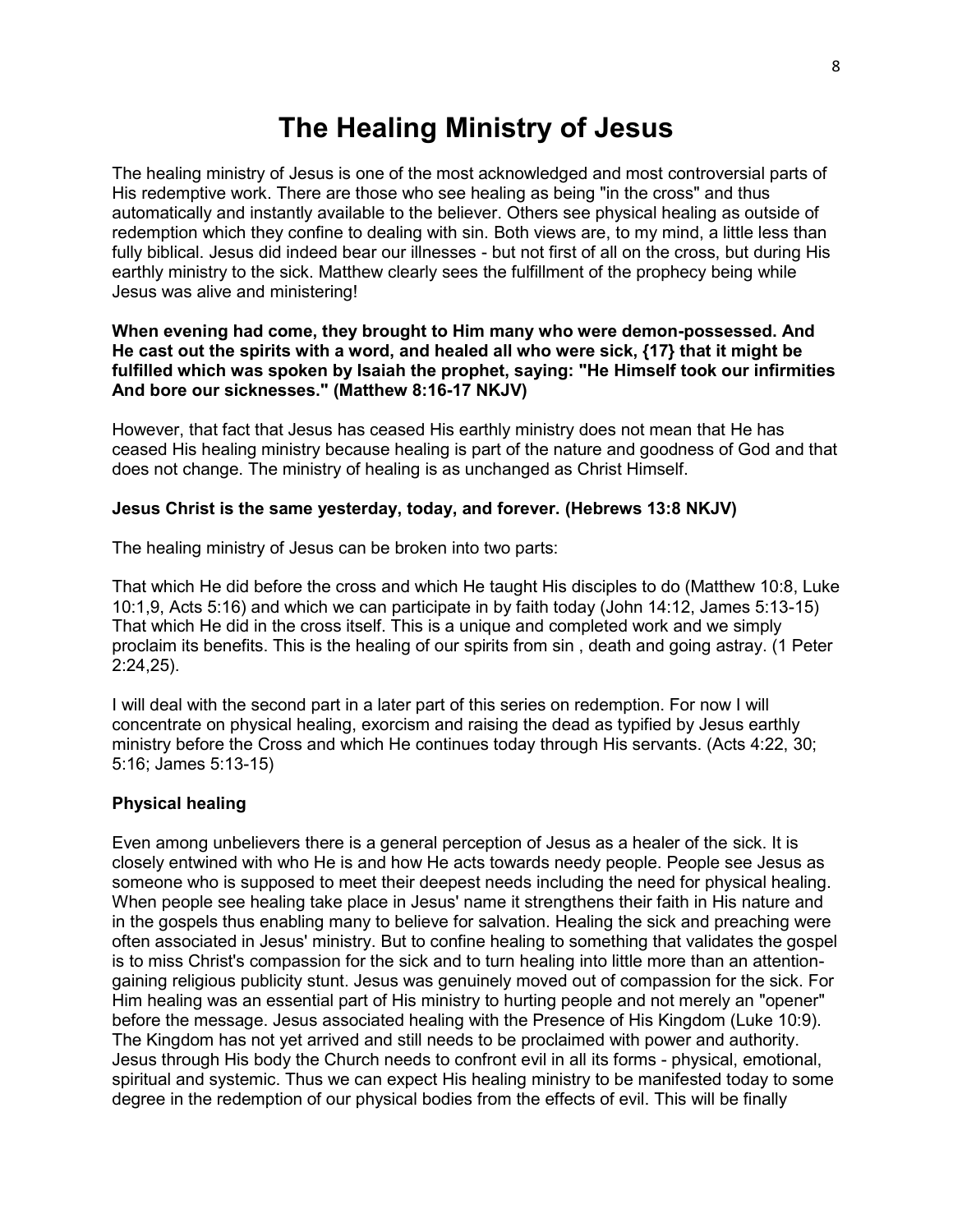# The Healing Ministry of Jesus

The healing ministry of Jesus is one of the most acknowledged and most controversial parts of His redemptive work. There are those who see healing as being "in the cross" and thus automatically and instantly available to the believer. Others see physical healing as outside of redemption which they confine to dealing with sin. Both views are, to my mind, a little less than fully biblical. Jesus did indeed bear our illnesses - but not first of all on the cross, but during His earthly ministry to the sick. Matthew clearly sees the fulfillment of the prophecy being while Jesus was alive and ministering!

**When evening had come, they brought to Him many who were demon-possessed. And He cast out the spirits with a word, and healed all who were sick, {17} that it might be fulfilled which was spoken by Isaiah the prophet, saying: "He Himself took our infirmities And bore our sicknesses." (Matthew 8:16-17 NKJV)**

However, that fact that Jesus has ceased His earthly ministry does not mean that He has ceased His healing ministry because healing is part of the nature and goodness of God and that does not change. The ministry of healing is as unchanged as Christ Himself.

**Jesus Christ is the same yesterday, today, and forever. (Hebrews 13:8 NKJV)**

The healing ministry of Jesus can be broken into two parts:

That which He did before the cross and which He taught His disciples to do (Matthew 10:8, Luke 10:1,9, Acts 5:16) and which we can participate in by faith today (John 14:12, James 5:13-15) That which He did in the cross itself. This is a unique and completed work and we simply proclaim its benefits. This is the healing of our spirits from sin , death and going astray. (1 Peter 2:24,25).

I will deal with the second part in a later part of this series on redemption. For now I will concentrate on physical healing, exorcism and raising the dead as typified by Jesus earthly ministry before the Cross and which He continues today through His servants. (Acts 4:22, 30; 5:16; James 5:13-15)

### Physical healing

Even among unbelievers there is a general perception of Jesus as a healer of the sick. It is closely entwined with who He is and how He acts towards needy people. People see Jesus as someone who is supposed to meet their deepest needs including the need for physical healing. When people see healing take place in Jesus' name it strengthens their faith in His nature and in the gospels thus enabling many to believe for salvation. Healing the sick and preaching were often associated in Jesus' ministry. But to confine healing to something that validates the gospel is to miss Christ's compassion for the sick and to turn healing into little more than an attention-gaining religious publicity stunt. Jesus was genuinely moved out of compassion for the sick. For Him healing was an essential part of His ministry to hurting people and not merely an "opener" before the message. Jesus associated healing with the Presence of His Kingdom (Luke 10:9). The Kingdom has not yet arrived and still needs to be proclaimed with power and authority. Jesus through His body the Church needs to confront evil in all its forms - physical, emotional, spiritual and systemic. Thus we can expect His healing ministry to be manifested today to some degree in the redemption of our physical bodies from the effects of evil. This will be finally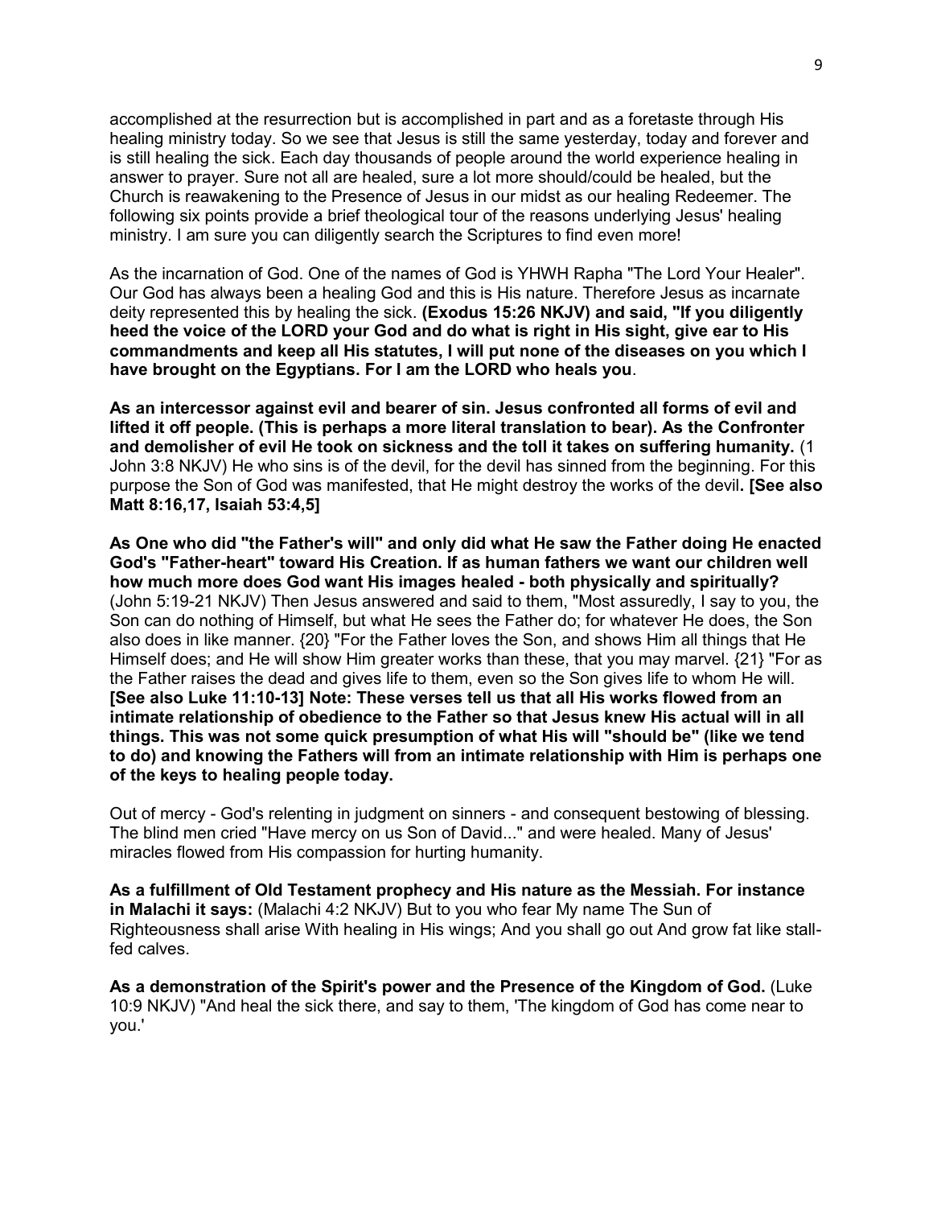accomplished at the resurrection but is accomplished in part and as a foretaste through His healing ministry today. So we see that Jesus is still the same yesterday, today and forever and is still healing the sick. Each day thousands of people around the world experience healing in answer to prayer. Sure not all are healed, sure a lot more should/could be healed, but the Church is reawakening to the Presence of Jesus in our midst as our healing Redeemer. The following six points provide a brief theological tour of the reasons underlying Jesus' healing ministry. I am sure you can diligently search the Scriptures to find even more!

As the incarnation of God. One of the names of God is YHWH Rapha "The Lord Your Healer". Our God has always been a healing God and this is His nature. Therefore Jesus as incarnate deity represented this by healing the sick. **(Exodus 15:26 NKJV) and said, "If you diligently heed the voice of the LORD your God and do what is right in His sight, give ear to His commandments and keep all His statutes, I will put none of the diseases on you which I have brought on the Egyptians. For I am the LORD who heals you**.

**As an intercessor against evil and bearer of sin. Jesus confronted all forms of evil and lifted it off people. (This is perhaps a more literal translation to bear). As the Confronter and demolisher of evil He took on sickness and the toll it takes on suffering humanity.** (1 John 3:8 NKJV) He who sins is of the devil, for the devil has sinned from the beginning. For this purpose the Son of God was manifested, that He might destroy the works of the devil**. [See also Matt 8:16,17, Isaiah 53:4,5]**

**As One who did "the Father's will" and only did what He saw the Father doing He enacted God's "Father-heart" toward His Creation. If as human fathers we want our children well how much more does God want His images healed - both physically and spiritually?** (John 5:19-21 NKJV) Then Jesus answered and said to them, "Most assuredly, I say to you, the Son can do nothing of Himself, but what He sees the Father do; for whatever He does, the Son also does in like manner. {20} "For the Father loves the Son, and shows Him all things that He Himself does; and He will show Him greater works than these, that you may marvel. {21} "For as the Father raises the dead and gives life to them, even so the Son gives life to whom He will. **[See also Luke 11:10-13] Note: These verses tell us that all His works flowed from an intimate relationship of obedience to the Father so that Jesus knew His actual will in all things. This was not some quick presumption of what His will "should be" (like we tend to do) and knowing the Fathers will from an intimate relationship with Him is perhaps one of the keys to healing people today.**

Out of mercy - God's relenting in judgment on sinners - and consequent bestowing of blessing. The blind men cried "Have mercy on us Son of David..." and were healed. Many of Jesus' miracles flowed from His compassion for hurting humanity.

**As a fulfillment of Old Testament prophecy and His nature as the Messiah. For instance in Malachi it says:** (Malachi 4:2 NKJV) But to you who fear My name The Sun of Righteousness shall arise With healing in His wings; And you shall go out And grow fat like stall-fed calves.

**As a demonstration of the Spirit's power and the Presence of the Kingdom of God.** (Luke 10:9 NKJV) "And heal the sick there, and say to them, 'The kingdom of God has come near to you.'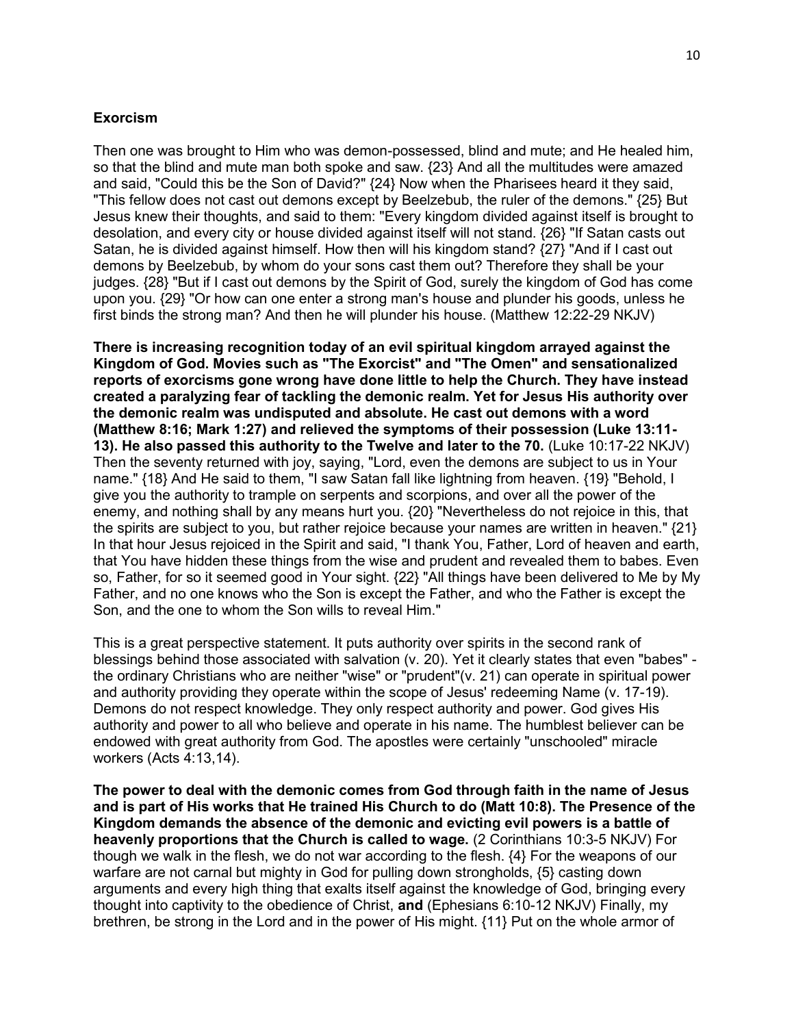**Exorcism**

Then one was brought to Him who was demon-possessed, blind and mute; and He healed him, so that the blind and mute man both spoke and saw. {23} And all the multitudes were amazed and said, "Could this be the Son of David?" {24} Now when the Pharisees heard it they said, "This fellow does not cast out demons except by Beelzebub, the ruler of the demons." {25} But Jesus knew their thoughts, and said to them: "Every kingdom divided against itself is brought to desolation, and every city or house divided against itself will not stand. {26} "If Satan casts out Satan, he is divided against himself. How then will his kingdom stand? {27} "And if I cast out demons by Beelzebub, by whom do your sons cast them out? Therefore they shall be your judges. {28} "But if I cast out demons by the Spirit of God, surely the kingdom of God has come upon you. {29} "Or how can one enter a strong man's house and plunder his goods, unless he first binds the strong man? And then he will plunder his house. (Matthew 12:22-29 NKJV)

**There is increasing recognition today of an evil spiritual kingdom arrayed against the Kingdom of God. Movies such as "The Exorcist" and "The Omen" and sensationalized reports of exorcisms gone wrong have done little to help the Church. They have instead created a paralyzing fear of tackling the demonic realm. Yet for Jesus His authority over the demonic realm was undisputed and absolute. He cast out demons with a word (Matthew 8:16; Mark 1:27) and relieved the symptoms of their possession (Luke 13:11-13). He also passed this authority to the Twelve and later to the 70.** (Luke 10:17-22 NKJV) Then the seventy returned with joy, saying, "Lord, even the demons are subject to us in Your name." {18} And He said to them, "I saw Satan fall like lightning from heaven. {19} "Behold, I give you the authority to trample on serpents and scorpions, and over all the power of the enemy, and nothing shall by any means hurt you. {20} "Nevertheless do not rejoice in this, that the spirits are subject to you, but rather rejoice because your names are written in heaven." {21} In that hour Jesus rejoiced in the Spirit and said, "I thank You, Father, Lord of heaven and earth, that You have hidden these things from the wise and prudent and revealed them to babes. Even so, Father, for so it seemed good in Your sight. {22} "All things have been delivered to Me by My Father, and no one knows who the Son is except the Father, and who the Father is except the Son, and the one to whom the Son wills to reveal Him."

This is a great perspective statement. It puts authority over spirits in the second rank of blessings behind those associated with salvation (v. 20). Yet it clearly states that even "babes" - the ordinary Christians who are neither "wise" or "prudent"(v. 21) can operate in spiritual power and authority providing they operate within the scope of Jesus' redeeming Name (v. 17-19). Demons do not respect knowledge. They only respect authority and power. God gives His authority and power to all who believe and operate in his name. The humblest believer can be endowed with great authority from God. The apostles were certainly "unschooled" miracle workers (Acts 4:13,14).

**The power to deal with the demonic comes from God through faith in the name of Jesus and is part of His works that He trained His Church to do (Matt 10:8). The Presence of the Kingdom demands the absence of the demonic and evicting evil powers is a battle of heavenly proportions that the Church is called to wage.** (2 Corinthians 10:3-5 NKJV) For though we walk in the flesh, we do not war according to the flesh. {4} For the weapons of our warfare are not carnal but mighty in God for pulling down strongholds, {5} casting down arguments and every high thing that exalts itself against the knowledge of God, bringing every thought into captivity to the obedience of Christ, **and** (Ephesians 6:10-12 NKJV) Finally, my brethren, be strong in the Lord and in the power of His might. {11} Put on the whole armor of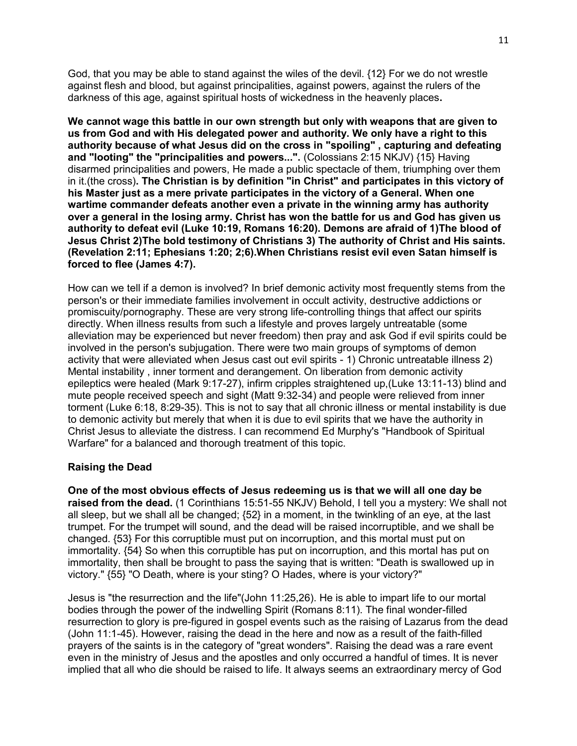God, that you may be able to stand against the wiles of the devil. {12} For we do not wrestle against flesh and blood, but against principalities, against powers, against the rulers of the darkness of this age, against spiritual hosts of wickedness in the heavenly places**.**

**We cannot wage this battle in our own strength but only with weapons that are given to us from God and with His delegated power and authority. We only have a right to this authority because of what Jesus did on the cross in "spoiling" , capturing and defeating and "looting" the "principalities and powers...".** (Colossians 2:15 NKJV) {15} Having disarmed principalities and powers, He made a public spectacle of them, triumphing over them in it.(the cross)**. The Christian is by definition "in Christ" and participates in this victory of his Master just as a mere private participates in the victory of a General. When one wartime commander defeats another even a private in the winning army has authority over a general in the losing army. Christ has won the battle for us and God has given us authority to defeat evil (Luke 10:19, Romans 16:20). Demons are afraid of 1)The blood of Jesus Christ 2)The bold testimony of Christians 3) The authority of Christ and His saints. (Revelation 2:11; Ephesians 1:20; 2;6).When Christians resist evil even Satan himself is forced to flee (James 4:7).**

How can we tell if a demon is involved? In brief demonic activity most frequently stems from the person's or their immediate families involvement in occult activity, destructive addictions or promiscuity/pornography. These are very strong life-controlling things that affect our spirits directly. When illness results from such a lifestyle and proves largely untreatable (some alleviation may be experienced but never freedom) then pray and ask God if evil spirits could be involved in the person's subjugation. There were two main groups of symptoms of demon activity that were alleviated when Jesus cast out evil spirits - 1) Chronic untreatable illness 2) Mental instability , inner torment and derangement. On liberation from demonic activity epileptics were healed (Mark 9:17-27), infirm cripples straightened up,(Luke 13:11-13) blind and mute people received speech and sight (Matt 9:32-34) and people were relieved from inner torment (Luke 6:18, 8:29-35). This is not to say that all chronic illness or mental instability is due to demonic activity but merely that when it is due to evil spirits that we have the authority in Christ Jesus to alleviate the distress. I can recommend Ed Murphy's "Handbook of Spiritual Warfare" for a balanced and thorough treatment of this topic.

### Raising the Dead

**One of the most obvious effects of Jesus redeeming us is that we will all one day be raised from the dead.** (1 Corinthians 15:51-55 NKJV) Behold, I tell you a mystery: We shall not all sleep, but we shall all be changed; {52} in a moment, in the twinkling of an eye, at the last trumpet. For the trumpet will sound, and the dead will be raised incorruptible, and we shall be changed. {53} For this corruptible must put on incorruption, and this mortal must put on immortality. {54} So when this corruptible has put on incorruption, and this mortal has put on immortality, then shall be brought to pass the saying that is written: "Death is swallowed up in victory." {55} "O Death, where is your sting? O Hades, where is your victory?"

Jesus is "the resurrection and the life"(John 11:25,26). He is able to impart life to our mortal bodies through the power of the indwelling Spirit (Romans 8:11). The final wonder-filled resurrection to glory is pre-figured in gospel events such as the raising of Lazarus from the dead (John 11:1-45). However, raising the dead in the here and now as a result of the faith-filled prayers of the saints is in the category of "great wonders". Raising the dead was a rare event even in the ministry of Jesus and the apostles and only occurred a handful of times. It is never implied that all who die should be raised to life. It always seems an extraordinary mercy of God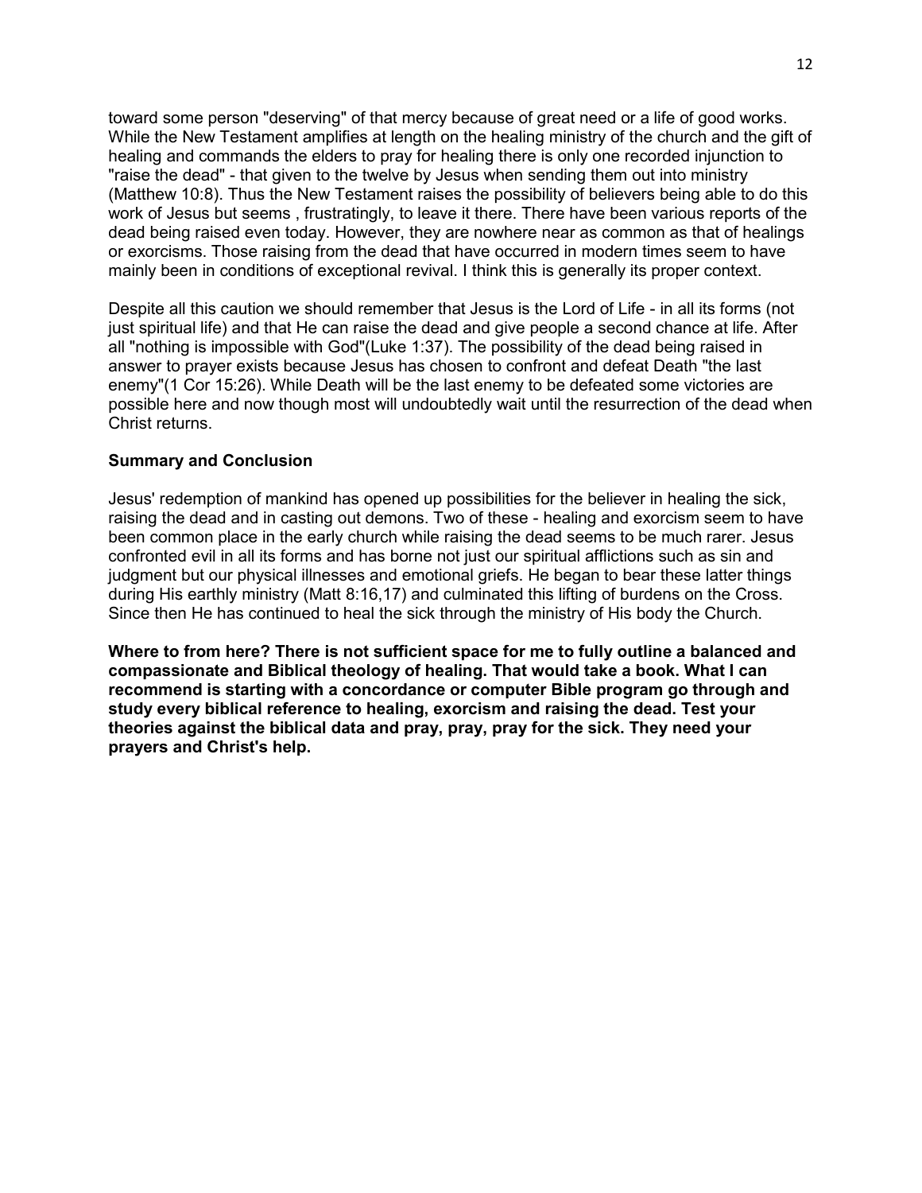toward some person "deserving" of that mercy because of great need or a life of good works. While the New Testament amplifies at length on the healing ministry of the church and the gift of healing and commands the elders to pray for healing there is only one recorded injunction to "raise the dead" - that given to the twelve by Jesus when sending them out into ministry (Matthew 10:8). Thus the New Testament raises the possibility of believers being able to do this work of Jesus but seems , frustratingly, to leave it there. There have been various reports of the dead being raised even today. However, they are nowhere near as common as that of healings or exorcisms. Those raising from the dead that have occurred in modern times seem to have mainly been in conditions of exceptional revival. I think this is generally its proper context.

Despite all this caution we should remember that Jesus is the Lord of Life - in all its forms (not just spiritual life) and that He can raise the dead and give people a second chance at life. After all "nothing is impossible with God"(Luke 1:37). The possibility of the dead being raised in answer to prayer exists because Jesus has chosen to confront and defeat Death "the last enemy"(1 Cor 15:26). While Death will be the last enemy to be defeated some victories are possible here and now though most will undoubtedly wait until the resurrection of the dead when Christ returns.

**Summary and Conclusion**

Jesus' redemption of mankind has opened up possibilities for the believer in healing the sick, raising the dead and in casting out demons. Two of these - healing and exorcism seem to have been common place in the early church while raising the dead seems to be much rarer. Jesus confronted evil in all its forms and has borne not just our spiritual afflictions such as sin and judgment but our physical illnesses and emotional griefs. He began to bear these latter things during His earthly ministry (Matt 8:16,17) and culminated this lifting of burdens on the Cross. Since then He has continued to heal the sick through the ministry of His body the Church.

**Where to from here? There is not sufficient space for me to fully outline a balanced and compassionate and Biblical theology of healing. That would take a book. What I can recommend is starting with a concordance or computer Bible program go through and study every biblical reference to healing, exorcism and raising the dead. Test your theories against the biblical data and pray, pray, pray for the sick. They need your prayers and Christ's help.**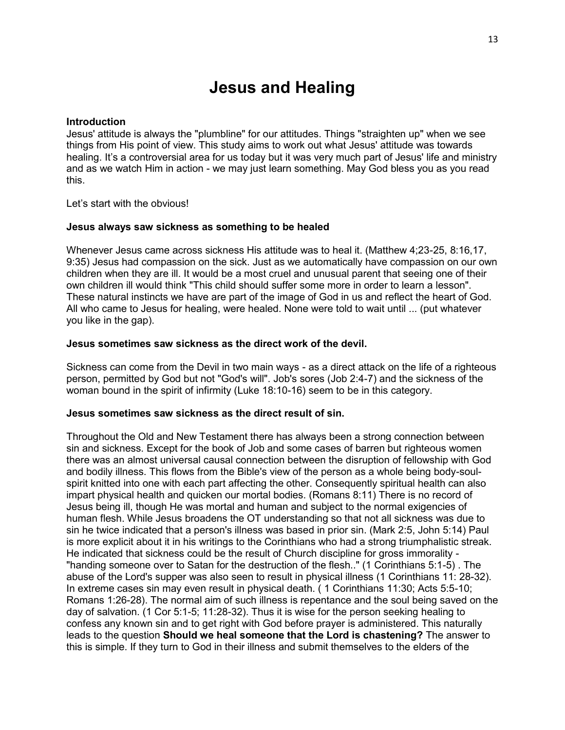# Jesus and Healing

**Introduction**
Jesus' attitude is always the "plumbline" for our attitudes. Things "straighten up" when we see things from His point of view. This study aims to work out what Jesus' attitude was towards healing. It's a controversial area for us today but it was very much part of Jesus' life and ministry and as we watch Him in action - we may just learn something. May God bless you as you read this.

Let's start with the obvious!

**Jesus always saw sickness as something to be healed**

Whenever Jesus came across sickness His attitude was to heal it. (Matthew 4;23-25, 8:16,17, 9:35) Jesus had compassion on the sick. Just as we automatically have compassion on our own children when they are ill. It would be a most cruel and unusual parent that seeing one of their own children ill would think "This child should suffer some more in order to learn a lesson". These natural instincts we have are part of the image of God in us and reflect the heart of God. All who came to Jesus for healing, were healed. None were told to wait until ... (put whatever you like in the gap).

**Jesus sometimes saw sickness as the direct work of the devil.**

Sickness can come from the Devil in two main ways - as a direct attack on the life of a righteous person, permitted by God but not "God's will". Job's sores (Job 2:4-7) and the sickness of the woman bound in the spirit of infirmity (Luke 18:10-16) seem to be in this category.

**Jesus sometimes saw sickness as the direct result of sin.**

Throughout the Old and New Testament there has always been a strong connection between sin and sickness. Except for the book of Job and some cases of barren but righteous women there was an almost universal causal connection between the disruption of fellowship with God and bodily illness. This flows from the Bible's view of the person as a whole being body-soul-spirit knitted into one with each part affecting the other. Consequently spiritual health can also impart physical health and quicken our mortal bodies. (Romans 8:11) There is no record of Jesus being ill, though He was mortal and human and subject to the normal exigencies of human flesh. While Jesus broadens the OT understanding so that not all sickness was due to sin he twice indicated that a person's illness was based in prior sin. (Mark 2:5, John 5:14) Paul is more explicit about it in his writings to the Corinthians who had a strong triumphalistic streak. He indicated that sickness could be the result of Church discipline for gross immorality - "handing someone over to Satan for the destruction of the flesh.." (1 Corinthians 5:1-5) . The abuse of the Lord's supper was also seen to result in physical illness (1 Corinthians 11: 28-32). In extreme cases sin may even result in physical death. ( 1 Corinthians 11:30; Acts 5:5-10; Romans 1:26-28). The normal aim of such illness is repentance and the soul being saved on the day of salvation. (1 Cor 5:1-5; 11:28-32). Thus it is wise for the person seeking healing to confess any known sin and to get right with God before prayer is administered. This naturally leads to the question **Should we heal someone that the Lord is chastening?** The answer to this is simple. If they turn to God in their illness and submit themselves to the elders of the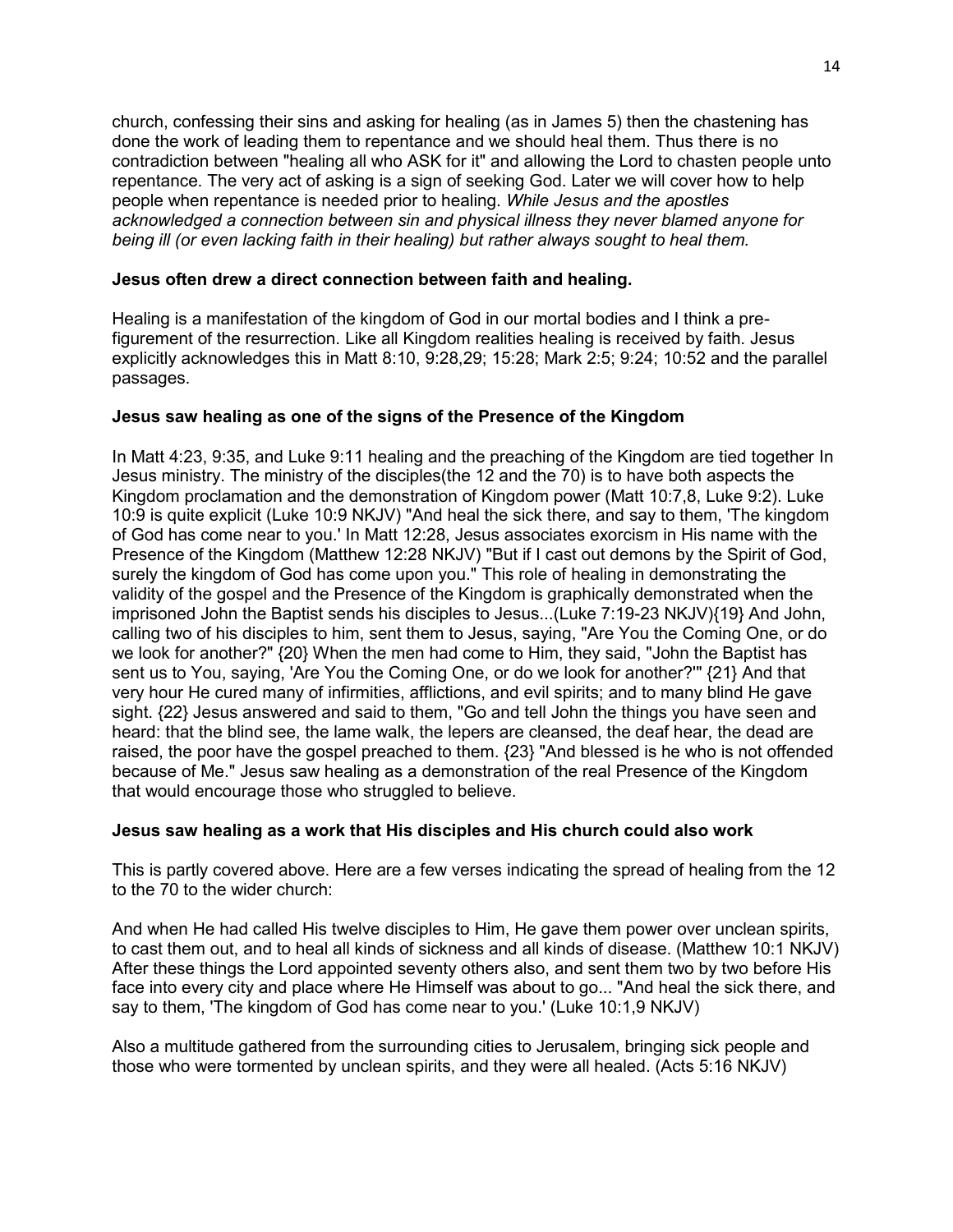church, confessing their sins and asking for healing (as in James 5) then the chastening has done the work of leading them to repentance and we should heal them. Thus there is no contradiction between "healing all who ASK for it" and allowing the Lord to chasten people unto repentance. The very act of asking is a sign of seeking God. Later we will cover how to help people when repentance is needed prior to healing. *While Jesus and the apostles acknowledged a connection between sin and physical illness they never blamed anyone for being ill (or even lacking faith in their healing) but rather always sought to heal them.*

**Jesus often drew a direct connection between faith and healing.**

Healing is a manifestation of the kingdom of God in our mortal bodies and I think a pre-figurement of the resurrection. Like all Kingdom realities healing is received by faith. Jesus explicitly acknowledges this in Matt 8:10, 9:28,29; 15:28; Mark 2:5; 9:24; 10:52 and the parallel passages.

**Jesus saw healing as one of the signs of the Presence of the Kingdom**

In Matt 4:23, 9:35, and Luke 9:11 healing and the preaching of the Kingdom are tied together In Jesus ministry. The ministry of the disciples(the 12 and the 70) is to have both aspects the Kingdom proclamation and the demonstration of Kingdom power (Matt 10:7,8, Luke 9:2). Luke 10:9 is quite explicit (Luke 10:9 NKJV) "And heal the sick there, and say to them, 'The kingdom of God has come near to you.' In Matt 12:28, Jesus associates exorcism in His name with the Presence of the Kingdom (Matthew 12:28 NKJV) "But if I cast out demons by the Spirit of God, surely the kingdom of God has come upon you." This role of healing in demonstrating the validity of the gospel and the Presence of the Kingdom is graphically demonstrated when the imprisoned John the Baptist sends his disciples to Jesus...(Luke 7:19-23 NKJV){19} And John, calling two of his disciples to him, sent them to Jesus, saying, "Are You the Coming One, or do we look for another?" {20} When the men had come to Him, they said, "John the Baptist has sent us to You, saying, 'Are You the Coming One, or do we look for another?'" {21} And that very hour He cured many of infirmities, afflictions, and evil spirits; and to many blind He gave sight. {22} Jesus answered and said to them, "Go and tell John the things you have seen and heard: that the blind see, the lame walk, the lepers are cleansed, the deaf hear, the dead are raised, the poor have the gospel preached to them. {23} "And blessed is he who is not offended because of Me." Jesus saw healing as a demonstration of the real Presence of the Kingdom that would encourage those who struggled to believe.

**Jesus saw healing as a work that His disciples and His church could also work**

This is partly covered above. Here are a few verses indicating the spread of healing from the 12 to the 70 to the wider church:

And when He had called His twelve disciples to Him, He gave them power over unclean spirits, to cast them out, and to heal all kinds of sickness and all kinds of disease. (Matthew 10:1 NKJV) After these things the Lord appointed seventy others also, and sent them two by two before His face into every city and place where He Himself was about to go... "And heal the sick there, and say to them, 'The kingdom of God has come near to you.' (Luke 10:1,9 NKJV)

Also a multitude gathered from the surrounding cities to Jerusalem, bringing sick people and those who were tormented by unclean spirits, and they were all healed. (Acts 5:16 NKJV)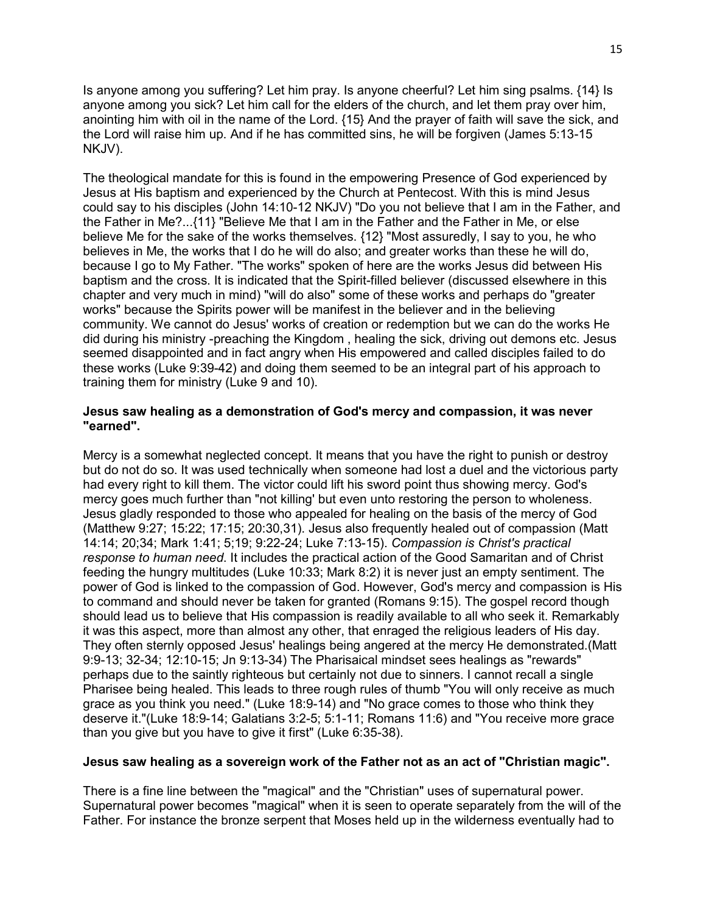Is anyone among you suffering? Let him pray. Is anyone cheerful? Let him sing psalms. {14} Is anyone among you sick? Let him call for the elders of the church, and let them pray over him, anointing him with oil in the name of the Lord. {15} And the prayer of faith will save the sick, and the Lord will raise him up. And if he has committed sins, he will be forgiven (James 5:13-15 NKJV).

The theological mandate for this is found in the empowering Presence of God experienced by Jesus at His baptism and experienced by the Church at Pentecost. With this is mind Jesus could say to his disciples (John 14:10-12 NKJV) "Do you not believe that I am in the Father, and the Father in Me?...{11} "Believe Me that I am in the Father and the Father in Me, or else believe Me for the sake of the works themselves. {12} "Most assuredly, I say to you, he who believes in Me, the works that I do he will do also; and greater works than these he will do, because I go to My Father. "The works" spoken of here are the works Jesus did between His baptism and the cross. It is indicated that the Spirit-filled believer (discussed elsewhere in this chapter and very much in mind) "will do also" some of these works and perhaps do "greater works" because the Spirits power will be manifest in the believer and in the believing community. We cannot do Jesus' works of creation or redemption but we can do the works He did during his ministry -preaching the Kingdom , healing the sick, driving out demons etc. Jesus seemed disappointed and in fact angry when His empowered and called disciples failed to do these works (Luke 9:39-42) and doing them seemed to be an integral part of his approach to training them for ministry (Luke 9 and 10).

**Jesus saw healing as a demonstration of God's mercy and compassion, it was never "earned".**

Mercy is a somewhat neglected concept. It means that you have the right to punish or destroy but do not do so. It was used technically when someone had lost a duel and the victorious party had every right to kill them. The victor could lift his sword point thus showing mercy. God's mercy goes much further than "not killing' but even unto restoring the person to wholeness. Jesus gladly responded to those who appealed for healing on the basis of the mercy of God (Matthew 9:27; 15:22; 17:15; 20:30,31). Jesus also frequently healed out of compassion (Matt 14:14; 20;34; Mark 1:41; 5;19; 9:22-24; Luke 7:13-15). *Compassion is Christ's practical response to human need*. It includes the practical action of the Good Samaritan and of Christ feeding the hungry multitudes (Luke 10:33; Mark 8:2) it is never just an empty sentiment. The power of God is linked to the compassion of God. However, God's mercy and compassion is His to command and should never be taken for granted (Romans 9:15). The gospel record though should lead us to believe that His compassion is readily available to all who seek it. Remarkably it was this aspect, more than almost any other, that enraged the religious leaders of His day. They often sternly opposed Jesus' healings being angered at the mercy He demonstrated.(Matt 9:9-13; 32-34; 12:10-15; Jn 9:13-34) The Pharisaical mindset sees healings as "rewards" perhaps due to the saintly righteous but certainly not due to sinners. I cannot recall a single Pharisee being healed. This leads to three rough rules of thumb "You will only receive as much grace as you think you need." (Luke 18:9-14) and "No grace comes to those who think they deserve it."(Luke 18:9-14; Galatians 3:2-5; 5:1-11; Romans 11:6) and "You receive more grace than you give but you have to give it first" (Luke 6:35-38).

**Jesus saw healing as a sovereign work of the Father not as an act of "Christian magic".**

There is a fine line between the "magical" and the "Christian" uses of supernatural power. Supernatural power becomes "magical" when it is seen to operate separately from the will of the Father. For instance the bronze serpent that Moses held up in the wilderness eventually had to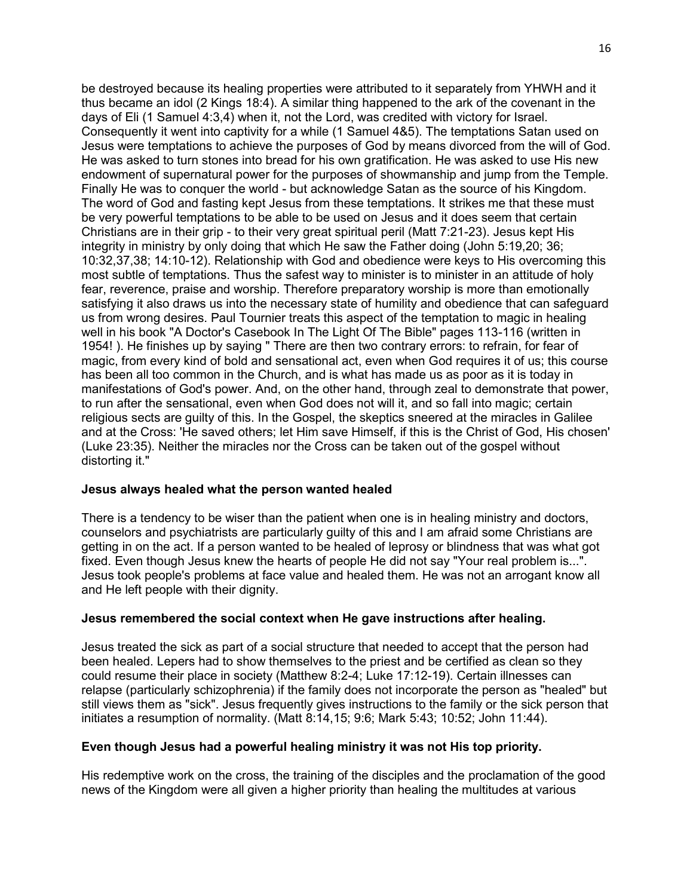be destroyed because its healing properties were attributed to it separately from YHWH and it thus became an idol (2 Kings 18:4). A similar thing happened to the ark of the covenant in the days of Eli (1 Samuel 4:3,4) when it, not the Lord, was credited with victory for Israel. Consequently it went into captivity for a while (1 Samuel 4&5). The temptations Satan used on Jesus were temptations to achieve the purposes of God by means divorced from the will of God. He was asked to turn stones into bread for his own gratification. He was asked to use His new endowment of supernatural power for the purposes of showmanship and jump from the Temple. Finally He was to conquer the world - but acknowledge Satan as the source of his Kingdom. The word of God and fasting kept Jesus from these temptations. It strikes me that these must be very powerful temptations to be able to be used on Jesus and it does seem that certain Christians are in their grip - to their very great spiritual peril (Matt 7:21-23). Jesus kept His integrity in ministry by only doing that which He saw the Father doing (John 5:19,20; 36; 10:32,37,38; 14:10-12). Relationship with God and obedience were keys to His overcoming this most subtle of temptations. Thus the safest way to minister is to minister in an attitude of holy fear, reverence, praise and worship. Therefore preparatory worship is more than emotionally satisfying it also draws us into the necessary state of humility and obedience that can safeguard us from wrong desires. Paul Tournier treats this aspect of the temptation to magic in healing well in his book "A Doctor's Casebook In The Light Of The Bible" pages 113-116 (written in 1954! ). He finishes up by saying " There are then two contrary errors: to refrain, for fear of magic, from every kind of bold and sensational act, even when God requires it of us; this course has been all too common in the Church, and is what has made us as poor as it is today in manifestations of God's power. And, on the other hand, through zeal to demonstrate that power, to run after the sensational, even when God does not will it, and so fall into magic; certain religious sects are guilty of this. In the Gospel, the skeptics sneered at the miracles in Galilee and at the Cross: 'He saved others; let Him save Himself, if this is the Christ of God, His chosen' (Luke 23:35). Neither the miracles nor the Cross can be taken out of the gospel without distorting it."

**Jesus always healed what the person wanted healed**

There is a tendency to be wiser than the patient when one is in healing ministry and doctors, counselors and psychiatrists are particularly guilty of this and I am afraid some Christians are getting in on the act. If a person wanted to be healed of leprosy or blindness that was what got fixed. Even though Jesus knew the hearts of people He did not say "Your real problem is...". Jesus took people's problems at face value and healed them. He was not an arrogant know all and He left people with their dignity.

**Jesus remembered the social context when He gave instructions after healing.**

Jesus treated the sick as part of a social structure that needed to accept that the person had been healed. Lepers had to show themselves to the priest and be certified as clean so they could resume their place in society (Matthew 8:2-4; Luke 17:12-19). Certain illnesses can relapse (particularly schizophrenia) if the family does not incorporate the person as "healed" but still views them as "sick". Jesus frequently gives instructions to the family or the sick person that initiates a resumption of normality. (Matt 8:14,15; 9:6; Mark 5:43; 10:52; John 11:44).

**Even though Jesus had a powerful healing ministry it was not His top priority.**

His redemptive work on the cross, the training of the disciples and the proclamation of the good news of the Kingdom were all given a higher priority than healing the multitudes at various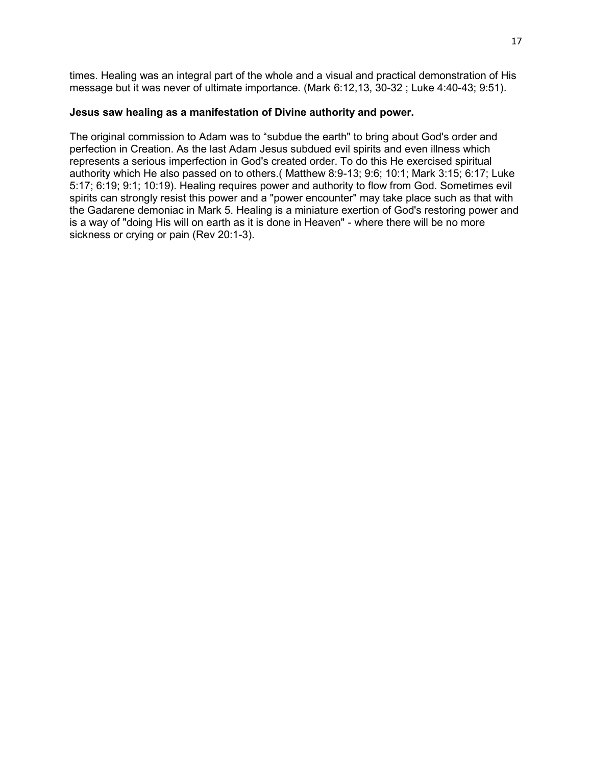times. Healing was an integral part of the whole and a visual and practical demonstration of His message but it was never of ultimate importance. (Mark 6:12,13, 30-32 ; Luke 4:40-43; 9:51).

**Jesus saw healing as a manifestation of Divine authority and power.**

The original commission to Adam was to "subdue the earth" to bring about God's order and perfection in Creation. As the last Adam Jesus subdued evil spirits and even illness which represents a serious imperfection in God's created order. To do this He exercised spiritual authority which He also passed on to others.( Matthew 8:9-13; 9:6; 10:1; Mark 3:15; 6:17; Luke 5:17; 6:19; 9:1; 10:19). Healing requires power and authority to flow from God. Sometimes evil spirits can strongly resist this power and a "power encounter" may take place such as that with the Gadarene demoniac in Mark 5. Healing is a miniature exertion of God's restoring power and is a way of "doing His will on earth as it is done in Heaven" - where there will be no more sickness or crying or pain (Rev 20:1-3).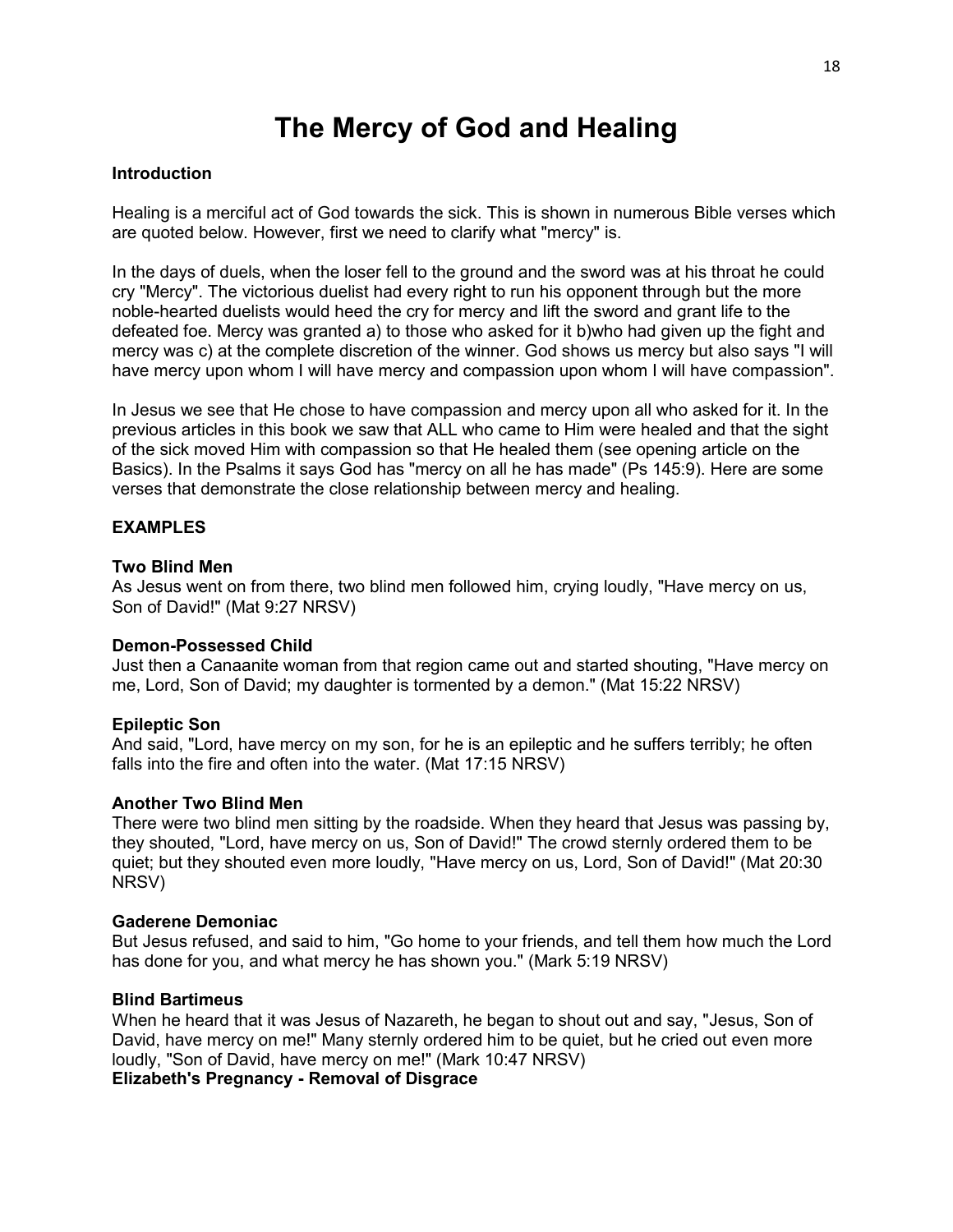# The Mercy of God and Healing

**Introduction**

Healing is a merciful act of God towards the sick. This is shown in numerous Bible verses which are quoted below. However, first we need to clarify what "mercy" is.

In the days of duels, when the loser fell to the ground and the sword was at his throat he could cry "Mercy". The victorious duelist had every right to run his opponent through but the more noble-hearted duelists would heed the cry for mercy and lift the sword and grant life to the defeated foe. Mercy was granted a) to those who asked for it b)who had given up the fight and mercy was c) at the complete discretion of the winner. God shows us mercy but also says "I will have mercy upon whom I will have mercy and compassion upon whom I will have compassion".

In Jesus we see that He chose to have compassion and mercy upon all who asked for it. In the previous articles in this book we saw that ALL who came to Him were healed and that the sight of the sick moved Him with compassion so that He healed them (see opening article on the Basics). In the Psalms it says God has "mercy on all he has made" (Ps 145:9). Here are some verses that demonstrate the close relationship between mercy and healing.

**EXAMPLES**

**Two Blind Men**
As Jesus went on from there, two blind men followed him, crying loudly, "Have mercy on us, Son of David!" (Mat 9:27 NRSV)

**Demon-Possessed Child**
Just then a Canaanite woman from that region came out and started shouting, "Have mercy on me, Lord, Son of David; my daughter is tormented by a demon." (Mat 15:22 NRSV)

**Epileptic Son**
And said, "Lord, have mercy on my son, for he is an epileptic and he suffers terribly; he often falls into the fire and often into the water. (Mat 17:15 NRSV)

**Another Two Blind Men**
There were two blind men sitting by the roadside. When they heard that Jesus was passing by, they shouted, "Lord, have mercy on us, Son of David!" The crowd sternly ordered them to be quiet; but they shouted even more loudly, "Have mercy on us, Lord, Son of David!" (Mat 20:30 NRSV)

**Gaderene Demoniac**
But Jesus refused, and said to him, "Go home to your friends, and tell them how much the Lord has done for you, and what mercy he has shown you." (Mark 5:19 NRSV)

**Blind Bartimeus**
When he heard that it was Jesus of Nazareth, he began to shout out and say, "Jesus, Son of David, have mercy on me!" Many sternly ordered him to be quiet, but he cried out even more loudly, "Son of David, have mercy on me!" (Mark 10:47 NRSV)

**Elizabeth's Pregnancy - Removal of Disgrace**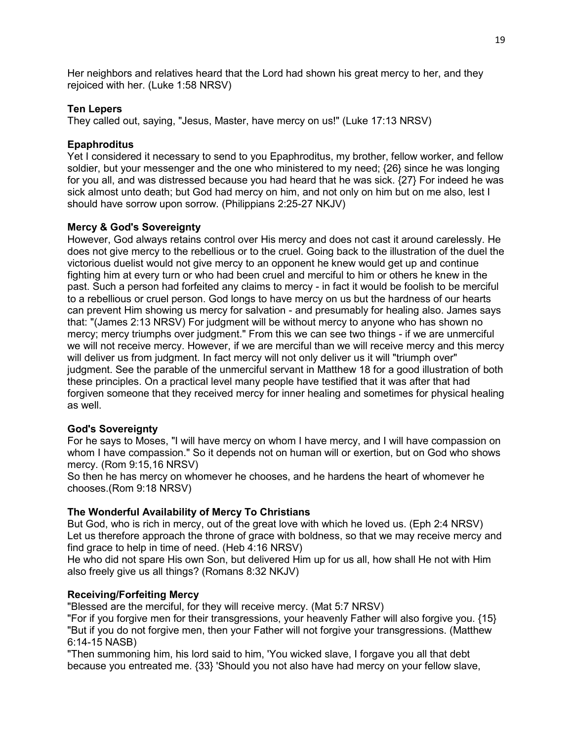Her neighbors and relatives heard that the Lord had shown his great mercy to her, and they rejoiced with her. (Luke 1:58 NRSV)

**Ten Lepers**
They called out, saying, "Jesus, Master, have mercy on us!" (Luke 17:13 NRSV)

**Epaphroditus**
Yet I considered it necessary to send to you Epaphroditus, my brother, fellow worker, and fellow soldier, but your messenger and the one who ministered to my need; {26} since he was longing for you all, and was distressed because you had heard that he was sick. {27} For indeed he was sick almost unto death; but God had mercy on him, and not only on him but on me also, lest I should have sorrow upon sorrow. (Philippians 2:25-27 NKJV)

**Mercy & God's Sovereignty**
However, God always retains control over His mercy and does not cast it around carelessly. He does not give mercy to the rebellious or to the cruel. Going back to the illustration of the duel the victorious duelist would not give mercy to an opponent he knew would get up and continue fighting him at every turn or who had been cruel and merciful to him or others he knew in the past. Such a person had forfeited any claims to mercy - in fact it would be foolish to be merciful to a rebellious or cruel person. God longs to have mercy on us but the hardness of our hearts can prevent Him showing us mercy for salvation - and presumably for healing also. James says that: "(James 2:13 NRSV) For judgment will be without mercy to anyone who has shown no mercy; mercy triumphs over judgment." From this we can see two things - if we are unmerciful we will not receive mercy. However, if we are merciful than we will receive mercy and this mercy will deliver us from judgment. In fact mercy will not only deliver us it will "triumph over" judgment. See the parable of the unmerciful servant in Matthew 18 for a good illustration of both these principles. On a practical level many people have testified that it was after that had forgiven someone that they received mercy for inner healing and sometimes for physical healing as well.

**God's Sovereignty**
For he says to Moses, "I will have mercy on whom I have mercy, and I will have compassion on whom I have compassion." So it depends not on human will or exertion, but on God who shows mercy. (Rom 9:15,16 NRSV)
So then he has mercy on whomever he chooses, and he hardens the heart of whomever he chooses.(Rom 9:18 NRSV)

**The Wonderful Availability of Mercy To Christians**
But God, who is rich in mercy, out of the great love with which he loved us. (Eph 2:4 NRSV)
Let us therefore approach the throne of grace with boldness, so that we may receive mercy and find grace to help in time of need. (Heb 4:16 NRSV)
He who did not spare His own Son, but delivered Him up for us all, how shall He not with Him also freely give us all things? (Romans 8:32 NKJV)

**Receiving/Forfeiting Mercy**
"Blessed are the merciful, for they will receive mercy. (Mat 5:7 NRSV)
"For if you forgive men for their transgressions, your heavenly Father will also forgive you. {15} "But if you do not forgive men, then your Father will not forgive your transgressions. (Matthew 6:14-15 NASB)
"Then summoning him, his lord said to him, 'You wicked slave, I forgave you all that debt because you entreated me. {33} 'Should you not also have had mercy on your fellow slave,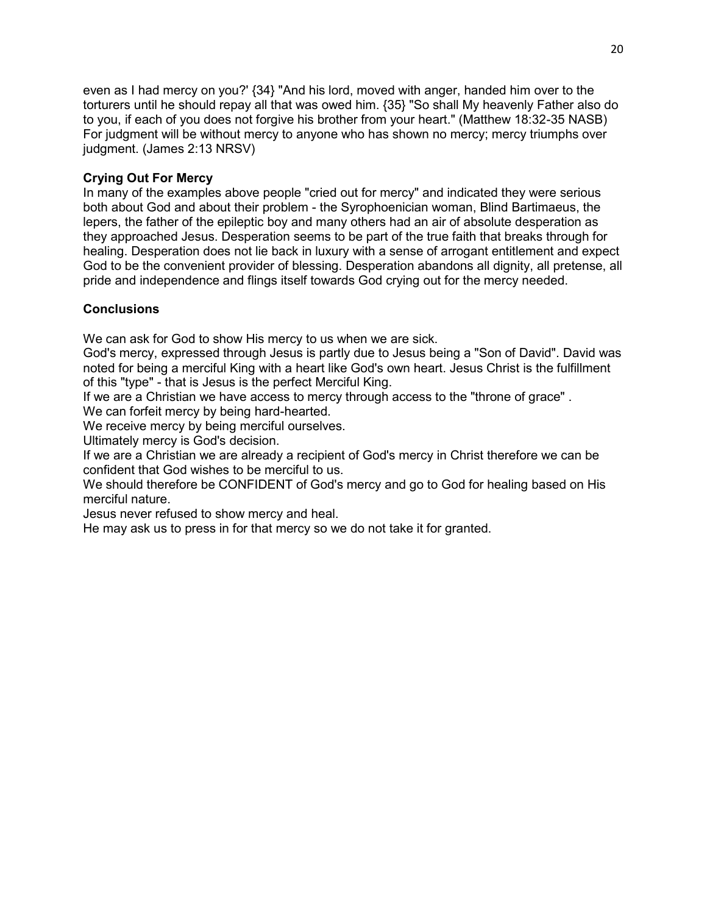even as I had mercy on you?' {34} "And his lord, moved with anger, handed him over to the torturers until he should repay all that was owed him. {35} "So shall My heavenly Father also do to you, if each of you does not forgive his brother from your heart." (Matthew 18:32-35 NASB)
For judgment will be without mercy to anyone who has shown no mercy; mercy triumphs over judgment. (James 2:13 NRSV)

**Crying Out For Mercy**

In many of the examples above people "cried out for mercy" and indicated they were serious both about God and about their problem - the Syrophoenician woman, Blind Bartimaeus, the lepers, the father of the epileptic boy and many others had an air of absolute desperation as they approached Jesus. Desperation seems to be part of the true faith that breaks through for healing. Desperation does not lie back in luxury with a sense of arrogant entitlement and expect God to be the convenient provider of blessing. Desperation abandons all dignity, all pretense, all pride and independence and flings itself towards God crying out for the mercy needed.

**Conclusions**

We can ask for God to show His mercy to us when we are sick.
God's mercy, expressed through Jesus is partly due to Jesus being a "Son of David". David was noted for being a merciful King with a heart like God's own heart. Jesus Christ is the fulfillment of this "type" - that is Jesus is the perfect Merciful King.
If we are a Christian we have access to mercy through access to the "throne of grace" .
We can forfeit mercy by being hard-hearted.
We receive mercy by being merciful ourselves.
Ultimately mercy is God's decision.
If we are a Christian we are already a recipient of God's mercy in Christ therefore we can be confident that God wishes to be merciful to us.
We should therefore be CONFIDENT of God's mercy and go to God for healing based on His merciful nature.
Jesus never refused to show mercy and heal.
He may ask us to press in for that mercy so we do not take it for granted.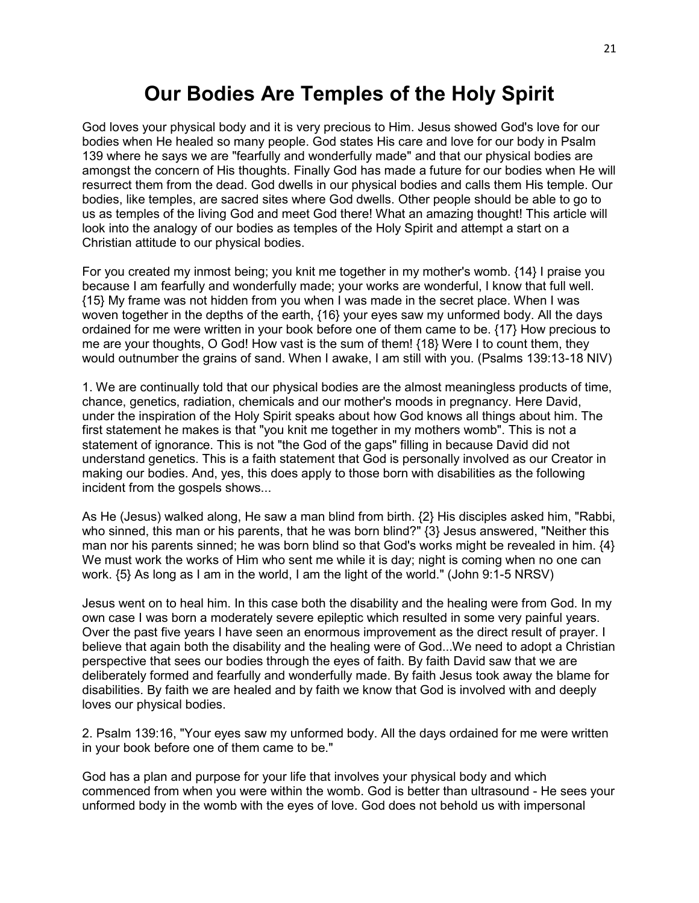# Our Bodies Are Temples of the Holy Spirit

God loves your physical body and it is very precious to Him. Jesus showed God's love for our bodies when He healed so many people. God states His care and love for our body in Psalm 139 where he says we are "fearfully and wonderfully made" and that our physical bodies are amongst the concern of His thoughts. Finally God has made a future for our bodies when He will resurrect them from the dead. God dwells in our physical bodies and calls them His temple. Our bodies, like temples, are sacred sites where God dwells. Other people should be able to go to us as temples of the living God and meet God there! What an amazing thought! This article will look into the analogy of our bodies as temples of the Holy Spirit and attempt a start on a Christian attitude to our physical bodies.

For you created my inmost being; you knit me together in my mother's womb. {14} I praise you because I am fearfully and wonderfully made; your works are wonderful, I know that full well. {15} My frame was not hidden from you when I was made in the secret place. When I was woven together in the depths of the earth, {16} your eyes saw my unformed body. All the days ordained for me were written in your book before one of them came to be. {17} How precious to me are your thoughts, O God! How vast is the sum of them! {18} Were I to count them, they would outnumber the grains of sand. When I awake, I am still with you. (Psalms 139:13-18 NIV)

1. We are continually told that our physical bodies are the almost meaningless products of time, chance, genetics, radiation, chemicals and our mother's moods in pregnancy. Here David, under the inspiration of the Holy Spirit speaks about how God knows all things about him. The first statement he makes is that "you knit me together in my mothers womb". This is not a statement of ignorance. This is not "the God of the gaps" filling in because David did not understand genetics. This is a faith statement that God is personally involved as our Creator in making our bodies. And, yes, this does apply to those born with disabilities as the following incident from the gospels shows...

As He (Jesus) walked along, He saw a man blind from birth. {2} His disciples asked him, "Rabbi, who sinned, this man or his parents, that he was born blind?" {3} Jesus answered, "Neither this man nor his parents sinned; he was born blind so that God's works might be revealed in him. {4} We must work the works of Him who sent me while it is day; night is coming when no one can work. {5} As long as I am in the world, I am the light of the world." (John 9:1-5 NRSV)

Jesus went on to heal him. In this case both the disability and the healing were from God. In my own case I was born a moderately severe epileptic which resulted in some very painful years. Over the past five years I have seen an enormous improvement as the direct result of prayer. I believe that again both the disability and the healing were of God...We need to adopt a Christian perspective that sees our bodies through the eyes of faith. By faith David saw that we are deliberately formed and fearfully and wonderfully made. By faith Jesus took away the blame for disabilities. By faith we are healed and by faith we know that God is involved with and deeply loves our physical bodies.

2. Psalm 139:16, "Your eyes saw my unformed body. All the days ordained for me were written in your book before one of them came to be."

God has a plan and purpose for your life that involves your physical body and which commenced from when you were within the womb. God is better than ultrasound - He sees your unformed body in the womb with the eyes of love. God does not behold us with impersonal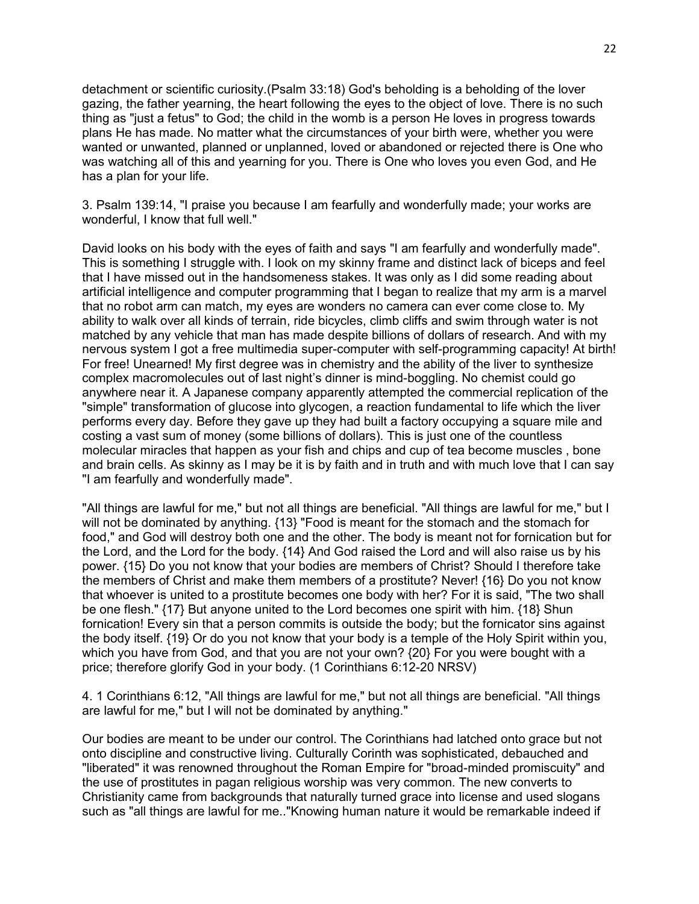detachment or scientific curiosity.(Psalm 33:18) God's beholding is a beholding of the lover gazing, the father yearning, the heart following the eyes to the object of love. There is no such thing as "just a fetus" to God; the child in the womb is a person He loves in progress towards plans He has made. No matter what the circumstances of your birth were, whether you were wanted or unwanted, planned or unplanned, loved or abandoned or rejected there is One who was watching all of this and yearning for you. There is One who loves you even God, and He has a plan for your life.

3. Psalm 139:14, "I praise you because I am fearfully and wonderfully made; your works are wonderful, I know that full well."

David looks on his body with the eyes of faith and says "I am fearfully and wonderfully made". This is something I struggle with. I look on my skinny frame and distinct lack of biceps and feel that I have missed out in the handsomeness stakes. It was only as I did some reading about artificial intelligence and computer programming that I began to realize that my arm is a marvel that no robot arm can match, my eyes are wonders no camera can ever come close to. My ability to walk over all kinds of terrain, ride bicycles, climb cliffs and swim through water is not matched by any vehicle that man has made despite billions of dollars of research. And with my nervous system I got a free multimedia super-computer with self-programming capacity! At birth! For free! Unearned! My first degree was in chemistry and the ability of the liver to synthesize complex macromolecules out of last night's dinner is mind-boggling. No chemist could go anywhere near it. A Japanese company apparently attempted the commercial replication of the "simple" transformation of glucose into glycogen, a reaction fundamental to life which the liver performs every day. Before they gave up they had built a factory occupying a square mile and costing a vast sum of money (some billions of dollars). This is just one of the countless molecular miracles that happen as your fish and chips and cup of tea become muscles , bone and brain cells. As skinny as I may be it is by faith and in truth and with much love that I can say "I am fearfully and wonderfully made".

"All things are lawful for me," but not all things are beneficial. "All things are lawful for me," but I will not be dominated by anything. {13} "Food is meant for the stomach and the stomach for food," and God will destroy both one and the other. The body is meant not for fornication but for the Lord, and the Lord for the body. {14} And God raised the Lord and will also raise us by his power. {15} Do you not know that your bodies are members of Christ? Should I therefore take the members of Christ and make them members of a prostitute? Never! {16} Do you not know that whoever is united to a prostitute becomes one body with her? For it is said, "The two shall be one flesh." {17} But anyone united to the Lord becomes one spirit with him. {18} Shun fornication! Every sin that a person commits is outside the body; but the fornicator sins against the body itself. {19} Or do you not know that your body is a temple of the Holy Spirit within you, which you have from God, and that you are not your own? {20} For you were bought with a price; therefore glorify God in your body. (1 Corinthians 6:12-20 NRSV)

4. 1 Corinthians 6:12, "All things are lawful for me," but not all things are beneficial. "All things are lawful for me," but I will not be dominated by anything."

Our bodies are meant to be under our control. The Corinthians had latched onto grace but not onto discipline and constructive living. Culturally Corinth was sophisticated, debauched and "liberated" it was renowned throughout the Roman Empire for "broad-minded promiscuity" and the use of prostitutes in pagan religious worship was very common. The new converts to Christianity came from backgrounds that naturally turned grace into license and used slogans such as "all things are lawful for me.."Knowing human nature it would be remarkable indeed if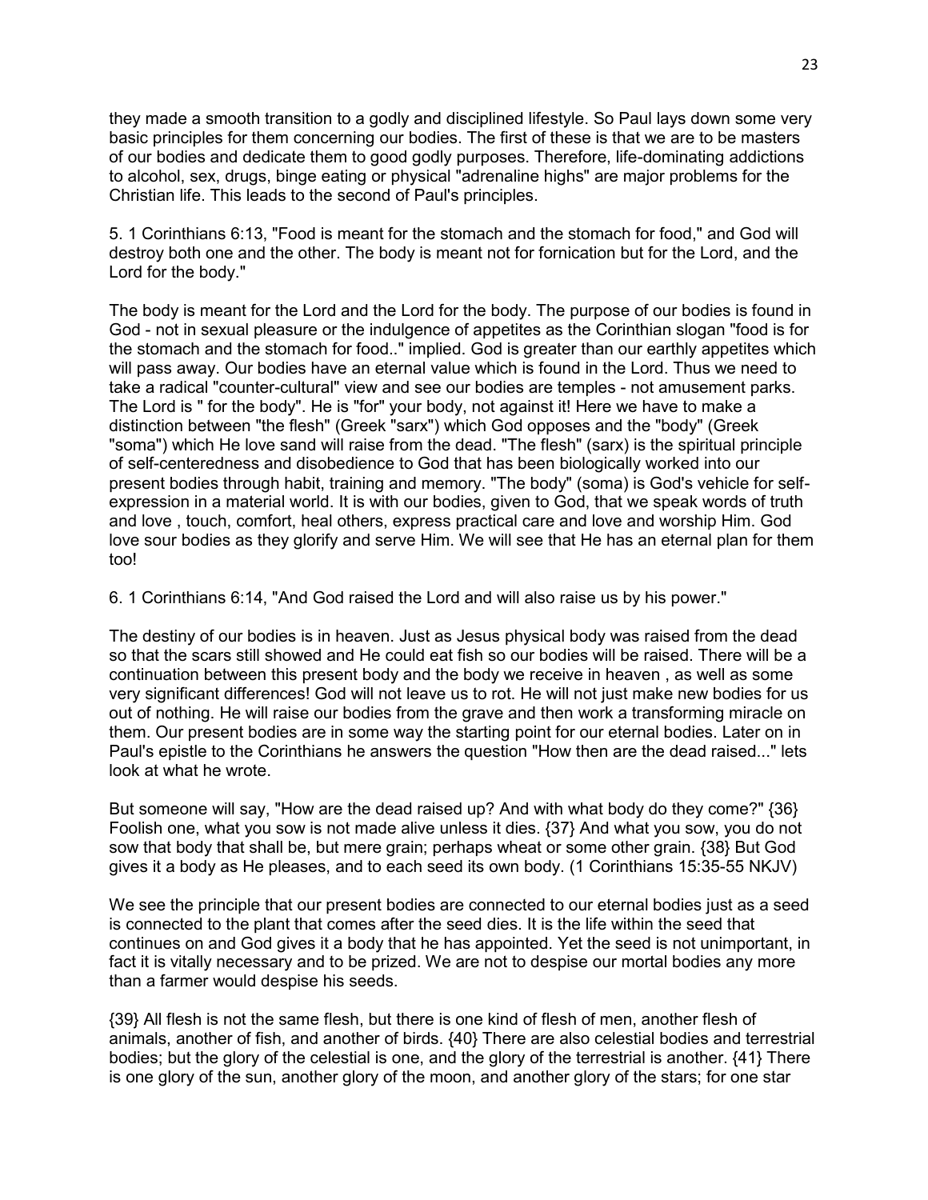they made a smooth transition to a godly and disciplined lifestyle. So Paul lays down some very basic principles for them concerning our bodies. The first of these is that we are to be masters of our bodies and dedicate them to good godly purposes. Therefore, life-dominating addictions to alcohol, sex, drugs, binge eating or physical "adrenaline highs" are major problems for the Christian life. This leads to the second of Paul's principles.

5. 1 Corinthians 6:13, "Food is meant for the stomach and the stomach for food," and God will destroy both one and the other. The body is meant not for fornication but for the Lord, and the Lord for the body."

The body is meant for the Lord and the Lord for the body. The purpose of our bodies is found in God - not in sexual pleasure or the indulgence of appetites as the Corinthian slogan "food is for the stomach and the stomach for food.." implied. God is greater than our earthly appetites which will pass away. Our bodies have an eternal value which is found in the Lord. Thus we need to take a radical "counter-cultural" view and see our bodies are temples - not amusement parks. The Lord is " for the body". He is "for" your body, not against it! Here we have to make a distinction between "the flesh" (Greek "sarx") which God opposes and the "body" (Greek "soma") which He love sand will raise from the dead. "The flesh" (sarx) is the spiritual principle of self-centeredness and disobedience to God that has been biologically worked into our present bodies through habit, training and memory. "The body" (soma) is God's vehicle for self-expression in a material world. It is with our bodies, given to God, that we speak words of truth and love , touch, comfort, heal others, express practical care and love and worship Him. God love sour bodies as they glorify and serve Him. We will see that He has an eternal plan for them too!

6. 1 Corinthians 6:14, "And God raised the Lord and will also raise us by his power."

The destiny of our bodies is in heaven. Just as Jesus physical body was raised from the dead so that the scars still showed and He could eat fish so our bodies will be raised. There will be a continuation between this present body and the body we receive in heaven , as well as some very significant differences! God will not leave us to rot. He will not just make new bodies for us out of nothing. He will raise our bodies from the grave and then work a transforming miracle on them. Our present bodies are in some way the starting point for our eternal bodies. Later on in Paul's epistle to the Corinthians he answers the question "How then are the dead raised..." lets look at what he wrote.

But someone will say, "How are the dead raised up? And with what body do they come?" {36} Foolish one, what you sow is not made alive unless it dies. {37} And what you sow, you do not sow that body that shall be, but mere grain; perhaps wheat or some other grain. {38} But God gives it a body as He pleases, and to each seed its own body. (1 Corinthians 15:35-55 NKJV)

We see the principle that our present bodies are connected to our eternal bodies just as a seed is connected to the plant that comes after the seed dies. It is the life within the seed that continues on and God gives it a body that he has appointed. Yet the seed is not unimportant, in fact it is vitally necessary and to be prized. We are not to despise our mortal bodies any more than a farmer would despise his seeds.

{39} All flesh is not the same flesh, but there is one kind of flesh of men, another flesh of animals, another of fish, and another of birds. {40} There are also celestial bodies and terrestrial bodies; but the glory of the celestial is one, and the glory of the terrestrial is another. {41} There is one glory of the sun, another glory of the moon, and another glory of the stars; for one star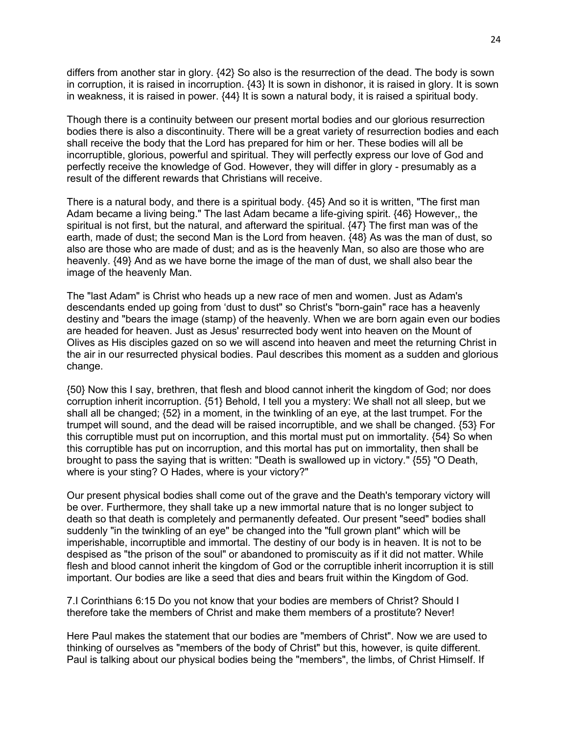differs from another star in glory. {42} So also is the resurrection of the dead. The body is sown in corruption, it is raised in incorruption. {43} It is sown in dishonor, it is raised in glory. It is sown in weakness, it is raised in power. {44} It is sown a natural body, it is raised a spiritual body.

Though there is a continuity between our present mortal bodies and our glorious resurrection bodies there is also a discontinuity. There will be a great variety of resurrection bodies and each shall receive the body that the Lord has prepared for him or her. These bodies will all be incorruptible, glorious, powerful and spiritual. They will perfectly express our love of God and perfectly receive the knowledge of God. However, they will differ in glory - presumably as a result of the different rewards that Christians will receive.

There is a natural body, and there is a spiritual body. {45} And so it is written, "The first man Adam became a living being." The last Adam became a life-giving spirit. {46} However,, the spiritual is not first, but the natural, and afterward the spiritual. {47} The first man was of the earth, made of dust; the second Man is the Lord from heaven. {48} As was the man of dust, so also are those who are made of dust; and as is the heavenly Man, so also are those who are heavenly. {49} And as we have borne the image of the man of dust, we shall also bear the image of the heavenly Man.

The "last Adam" is Christ who heads up a new race of men and women. Just as Adam's descendants ended up going from 'dust to dust" so Christ's "born-gain" race has a heavenly destiny and "bears the image (stamp) of the heavenly. When we are born again even our bodies are headed for heaven. Just as Jesus' resurrected body went into heaven on the Mount of Olives as His disciples gazed on so we will ascend into heaven and meet the returning Christ in the air in our resurrected physical bodies. Paul describes this moment as a sudden and glorious change.

{50} Now this I say, brethren, that flesh and blood cannot inherit the kingdom of God; nor does corruption inherit incorruption. {51} Behold, I tell you a mystery: We shall not all sleep, but we shall all be changed; {52} in a moment, in the twinkling of an eye, at the last trumpet. For the trumpet will sound, and the dead will be raised incorruptible, and we shall be changed. {53} For this corruptible must put on incorruption, and this mortal must put on immortality. {54} So when this corruptible has put on incorruption, and this mortal has put on immortality, then shall be brought to pass the saying that is written: "Death is swallowed up in victory." {55} "O Death, where is your sting? O Hades, where is your victory?"

Our present physical bodies shall come out of the grave and the Death's temporary victory will be over. Furthermore, they shall take up a new immortal nature that is no longer subject to death so that death is completely and permanently defeated. Our present "seed" bodies shall suddenly "in the twinkling of an eye" be changed into the "full grown plant" which will be imperishable, incorruptible and immortal. The destiny of our body is in heaven. It is not to be despised as "the prison of the soul" or abandoned to promiscuity as if it did not matter. While flesh and blood cannot inherit the kingdom of God or the corruptible inherit incorruption it is still important. Our bodies are like a seed that dies and bears fruit within the Kingdom of God.

7.I Corinthians 6:15 Do you not know that your bodies are members of Christ? Should I therefore take the members of Christ and make them members of a prostitute? Never!

Here Paul makes the statement that our bodies are "members of Christ". Now we are used to thinking of ourselves as "members of the body of Christ" but this, however, is quite different. Paul is talking about our physical bodies being the "members", the limbs, of Christ Himself. If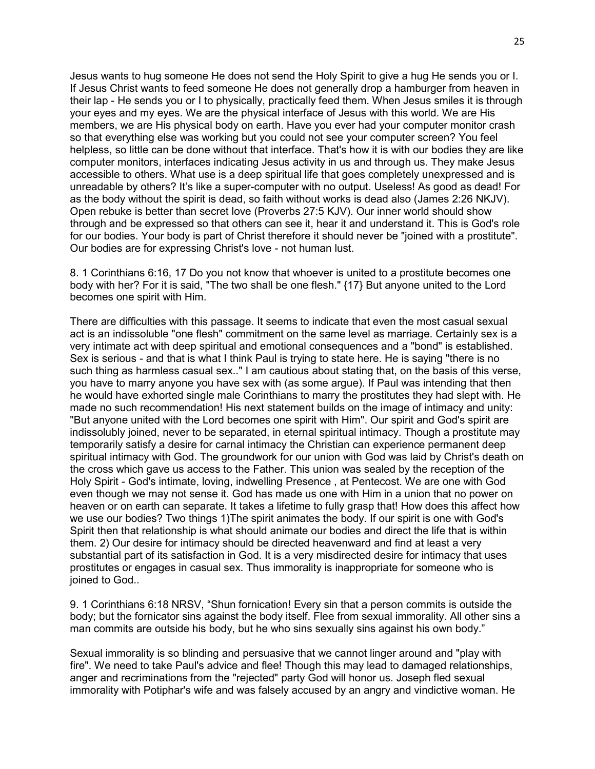Jesus wants to hug someone He does not send the Holy Spirit to give a hug He sends you or I. If Jesus Christ wants to feed someone He does not generally drop a hamburger from heaven in their lap - He sends you or I to physically, practically feed them. When Jesus smiles it is through your eyes and my eyes. We are the physical interface of Jesus with this world. We are His members, we are His physical body on earth. Have you ever had your computer monitor crash so that everything else was working but you could not see your computer screen? You feel helpless, so little can be done without that interface. That's how it is with our bodies they are like computer monitors, interfaces indicating Jesus activity in us and through us. They make Jesus accessible to others. What use is a deep spiritual life that goes completely unexpressed and is unreadable by others? It's like a super-computer with no output. Useless! As good as dead! For as the body without the spirit is dead, so faith without works is dead also (James 2:26 NKJV). Open rebuke is better than secret love (Proverbs 27:5 KJV). Our inner world should show through and be expressed so that others can see it, hear it and understand it. This is God's role for our bodies. Your body is part of Christ therefore it should never be "joined with a prostitute". Our bodies are for expressing Christ's love - not human lust.

8. 1 Corinthians 6:16, 17 Do you not know that whoever is united to a prostitute becomes one body with her? For it is said, "The two shall be one flesh." {17} But anyone united to the Lord becomes one spirit with Him.

There are difficulties with this passage. It seems to indicate that even the most casual sexual act is an indissoluble "one flesh" commitment on the same level as marriage. Certainly sex is a very intimate act with deep spiritual and emotional consequences and a "bond" is established. Sex is serious - and that is what I think Paul is trying to state here. He is saying "there is no such thing as harmless casual sex.." I am cautious about stating that, on the basis of this verse, you have to marry anyone you have sex with (as some argue). If Paul was intending that then he would have exhorted single male Corinthians to marry the prostitutes they had slept with. He made no such recommendation! His next statement builds on the image of intimacy and unity: "But anyone united with the Lord becomes one spirit with Him". Our spirit and God's spirit are indissolubly joined, never to be separated, in eternal spiritual intimacy. Though a prostitute may temporarily satisfy a desire for carnal intimacy the Christian can experience permanent deep spiritual intimacy with God. The groundwork for our union with God was laid by Christ's death on the cross which gave us access to the Father. This union was sealed by the reception of the Holy Spirit - God's intimate, loving, indwelling Presence , at Pentecost. We are one with God even though we may not sense it. God has made us one with Him in a union that no power on heaven or on earth can separate. It takes a lifetime to fully grasp that! How does this affect how we use our bodies? Two things 1)The spirit animates the body. If our spirit is one with God's Spirit then that relationship is what should animate our bodies and direct the life that is within them. 2) Our desire for intimacy should be directed heavenward and find at least a very substantial part of its satisfaction in God. It is a very misdirected desire for intimacy that uses prostitutes or engages in casual sex. Thus immorality is inappropriate for someone who is joined to God..

9. 1 Corinthians 6:18 NRSV, "Shun fornication! Every sin that a person commits is outside the body; but the fornicator sins against the body itself. Flee from sexual immorality. All other sins a man commits are outside his body, but he who sins sexually sins against his own body."

Sexual immorality is so blinding and persuasive that we cannot linger around and "play with fire". We need to take Paul's advice and flee! Though this may lead to damaged relationships, anger and recriminations from the "rejected" party God will honor us. Joseph fled sexual immorality with Potiphar's wife and was falsely accused by an angry and vindictive woman. He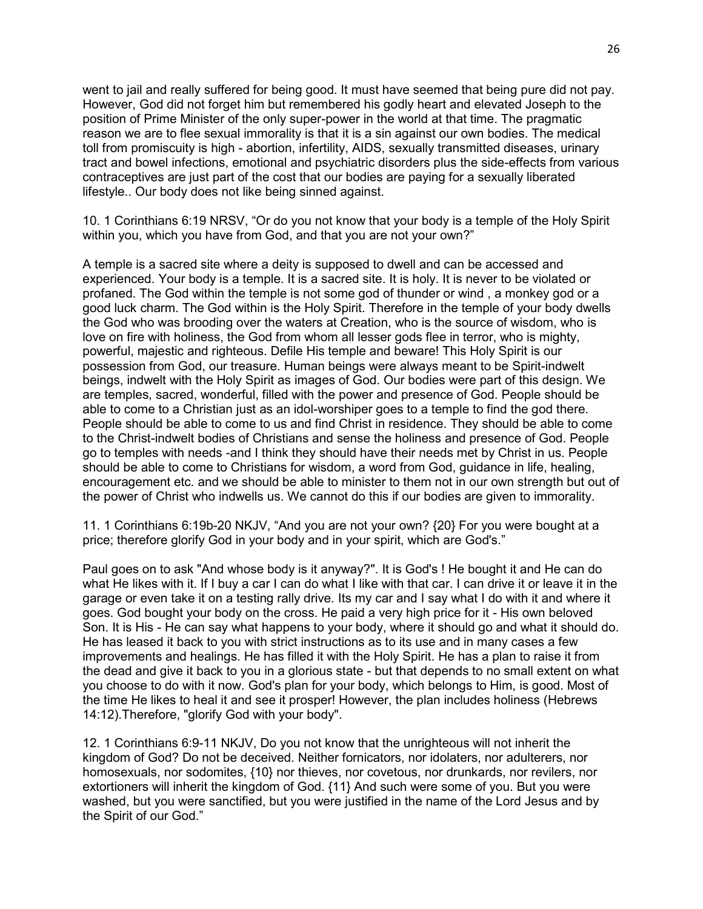went to jail and really suffered for being good. It must have seemed that being pure did not pay. However, God did not forget him but remembered his godly heart and elevated Joseph to the position of Prime Minister of the only super-power in the world at that time. The pragmatic reason we are to flee sexual immorality is that it is a sin against our own bodies. The medical toll from promiscuity is high - abortion, infertility, AIDS, sexually transmitted diseases, urinary tract and bowel infections, emotional and psychiatric disorders plus the side-effects from various contraceptives are just part of the cost that our bodies are paying for a sexually liberated lifestyle.. Our body does not like being sinned against.

10. 1 Corinthians 6:19 NRSV, “Or do you not know that your body is a temple of the Holy Spirit within you, which you have from God, and that you are not your own?”

A temple is a sacred site where a deity is supposed to dwell and can be accessed and experienced. Your body is a temple. It is a sacred site. It is holy. It is never to be violated or profaned. The God within the temple is not some god of thunder or wind , a monkey god or a good luck charm. The God within is the Holy Spirit. Therefore in the temple of your body dwells the God who was brooding over the waters at Creation, who is the source of wisdom, who is love on fire with holiness, the God from whom all lesser gods flee in terror, who is mighty, powerful, majestic and righteous. Defile His temple and beware! This Holy Spirit is our possession from God, our treasure. Human beings were always meant to be Spirit-indwelt beings, indwelt with the Holy Spirit as images of God. Our bodies were part of this design. We are temples, sacred, wonderful, filled with the power and presence of God. People should be able to come to a Christian just as an idol-worshiper goes to a temple to find the god there. People should be able to come to us and find Christ in residence. They should be able to come to the Christ-indwelt bodies of Christians and sense the holiness and presence of God. People go to temples with needs -and I think they should have their needs met by Christ in us. People should be able to come to Christians for wisdom, a word from God, guidance in life, healing, encouragement etc. and we should be able to minister to them not in our own strength but out of the power of Christ who indwells us. We cannot do this if our bodies are given to immorality.

11. 1 Corinthians 6:19b-20 NKJV, “And you are not your own? {20} For you were bought at a price; therefore glorify God in your body and in your spirit, which are God's.”

Paul goes on to ask "And whose body is it anyway?". It is God's ! He bought it and He can do what He likes with it. If I buy a car I can do what I like with that car. I can drive it or leave it in the garage or even take it on a testing rally drive. Its my car and I say what I do with it and where it goes. God bought your body on the cross. He paid a very high price for it - His own beloved Son. It is His - He can say what happens to your body, where it should go and what it should do. He has leased it back to you with strict instructions as to its use and in many cases a few improvements and healings. He has filled it with the Holy Spirit. He has a plan to raise it from the dead and give it back to you in a glorious state - but that depends to no small extent on what you choose to do with it now. God's plan for your body, which belongs to Him, is good. Most of the time He likes to heal it and see it prosper! However, the plan includes holiness (Hebrews 14:12).Therefore, "glorify God with your body".

12. 1 Corinthians 6:9-11 NKJV, Do you not know that the unrighteous will not inherit the kingdom of God? Do not be deceived. Neither fornicators, nor idolaters, nor adulterers, nor homosexuals, nor sodomites, {10} nor thieves, nor covetous, nor drunkards, nor revilers, nor extortioners will inherit the kingdom of God. {11} And such were some of you. But you were washed, but you were sanctified, but you were justified in the name of the Lord Jesus and by the Spirit of our God.”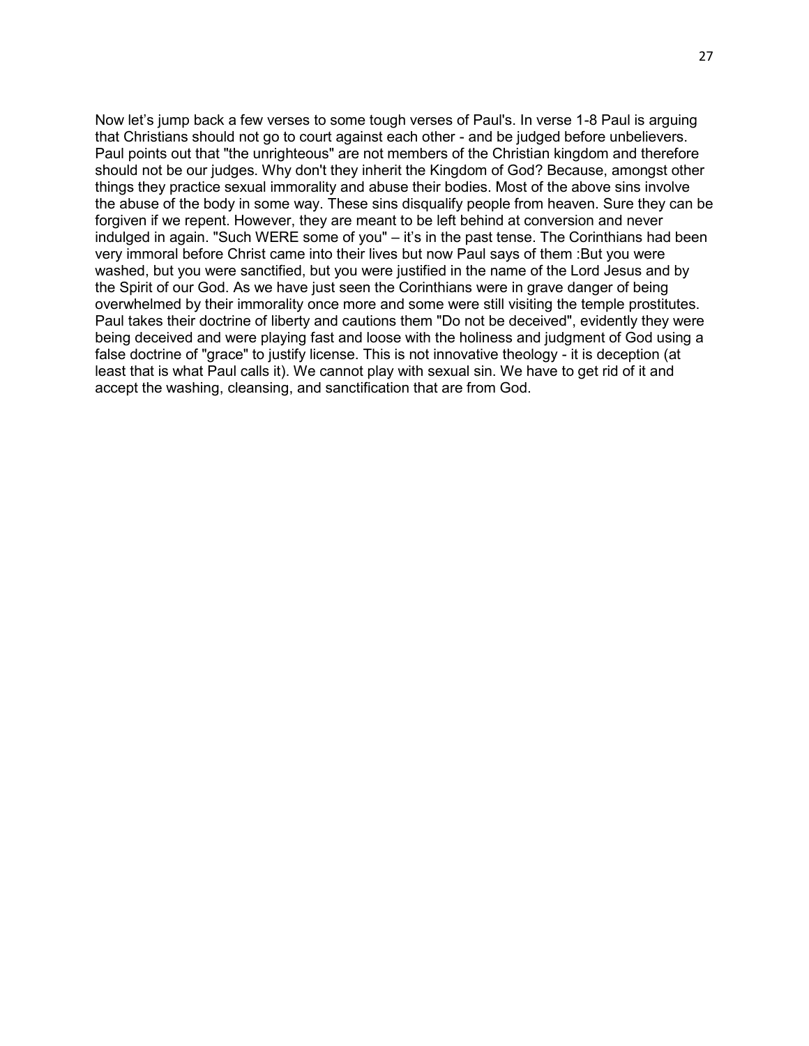Now let’s jump back a few verses to some tough verses of Paul's. In verse 1-8 Paul is arguing that Christians should not go to court against each other - and be judged before unbelievers. Paul points out that "the unrighteous" are not members of the Christian kingdom and therefore should not be our judges. Why don't they inherit the Kingdom of God? Because, amongst other things they practice sexual immorality and abuse their bodies. Most of the above sins involve the abuse of the body in some way. These sins disqualify people from heaven. Sure they can be forgiven if we repent. However, they are meant to be left behind at conversion and never indulged in again. "Such WERE some of you" – it’s in the past tense. The Corinthians had been very immoral before Christ came into their lives but now Paul says of them :But you were washed, but you were sanctified, but you were justified in the name of the Lord Jesus and by the Spirit of our God. As we have just seen the Corinthians were in grave danger of being overwhelmed by their immorality once more and some were still visiting the temple prostitutes. Paul takes their doctrine of liberty and cautions them "Do not be deceived", evidently they were being deceived and were playing fast and loose with the holiness and judgment of God using a false doctrine of "grace" to justify license. This is not innovative theology - it is deception (at least that is what Paul calls it). We cannot play with sexual sin. We have to get rid of it and accept the washing, cleansing, and sanctification that are from God.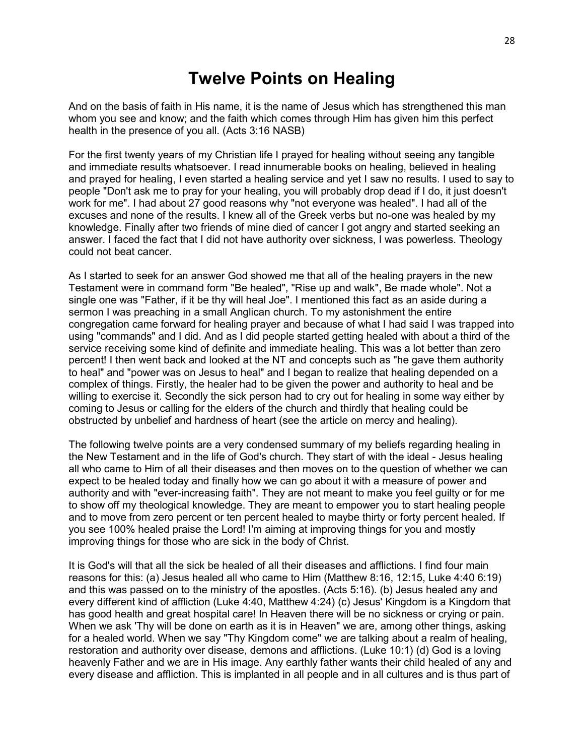# Twelve Points on Healing

And on the basis of faith in His name, it is the name of Jesus which has strengthened this man whom you see and know; and the faith which comes through Him has given him this perfect health in the presence of you all. (Acts 3:16 NASB)

For the first twenty years of my Christian life I prayed for healing without seeing any tangible and immediate results whatsoever. I read innumerable books on healing, believed in healing and prayed for healing, I even started a healing service and yet I saw no results. I used to say to people "Don't ask me to pray for your healing, you will probably drop dead if I do, it just doesn't work for me". I had about 27 good reasons why "not everyone was healed". I had all of the excuses and none of the results. I knew all of the Greek verbs but no-one was healed by my knowledge. Finally after two friends of mine died of cancer I got angry and started seeking an answer. I faced the fact that I did not have authority over sickness, I was powerless. Theology could not beat cancer.

As I started to seek for an answer God showed me that all of the healing prayers in the new Testament were in command form "Be healed", "Rise up and walk", Be made whole". Not a single one was "Father, if it be thy will heal Joe". I mentioned this fact as an aside during a sermon I was preaching in a small Anglican church. To my astonishment the entire congregation came forward for healing prayer and because of what I had said I was trapped into using "commands" and I did. And as I did people started getting healed with about a third of the service receiving some kind of definite and immediate healing. This was a lot better than zero percent! I then went back and looked at the NT and concepts such as "he gave them authority to heal" and "power was on Jesus to heal" and I began to realize that healing depended on a complex of things. Firstly, the healer had to be given the power and authority to heal and be willing to exercise it. Secondly the sick person had to cry out for healing in some way either by coming to Jesus or calling for the elders of the church and thirdly that healing could be obstructed by unbelief and hardness of heart (see the article on mercy and healing).

The following twelve points are a very condensed summary of my beliefs regarding healing in the New Testament and in the life of God's church. They start of with the ideal - Jesus healing all who came to Him of all their diseases and then moves on to the question of whether we can expect to be healed today and finally how we can go about it with a measure of power and authority and with "ever-increasing faith". They are not meant to make you feel guilty or for me to show off my theological knowledge. They are meant to empower you to start healing people and to move from zero percent or ten percent healed to maybe thirty or forty percent healed. If you see 100% healed praise the Lord! I'm aiming at improving things for you and mostly improving things for those who are sick in the body of Christ.

It is God's will that all the sick be healed of all their diseases and afflictions. I find four main reasons for this: (a) Jesus healed all who came to Him (Matthew 8:16, 12:15, Luke 4:40 6:19) and this was passed on to the ministry of the apostles. (Acts 5:16). (b) Jesus healed any and every different kind of affliction (Luke 4:40, Matthew 4:24) (c) Jesus' Kingdom is a Kingdom that has good health and great hospital care! In Heaven there will be no sickness or crying or pain. When we ask 'Thy will be done on earth as it is in Heaven" we are, among other things, asking for a healed world. When we say "Thy Kingdom come" we are talking about a realm of healing, restoration and authority over disease, demons and afflictions. (Luke 10:1) (d) God is a loving heavenly Father and we are in His image. Any earthly father wants their child healed of any and every disease and affliction. This is implanted in all people and in all cultures and is thus part of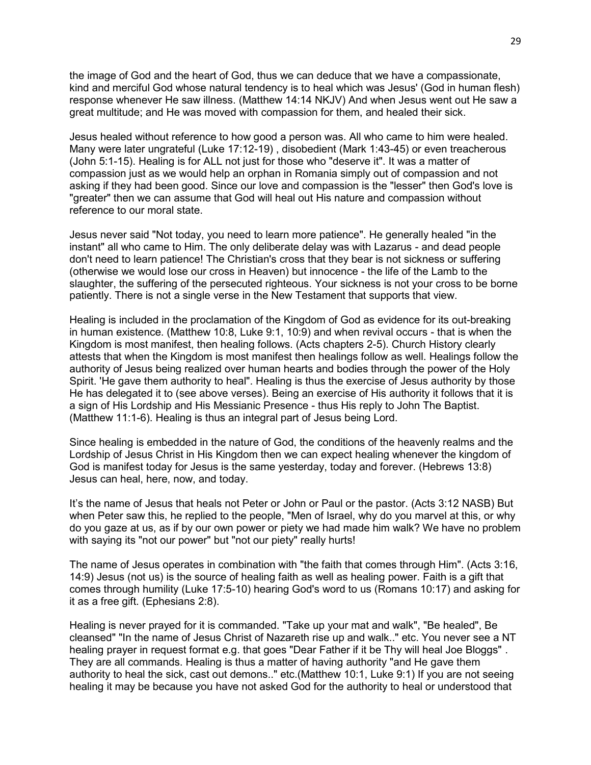the image of God and the heart of God, thus we can deduce that we have a compassionate, kind and merciful God whose natural tendency is to heal which was Jesus' (God in human flesh) response whenever He saw illness. (Matthew 14:14 NKJV) And when Jesus went out He saw a great multitude; and He was moved with compassion for them, and healed their sick.

Jesus healed without reference to how good a person was. All who came to him were healed. Many were later ungrateful (Luke 17:12-19) , disobedient (Mark 1:43-45) or even treacherous (John 5:1-15). Healing is for ALL not just for those who "deserve it". It was a matter of compassion just as we would help an orphan in Romania simply out of compassion and not asking if they had been good. Since our love and compassion is the "lesser" then God's love is "greater" then we can assume that God will heal out His nature and compassion without reference to our moral state.

Jesus never said "Not today, you need to learn more patience". He generally healed "in the instant" all who came to Him. The only deliberate delay was with Lazarus - and dead people don't need to learn patience! The Christian's cross that they bear is not sickness or suffering (otherwise we would lose our cross in Heaven) but innocence - the life of the Lamb to the slaughter, the suffering of the persecuted righteous. Your sickness is not your cross to be borne patiently. There is not a single verse in the New Testament that supports that view.

Healing is included in the proclamation of the Kingdom of God as evidence for its out-breaking in human existence. (Matthew 10:8, Luke 9:1, 10:9) and when revival occurs - that is when the Kingdom is most manifest, then healing follows. (Acts chapters 2-5). Church History clearly attests that when the Kingdom is most manifest then healings follow as well. Healings follow the authority of Jesus being realized over human hearts and bodies through the power of the Holy Spirit. 'He gave them authority to heal". Healing is thus the exercise of Jesus authority by those He has delegated it to (see above verses). Being an exercise of His authority it follows that it is a sign of His Lordship and His Messianic Presence - thus His reply to John The Baptist. (Matthew 11:1-6). Healing is thus an integral part of Jesus being Lord.

Since healing is embedded in the nature of God, the conditions of the heavenly realms and the Lordship of Jesus Christ in His Kingdom then we can expect healing whenever the kingdom of God is manifest today for Jesus is the same yesterday, today and forever. (Hebrews 13:8) Jesus can heal, here, now, and today.

It's the name of Jesus that heals not Peter or John or Paul or the pastor. (Acts 3:12 NASB) But when Peter saw this, he replied to the people, "Men of Israel, why do you marvel at this, or why do you gaze at us, as if by our own power or piety we had made him walk? We have no problem with saying its "not our power" but "not our piety" really hurts!

The name of Jesus operates in combination with "the faith that comes through Him". (Acts 3:16, 14:9) Jesus (not us) is the source of healing faith as well as healing power. Faith is a gift that comes through humility (Luke 17:5-10) hearing God's word to us (Romans 10:17) and asking for it as a free gift. (Ephesians 2:8).

Healing is never prayed for it is commanded. "Take up your mat and walk", "Be healed", Be cleansed" "In the name of Jesus Christ of Nazareth rise up and walk.." etc. You never see a NT healing prayer in request format e.g. that goes "Dear Father if it be Thy will heal Joe Bloggs" . They are all commands. Healing is thus a matter of having authority "and He gave them authority to heal the sick, cast out demons.." etc.(Matthew 10:1, Luke 9:1) If you are not seeing healing it may be because you have not asked God for the authority to heal or understood that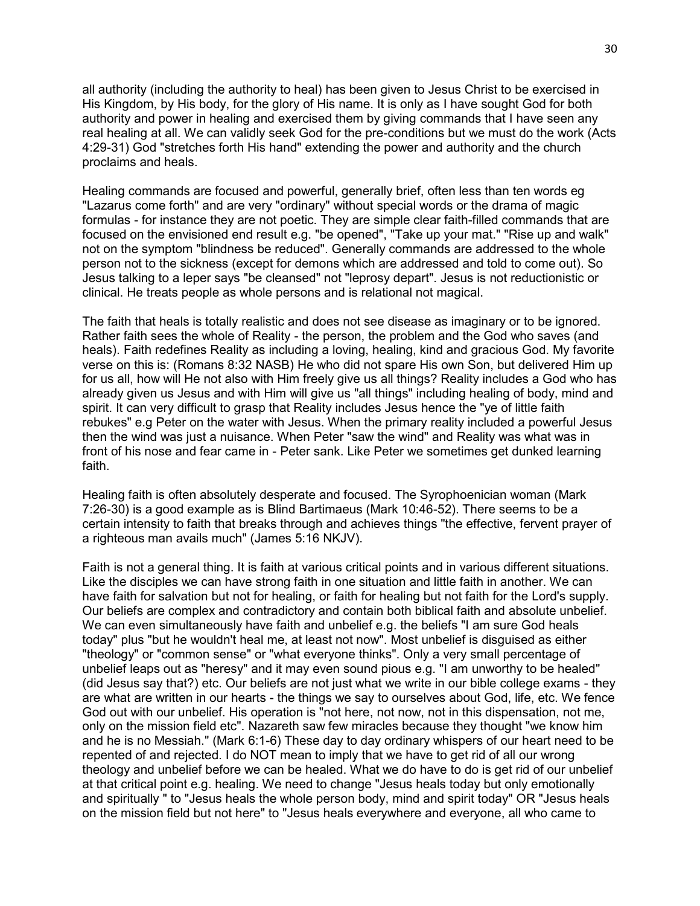all authority (including the authority to heal) has been given to Jesus Christ to be exercised in His Kingdom, by His body, for the glory of His name. It is only as I have sought God for both authority and power in healing and exercised them by giving commands that I have seen any real healing at all. We can validly seek God for the pre-conditions but we must do the work (Acts 4:29-31) God "stretches forth His hand" extending the power and authority and the church proclaims and heals.

Healing commands are focused and powerful, generally brief, often less than ten words eg "Lazarus come forth" and are very "ordinary" without special words or the drama of magic formulas - for instance they are not poetic. They are simple clear faith-filled commands that are focused on the envisioned end result e.g. "be opened", "Take up your mat." "Rise up and walk" not on the symptom "blindness be reduced". Generally commands are addressed to the whole person not to the sickness (except for demons which are addressed and told to come out). So Jesus talking to a leper says "be cleansed" not "leprosy depart". Jesus is not reductionistic or clinical. He treats people as whole persons and is relational not magical.

The faith that heals is totally realistic and does not see disease as imaginary or to be ignored. Rather faith sees the whole of Reality - the person, the problem and the God who saves (and heals). Faith redefines Reality as including a loving, healing, kind and gracious God. My favorite verse on this is: (Romans 8:32 NASB) He who did not spare His own Son, but delivered Him up for us all, how will He not also with Him freely give us all things? Reality includes a God who has already given us Jesus and with Him will give us "all things" including healing of body, mind and spirit. It can very difficult to grasp that Reality includes Jesus hence the "ye of little faith rebukes" e.g Peter on the water with Jesus. When the primary reality included a powerful Jesus then the wind was just a nuisance. When Peter "saw the wind" and Reality was what was in front of his nose and fear came in - Peter sank. Like Peter we sometimes get dunked learning faith.

Healing faith is often absolutely desperate and focused. The Syrophoenician woman (Mark 7:26-30) is a good example as is Blind Bartimaeus (Mark 10:46-52). There seems to be a certain intensity to faith that breaks through and achieves things "the effective, fervent prayer of a righteous man avails much" (James 5:16 NKJV).

Faith is not a general thing. It is faith at various critical points and in various different situations. Like the disciples we can have strong faith in one situation and little faith in another. We can have faith for salvation but not for healing, or faith for healing but not faith for the Lord's supply. Our beliefs are complex and contradictory and contain both biblical faith and absolute unbelief. We can even simultaneously have faith and unbelief e.g. the beliefs "I am sure God heals today" plus "but he wouldn't heal me, at least not now". Most unbelief is disguised as either "theology" or "common sense" or "what everyone thinks". Only a very small percentage of unbelief leaps out as "heresy" and it may even sound pious e.g. "I am unworthy to be healed" (did Jesus say that?) etc. Our beliefs are not just what we write in our bible college exams - they are what are written in our hearts - the things we say to ourselves about God, life, etc. We fence God out with our unbelief. His operation is "not here, not now, not in this dispensation, not me, only on the mission field etc". Nazareth saw few miracles because they thought "we know him and he is no Messiah." (Mark 6:1-6) These day to day ordinary whispers of our heart need to be repented of and rejected. I do NOT mean to imply that we have to get rid of all our wrong theology and unbelief before we can be healed. What we do have to do is get rid of our unbelief at that critical point e.g. healing. We need to change "Jesus heals today but only emotionally and spiritually " to "Jesus heals the whole person body, mind and spirit today" OR "Jesus heals on the mission field but not here" to "Jesus heals everywhere and everyone, all who came to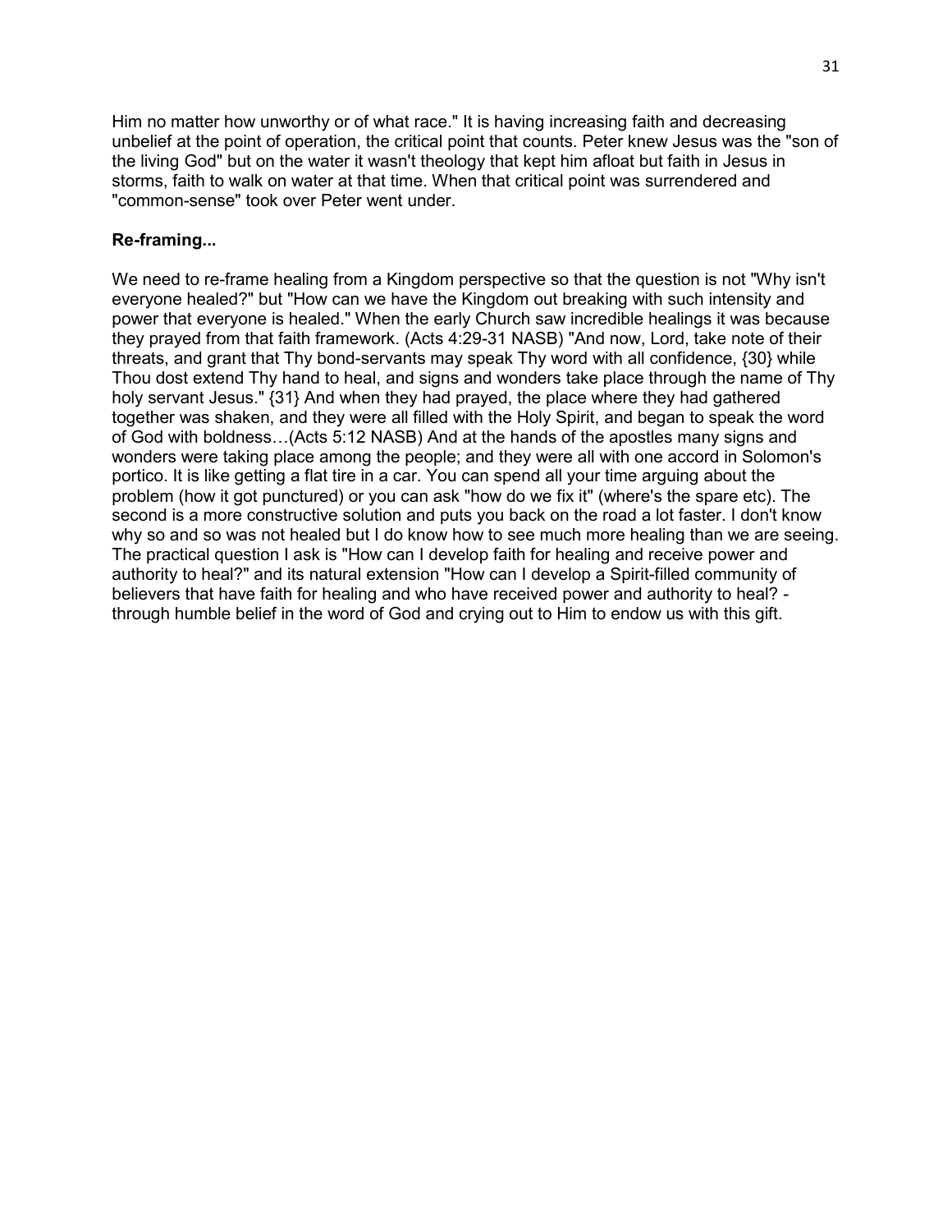Him no matter how unworthy or of what race." It is having increasing faith and decreasing unbelief at the point of operation, the critical point that counts. Peter knew Jesus was the "son of the living God" but on the water it wasn't theology that kept him afloat but faith in Jesus in storms, faith to walk on water at that time. When that critical point was surrendered and "common-sense" took over Peter went under.

**Re-framing...**

We need to re-frame healing from a Kingdom perspective so that the question is not "Why isn't everyone healed?" but "How can we have the Kingdom out breaking with such intensity and power that everyone is healed." When the early Church saw incredible healings it was because they prayed from that faith framework. (Acts 4:29-31 NASB) "And now, Lord, take note of their threats, and grant that Thy bond-servants may speak Thy word with all confidence, {30} while Thou dost extend Thy hand to heal, and signs and wonders take place through the name of Thy holy servant Jesus." {31} And when they had prayed, the place where they had gathered together was shaken, and they were all filled with the Holy Spirit, and began to speak the word of God with boldness…(Acts 5:12 NASB) And at the hands of the apostles many signs and wonders were taking place among the people; and they were all with one accord in Solomon's portico. It is like getting a flat tire in a car. You can spend all your time arguing about the problem (how it got punctured) or you can ask "how do we fix it" (where's the spare etc). The second is a more constructive solution and puts you back on the road a lot faster. I don't know why so and so was not healed but I do know how to see much more healing than we are seeing. The practical question I ask is "How can I develop faith for healing and receive power and authority to heal?" and its natural extension "How can I develop a Spirit-filled community of believers that have faith for healing and who have received power and authority to heal? - through humble belief in the word of God and crying out to Him to endow us with this gift.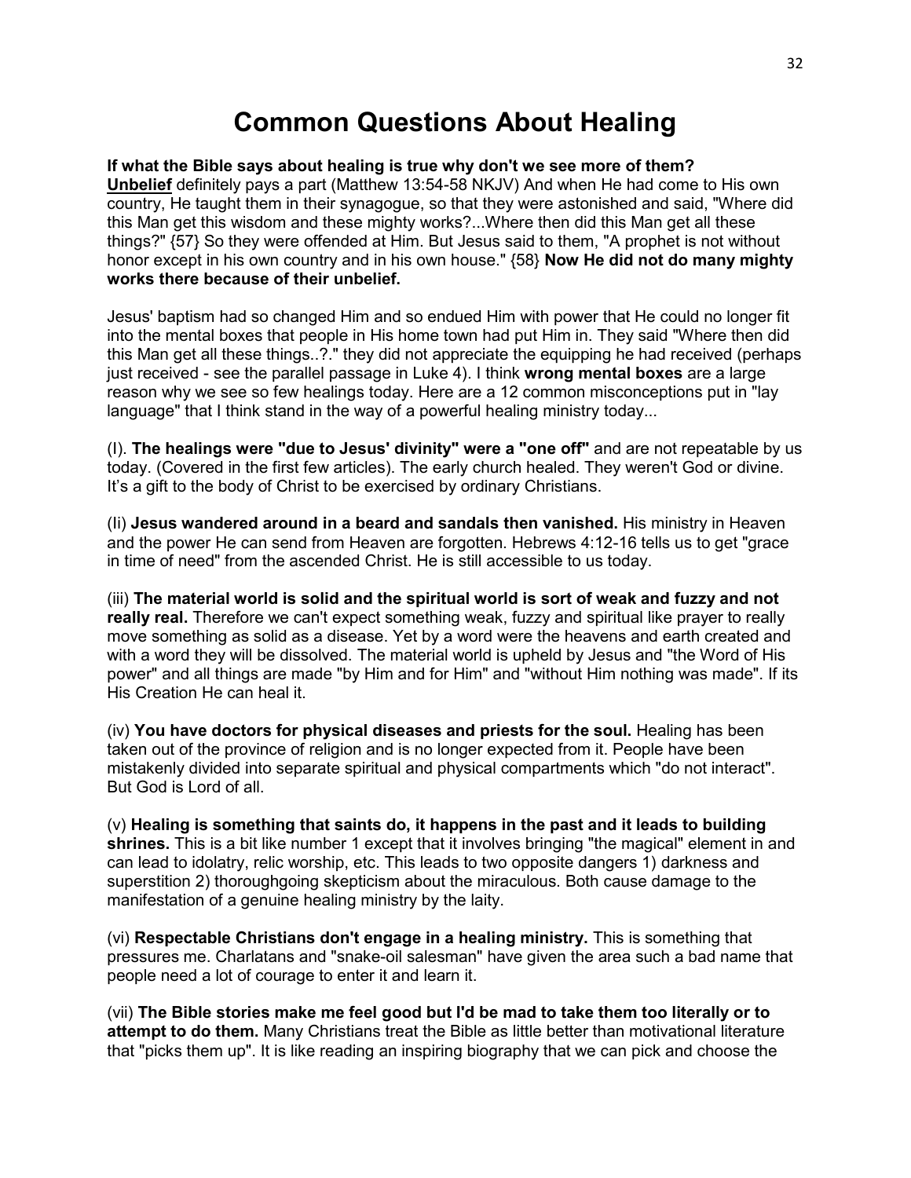# Common Questions About Healing

**If what the Bible says about healing is true why don't we see more of them?**
**<u>Unbelief</u>** definitely pays a part (Matthew 13:54-58 NKJV) And when He had come to His own country, He taught them in their synagogue, so that they were astonished and said, "Where did this Man get this wisdom and these mighty works?...Where then did this Man get all these things?" {57} So they were offended at Him. But Jesus said to them, "A prophet is not without honor except in his own country and in his own house." {58} **Now He did not do many mighty works there because of their unbelief.**

Jesus' baptism had so changed Him and so endued Him with power that He could no longer fit into the mental boxes that people in His home town had put Him in. They said "Where then did this Man get all these things..?." they did not appreciate the equipping he had received (perhaps just received - see the parallel passage in Luke 4). I think **wrong mental boxes** are a large reason why we see so few healings today. Here are a 12 common misconceptions put in "lay language" that I think stand in the way of a powerful healing ministry today...

(I). **The healings were "due to Jesus' divinity" were a "one off"** and are not repeatable by us today. (Covered in the first few articles). The early church healed. They weren't God or divine. It's a gift to the body of Christ to be exercised by ordinary Christians.

(Ii) **Jesus wandered around in a beard and sandals then vanished.** His ministry in Heaven and the power He can send from Heaven are forgotten. Hebrews 4:12-16 tells us to get "grace in time of need" from the ascended Christ. He is still accessible to us today.

(iii) **The material world is solid and the spiritual world is sort of weak and fuzzy and not really real.** Therefore we can't expect something weak, fuzzy and spiritual like prayer to really move something as solid as a disease. Yet by a word were the heavens and earth created and with a word they will be dissolved. The material world is upheld by Jesus and "the Word of His power" and all things are made "by Him and for Him" and "without Him nothing was made". If its His Creation He can heal it.

(iv) **You have doctors for physical diseases and priests for the soul.** Healing has been taken out of the province of religion and is no longer expected from it. People have been mistakenly divided into separate spiritual and physical compartments which "do not interact". But God is Lord of all.

(v) **Healing is something that saints do, it happens in the past and it leads to building shrines.** This is a bit like number 1 except that it involves bringing "the magical" element in and can lead to idolatry, relic worship, etc. This leads to two opposite dangers 1) darkness and superstition 2) thoroughgoing skepticism about the miraculous. Both cause damage to the manifestation of a genuine healing ministry by the laity.

(vi) **Respectable Christians don't engage in a healing ministry.** This is something that pressures me. Charlatans and "snake-oil salesman" have given the area such a bad name that people need a lot of courage to enter it and learn it.

(vii) **The Bible stories make me feel good but I'd be mad to take them too literally or to attempt to do them.** Many Christians treat the Bible as little better than motivational literature that "picks them up". It is like reading an inspiring biography that we can pick and choose the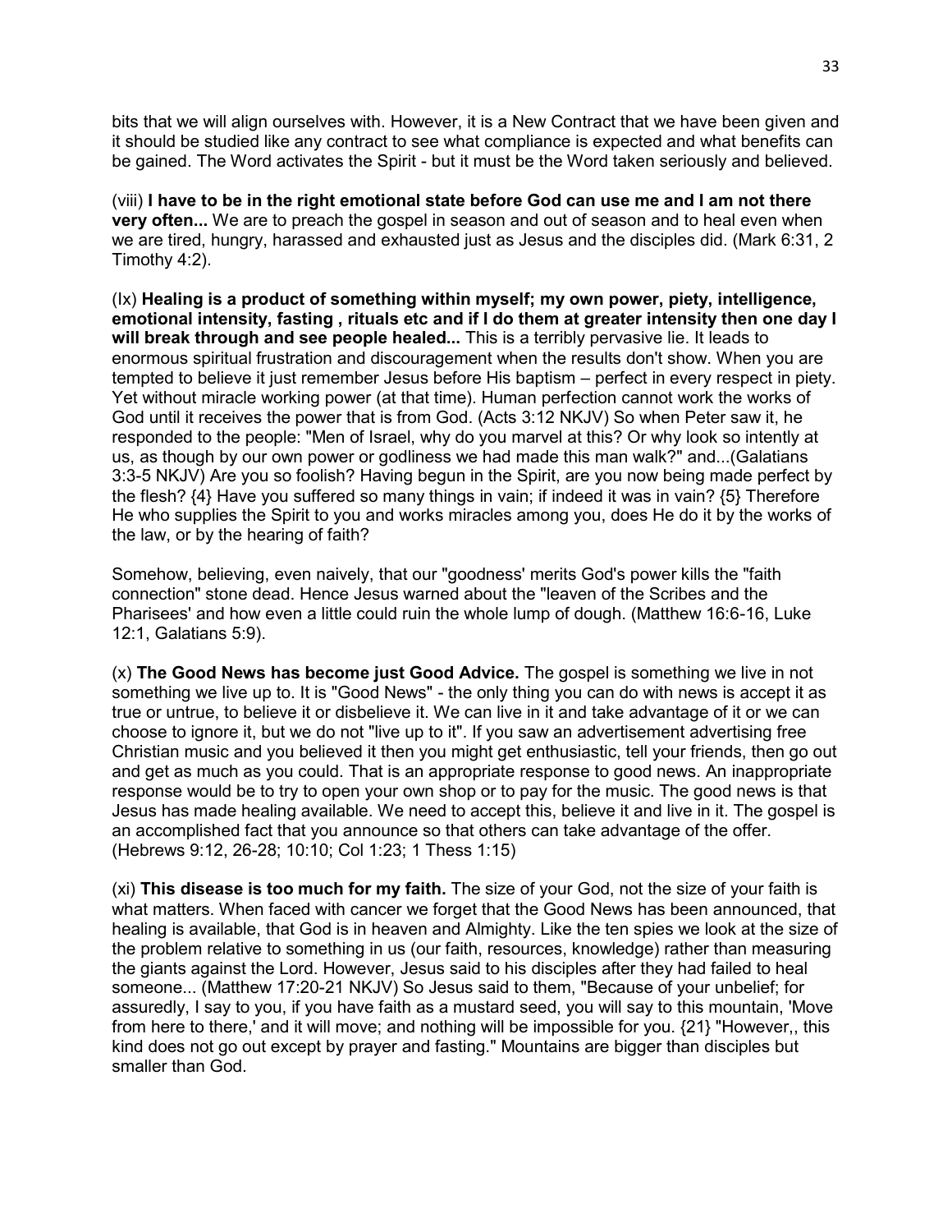bits that we will align ourselves with. However, it is a New Contract that we have been given and it should be studied like any contract to see what compliance is expected and what benefits can be gained. The Word activates the Spirit - but it must be the Word taken seriously and believed.

(viii) **I have to be in the right emotional state before God can use me and I am not there very often...** We are to preach the gospel in season and out of season and to heal even when we are tired, hungry, harassed and exhausted just as Jesus and the disciples did. (Mark 6:31, 2 Timothy 4:2).

(Ix) **Healing is a product of something within myself; my own power, piety, intelligence, emotional intensity, fasting , rituals etc and if I do them at greater intensity then one day I will break through and see people healed...** This is a terribly pervasive lie. It leads to enormous spiritual frustration and discouragement when the results don't show. When you are tempted to believe it just remember Jesus before His baptism – perfect in every respect in piety. Yet without miracle working power (at that time). Human perfection cannot work the works of God until it receives the power that is from God. (Acts 3:12 NKJV) So when Peter saw it, he responded to the people: "Men of Israel, why do you marvel at this? Or why look so intently at us, as though by our own power or godliness we had made this man walk?" and...(Galatians 3:3-5 NKJV) Are you so foolish? Having begun in the Spirit, are you now being made perfect by the flesh? {4} Have you suffered so many things in vain; if indeed it was in vain? {5} Therefore He who supplies the Spirit to you and works miracles among you, does He do it by the works of the law, or by the hearing of faith?

Somehow, believing, even naively, that our "goodness' merits God's power kills the "faith connection" stone dead. Hence Jesus warned about the "leaven of the Scribes and the Pharisees' and how even a little could ruin the whole lump of dough. (Matthew 16:6-16, Luke 12:1, Galatians 5:9).

(x) **The Good News has become just Good Advice.** The gospel is something we live in not something we live up to. It is "Good News" - the only thing you can do with news is accept it as true or untrue, to believe it or disbelieve it. We can live in it and take advantage of it or we can choose to ignore it, but we do not "live up to it". If you saw an advertisement advertising free Christian music and you believed it then you might get enthusiastic, tell your friends, then go out and get as much as you could. That is an appropriate response to good news. An inappropriate response would be to try to open your own shop or to pay for the music. The good news is that Jesus has made healing available. We need to accept this, believe it and live in it. The gospel is an accomplished fact that you announce so that others can take advantage of the offer. (Hebrews 9:12, 26-28; 10:10; Col 1:23; 1 Thess 1:15)

(xi) **This disease is too much for my faith.** The size of your God, not the size of your faith is what matters. When faced with cancer we forget that the Good News has been announced, that healing is available, that God is in heaven and Almighty. Like the ten spies we look at the size of the problem relative to something in us (our faith, resources, knowledge) rather than measuring the giants against the Lord. However, Jesus said to his disciples after they had failed to heal someone... (Matthew 17:20-21 NKJV) So Jesus said to them, "Because of your unbelief; for assuredly, I say to you, if you have faith as a mustard seed, you will say to this mountain, 'Move from here to there,' and it will move; and nothing will be impossible for you. {21} "However,, this kind does not go out except by prayer and fasting." Mountains are bigger than disciples but smaller than God.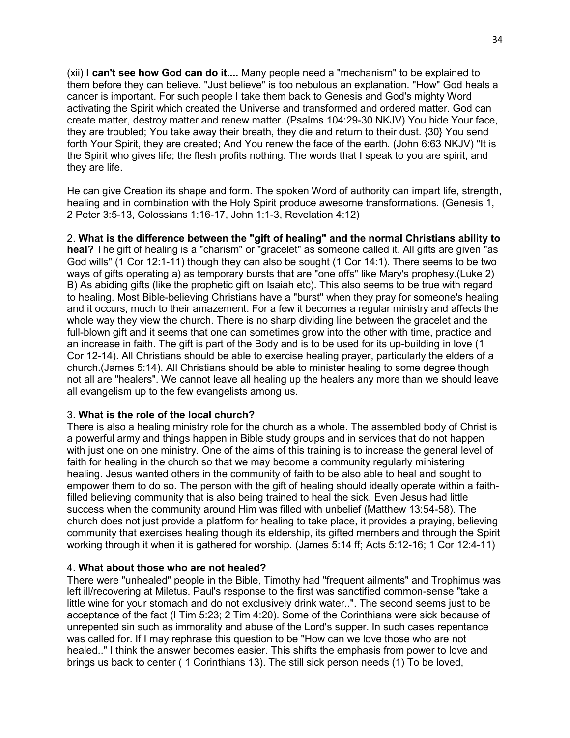(xii) **I can't see how God can do it....** Many people need a "mechanism" to be explained to them before they can believe. "Just believe" is too nebulous an explanation. "How" God heals a cancer is important. For such people I take them back to Genesis and God's mighty Word activating the Spirit which created the Universe and transformed and ordered matter. God can create matter, destroy matter and renew matter. (Psalms 104:29-30 NKJV) You hide Your face, they are troubled; You take away their breath, they die and return to their dust. {30} You send forth Your Spirit, they are created; And You renew the face of the earth. (John 6:63 NKJV) "It is the Spirit who gives life; the flesh profits nothing. The words that I speak to you are spirit, and they are life.

He can give Creation its shape and form. The spoken Word of authority can impart life, strength, healing and in combination with the Holy Spirit produce awesome transformations. (Genesis 1, 2 Peter 3:5-13, Colossians 1:16-17, John 1:1-3, Revelation 4:12)

2. **What is the difference between the "gift of healing" and the normal Christians ability to heal?** The gift of healing is a "charism" or "gracelet" as someone called it. All gifts are given "as God wills" (1 Cor 12:1-11) though they can also be sought (1 Cor 14:1). There seems to be two ways of gifts operating a) as temporary bursts that are "one offs" like Mary's prophesy.(Luke 2) B) As abiding gifts (like the prophetic gift on Isaiah etc). This also seems to be true with regard to healing. Most Bible-believing Christians have a "burst" when they pray for someone's healing and it occurs, much to their amazement. For a few it becomes a regular ministry and affects the whole way they view the church. There is no sharp dividing line between the gracelet and the full-blown gift and it seems that one can sometimes grow into the other with time, practice and an increase in faith. The gift is part of the Body and is to be used for its up-building in love (1 Cor 12-14). All Christians should be able to exercise healing prayer, particularly the elders of a church.(James 5:14). All Christians should be able to minister healing to some degree though not all are "healers". We cannot leave all healing up the healers any more than we should leave all evangelism up to the few evangelists among us.

3. **What is the role of the local church?**

There is also a healing ministry role for the church as a whole. The assembled body of Christ is a powerful army and things happen in Bible study groups and in services that do not happen with just one on one ministry. One of the aims of this training is to increase the general level of faith for healing in the church so that we may become a community regularly ministering healing. Jesus wanted others in the community of faith to be also able to heal and sought to empower them to do so. The person with the gift of healing should ideally operate within a faith-filled believing community that is also being trained to heal the sick. Even Jesus had little success when the community around Him was filled with unbelief (Matthew 13:54-58). The church does not just provide a platform for healing to take place, it provides a praying, believing community that exercises healing though its eldership, its gifted members and through the Spirit working through it when it is gathered for worship. (James 5:14 ff; Acts 5:12-16; 1 Cor 12:4-11)

4. **What about those who are not healed?**

There were "unhealed" people in the Bible, Timothy had "frequent ailments" and Trophimus was left ill/recovering at Miletus. Paul's response to the first was sanctified common-sense "take a little wine for your stomach and do not exclusively drink water..". The second seems just to be acceptance of the fact (I Tim 5:23; 2 Tim 4:20). Some of the Corinthians were sick because of unrepented sin such as immorality and abuse of the Lord's supper. In such cases repentance was called for. If I may rephrase this question to be "How can we love those who are not healed.." I think the answer becomes easier. This shifts the emphasis from power to love and brings us back to center ( 1 Corinthians 13). The still sick person needs (1) To be loved,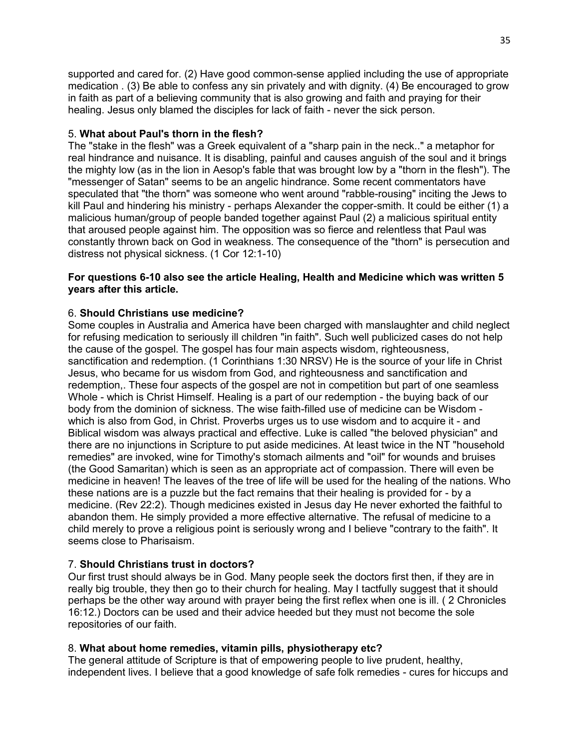supported and cared for. (2) Have good common-sense applied including the use of appropriate medication . (3) Be able to confess any sin privately and with dignity. (4) Be encouraged to grow in faith as part of a believing community that is also growing and faith and praying for their healing. Jesus only blamed the disciples for lack of faith - never the sick person.

5. **What about Paul's thorn in the flesh?**
The "stake in the flesh" was a Greek equivalent of a "sharp pain in the neck.." a metaphor for real hindrance and nuisance. It is disabling, painful and causes anguish of the soul and it brings the mighty low (as in the lion in Aesop's fable that was brought low by a "thorn in the flesh"). The "messenger of Satan" seems to be an angelic hindrance. Some recent commentators have speculated that "the thorn" was someone who went around "rabble-rousing" inciting the Jews to kill Paul and hindering his ministry - perhaps Alexander the copper-smith. It could be either (1) a malicious human/group of people banded together against Paul (2) a malicious spiritual entity that aroused people against him. The opposition was so fierce and relentless that Paul was constantly thrown back on God in weakness. The consequence of the "thorn" is persecution and distress not physical sickness. (1 Cor 12:1-10)

**For questions 6-10 also see the article Healing, Health and Medicine which was written 5 years after this article.**

6. **Should Christians use medicine?**
Some couples in Australia and America have been charged with manslaughter and child neglect for refusing medication to seriously ill children "in faith". Such well publicized cases do not help the cause of the gospel. The gospel has four main aspects wisdom, righteousness, sanctification and redemption. (1 Corinthians 1:30 NRSV) He is the source of your life in Christ Jesus, who became for us wisdom from God, and righteousness and sanctification and redemption,. These four aspects of the gospel are not in competition but part of one seamless Whole - which is Christ Himself. Healing is a part of our redemption - the buying back of our body from the dominion of sickness. The wise faith-filled use of medicine can be Wisdom - which is also from God, in Christ. Proverbs urges us to use wisdom and to acquire it - and Biblical wisdom was always practical and effective. Luke is called "the beloved physician" and there are no injunctions in Scripture to put aside medicines. At least twice in the NT "household remedies" are invoked, wine for Timothy's stomach ailments and "oil" for wounds and bruises (the Good Samaritan) which is seen as an appropriate act of compassion. There will even be medicine in heaven! The leaves of the tree of life will be used for the healing of the nations. Who these nations are is a puzzle but the fact remains that their healing is provided for - by a medicine. (Rev 22:2). Though medicines existed in Jesus day He never exhorted the faithful to abandon them. He simply provided a more effective alternative. The refusal of medicine to a child merely to prove a religious point is seriously wrong and I believe "contrary to the faith". It seems close to Pharisaism.

7. **Should Christians trust in doctors?**
Our first trust should always be in God. Many people seek the doctors first then, if they are in really big trouble, they then go to their church for healing. May I tactfully suggest that it should perhaps be the other way around with prayer being the first reflex when one is ill. ( 2 Chronicles 16:12.) Doctors can be used and their advice heeded but they must not become the sole repositories of our faith.

8. **What about home remedies, vitamin pills, physiotherapy etc?**
The general attitude of Scripture is that of empowering people to live prudent, healthy, independent lives. I believe that a good knowledge of safe folk remedies - cures for hiccups and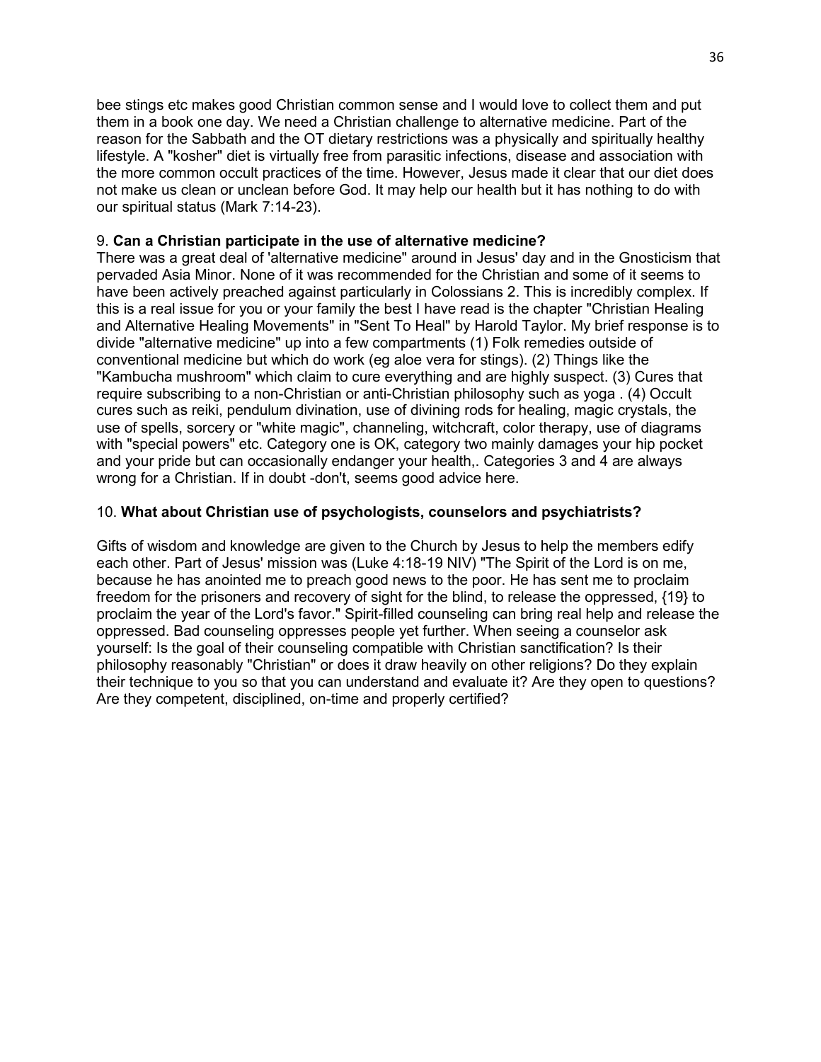bee stings etc makes good Christian common sense and I would love to collect them and put them in a book one day. We need a Christian challenge to alternative medicine. Part of the reason for the Sabbath and the OT dietary restrictions was a physically and spiritually healthy lifestyle. A "kosher" diet is virtually free from parasitic infections, disease and association with the more common occult practices of the time. However, Jesus made it clear that our diet does not make us clean or unclean before God. It may help our health but it has nothing to do with our spiritual status (Mark 7:14-23).

9. **Can a Christian participate in the use of alternative medicine?**
There was a great deal of 'alternative medicine" around in Jesus' day and in the Gnosticism that pervaded Asia Minor. None of it was recommended for the Christian and some of it seems to have been actively preached against particularly in Colossians 2. This is incredibly complex. If this is a real issue for you or your family the best I have read is the chapter "Christian Healing and Alternative Healing Movements" in "Sent To Heal" by Harold Taylor. My brief response is to divide "alternative medicine" up into a few compartments (1) Folk remedies outside of conventional medicine but which do work (eg aloe vera for stings). (2) Things like the "Kambucha mushroom" which claim to cure everything and are highly suspect. (3) Cures that require subscribing to a non-Christian or anti-Christian philosophy such as yoga . (4) Occult cures such as reiki, pendulum divination, use of divining rods for healing, magic crystals, the use of spells, sorcery or "white magic", channeling, witchcraft, color therapy, use of diagrams with "special powers" etc. Category one is OK, category two mainly damages your hip pocket and your pride but can occasionally endanger your health,. Categories 3 and 4 are always wrong for a Christian. If in doubt -don't, seems good advice here.

10. **What about Christian use of psychologists, counselors and psychiatrists?**

Gifts of wisdom and knowledge are given to the Church by Jesus to help the members edify each other. Part of Jesus' mission was (Luke 4:18-19 NIV) "The Spirit of the Lord is on me, because he has anointed me to preach good news to the poor. He has sent me to proclaim freedom for the prisoners and recovery of sight for the blind, to release the oppressed, {19} to proclaim the year of the Lord's favor." Spirit-filled counseling can bring real help and release the oppressed. Bad counseling oppresses people yet further. When seeing a counselor ask yourself: Is the goal of their counseling compatible with Christian sanctification? Is their philosophy reasonably "Christian" or does it draw heavily on other religions? Do they explain their technique to you so that you can understand and evaluate it? Are they open to questions? Are they competent, disciplined, on-time and properly certified?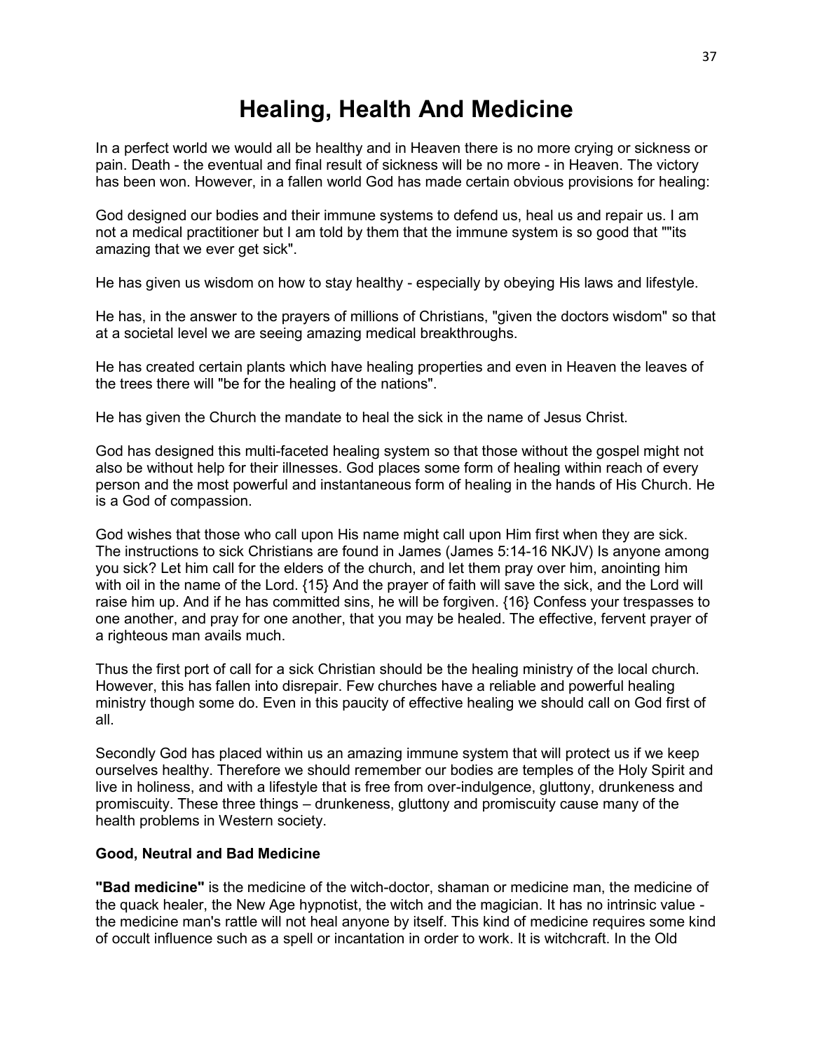# Healing, Health And Medicine

In a perfect world we would all be healthy and in Heaven there is no more crying or sickness or pain. Death - the eventual and final result of sickness will be no more - in Heaven. The victory has been won. However, in a fallen world God has made certain obvious provisions for healing:

God designed our bodies and their immune systems to defend us, heal us and repair us. I am not a medical practitioner but I am told by them that the immune system is so good that ""its amazing that we ever get sick".

He has given us wisdom on how to stay healthy - especially by obeying His laws and lifestyle.

He has, in the answer to the prayers of millions of Christians, "given the doctors wisdom" so that at a societal level we are seeing amazing medical breakthroughs.

He has created certain plants which have healing properties and even in Heaven the leaves of the trees there will "be for the healing of the nations".

He has given the Church the mandate to heal the sick in the name of Jesus Christ.

God has designed this multi-faceted healing system so that those without the gospel might not also be without help for their illnesses. God places some form of healing within reach of every person and the most powerful and instantaneous form of healing in the hands of His Church. He is a God of compassion.

God wishes that those who call upon His name might call upon Him first when they are sick. The instructions to sick Christians are found in James (James 5:14-16 NKJV) Is anyone among you sick? Let him call for the elders of the church, and let them pray over him, anointing him with oil in the name of the Lord. {15} And the prayer of faith will save the sick, and the Lord will raise him up. And if he has committed sins, he will be forgiven. {16} Confess your trespasses to one another, and pray for one another, that you may be healed. The effective, fervent prayer of a righteous man avails much.

Thus the first port of call for a sick Christian should be the healing ministry of the local church. However, this has fallen into disrepair. Few churches have a reliable and powerful healing ministry though some do. Even in this paucity of effective healing we should call on God first of all.

Secondly God has placed within us an amazing immune system that will protect us if we keep ourselves healthy. Therefore we should remember our bodies are temples of the Holy Spirit and live in holiness, and with a lifestyle that is free from over-indulgence, gluttony, drunkeness and promiscuity. These three things – drunkeness, gluttony and promiscuity cause many of the health problems in Western society.

### Good, Neutral and Bad Medicine

**"Bad medicine"** is the medicine of the witch-doctor, shaman or medicine man, the medicine of the quack healer, the New Age hypnotist, the witch and the magician. It has no intrinsic value - the medicine man's rattle will not heal anyone by itself. This kind of medicine requires some kind of occult influence such as a spell or incantation in order to work. It is witchcraft. In the Old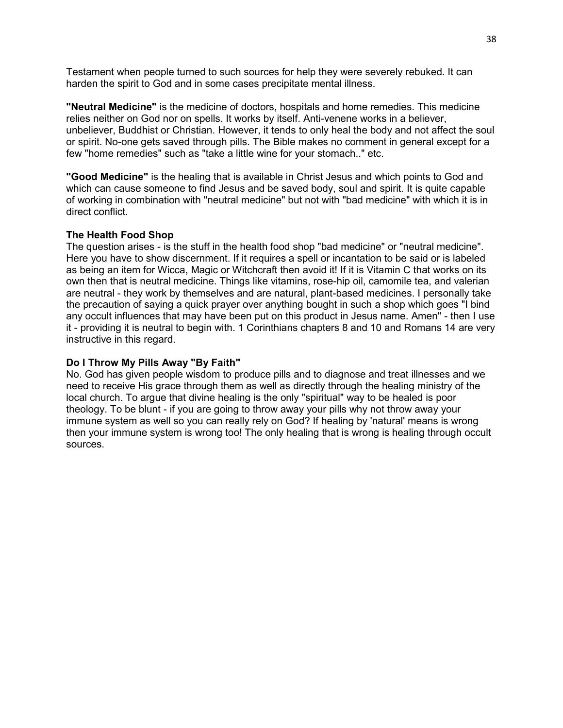Testament when people turned to such sources for help they were severely rebuked. It can harden the spirit to God and in some cases precipitate mental illness.

**"Neutral Medicine"** is the medicine of doctors, hospitals and home remedies. This medicine relies neither on God nor on spells. It works by itself. Anti-venene works in a believer, unbeliever, Buddhist or Christian. However, it tends to only heal the body and not affect the soul or spirit. No-one gets saved through pills. The Bible makes no comment in general except for a few "home remedies" such as "take a little wine for your stomach.." etc.

**"Good Medicine"** is the healing that is available in Christ Jesus and which points to God and which can cause someone to find Jesus and be saved body, soul and spirit. It is quite capable of working in combination with "neutral medicine" but not with "bad medicine" with which it is in direct conflict.

**The Health Food Shop**

The question arises - is the stuff in the health food shop "bad medicine" or "neutral medicine". Here you have to show discernment. If it requires a spell or incantation to be said or is labeled as being an item for Wicca, Magic or Witchcraft then avoid it! If it is Vitamin C that works on its own then that is neutral medicine. Things like vitamins, rose-hip oil, camomile tea, and valerian are neutral - they work by themselves and are natural, plant-based medicines. I personally take the precaution of saying a quick prayer over anything bought in such a shop which goes "I bind any occult influences that may have been put on this product in Jesus name. Amen" - then I use it - providing it is neutral to begin with. 1 Corinthians chapters 8 and 10 and Romans 14 are very instructive in this regard.

**Do I Throw My Pills Away "By Faith"**

No. God has given people wisdom to produce pills and to diagnose and treat illnesses and we need to receive His grace through them as well as directly through the healing ministry of the local church. To argue that divine healing is the only "spiritual" way to be healed is poor theology. To be blunt - if you are going to throw away your pills why not throw away your immune system as well so you can really rely on God? If healing by 'natural' means is wrong then your immune system is wrong too! The only healing that is wrong is healing through occult sources.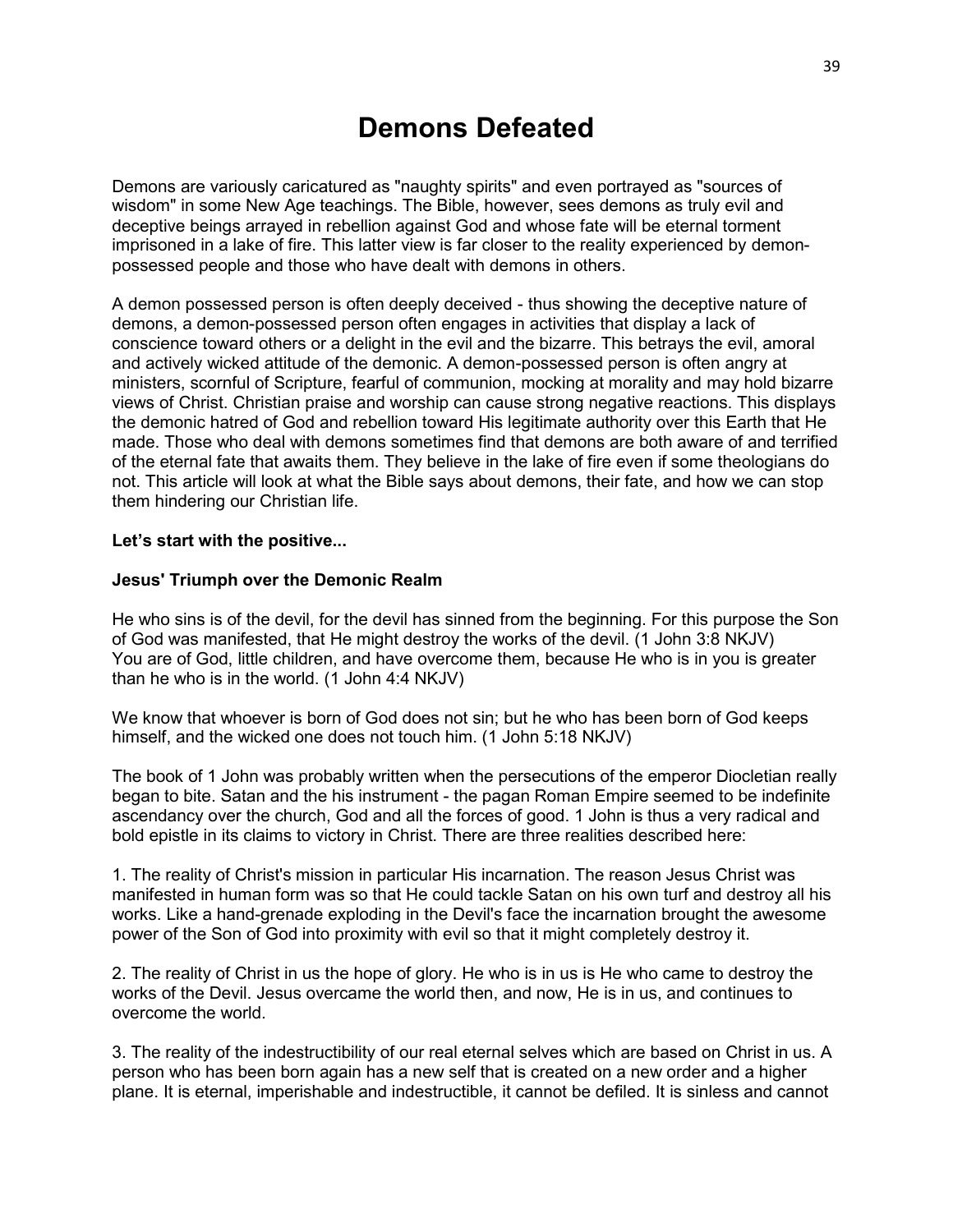# Demons Defeated

Demons are variously caricatured as "naughty spirits" and even portrayed as "sources of wisdom" in some New Age teachings. The Bible, however, sees demons as truly evil and deceptive beings arrayed in rebellion against God and whose fate will be eternal torment imprisoned in a lake of fire. This latter view is far closer to the reality experienced by demon-possessed people and those who have dealt with demons in others.

A demon possessed person is often deeply deceived - thus showing the deceptive nature of demons, a demon-possessed person often engages in activities that display a lack of conscience toward others or a delight in the evil and the bizarre. This betrays the evil, amoral and actively wicked attitude of the demonic. A demon-possessed person is often angry at ministers, scornful of Scripture, fearful of communion, mocking at morality and may hold bizarre views of Christ. Christian praise and worship can cause strong negative reactions. This displays the demonic hatred of God and rebellion toward His legitimate authority over this Earth that He made. Those who deal with demons sometimes find that demons are both aware of and terrified of the eternal fate that awaits them. They believe in the lake of fire even if some theologians do not. This article will look at what the Bible says about demons, their fate, and how we can stop them hindering our Christian life.

**Let's start with the positive...**

**Jesus' Triumph over the Demonic Realm**

He who sins is of the devil, for the devil has sinned from the beginning. For this purpose the Son of God was manifested, that He might destroy the works of the devil. (1 John 3:8 NKJV)
You are of God, little children, and have overcome them, because He who is in you is greater than he who is in the world. (1 John 4:4 NKJV)

We know that whoever is born of God does not sin; but he who has been born of God keeps himself, and the wicked one does not touch him. (1 John 5:18 NKJV)

The book of 1 John was probably written when the persecutions of the emperor Diocletian really began to bite. Satan and the his instrument - the pagan Roman Empire seemed to be indefinite ascendancy over the church, God and all the forces of good. 1 John is thus a very radical and bold epistle in its claims to victory in Christ. There are three realities described here:

1. The reality of Christ's mission in particular His incarnation. The reason Jesus Christ was manifested in human form was so that He could tackle Satan on his own turf and destroy all his works. Like a hand-grenade exploding in the Devil's face the incarnation brought the awesome power of the Son of God into proximity with evil so that it might completely destroy it.

2. The reality of Christ in us the hope of glory. He who is in us is He who came to destroy the works of the Devil. Jesus overcame the world then, and now, He is in us, and continues to overcome the world.

3. The reality of the indestructibility of our real eternal selves which are based on Christ in us. A person who has been born again has a new self that is created on a new order and a higher plane. It is eternal, imperishable and indestructible, it cannot be defiled. It is sinless and cannot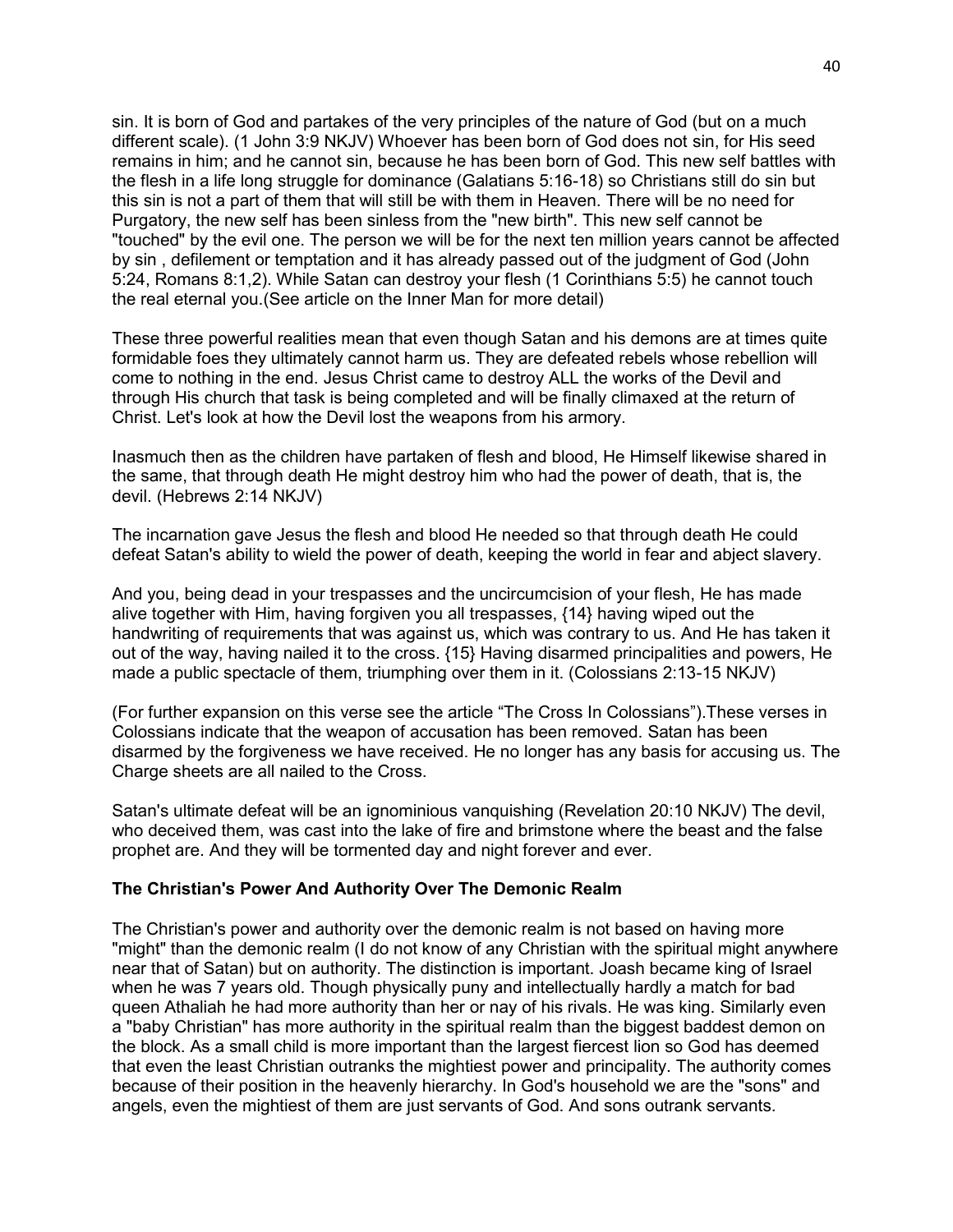sin. It is born of God and partakes of the very principles of the nature of God (but on a much different scale). (1 John 3:9 NKJV) Whoever has been born of God does not sin, for His seed remains in him; and he cannot sin, because he has been born of God. This new self battles with the flesh in a life long struggle for dominance (Galatians 5:16-18) so Christians still do sin but this sin is not a part of them that will still be with them in Heaven. There will be no need for Purgatory, the new self has been sinless from the "new birth". This new self cannot be "touched" by the evil one. The person we will be for the next ten million years cannot be affected by sin , defilement or temptation and it has already passed out of the judgment of God (John 5:24, Romans 8:1,2). While Satan can destroy your flesh (1 Corinthians 5:5) he cannot touch the real eternal you.(See article on the Inner Man for more detail)

These three powerful realities mean that even though Satan and his demons are at times quite formidable foes they ultimately cannot harm us. They are defeated rebels whose rebellion will come to nothing in the end. Jesus Christ came to destroy ALL the works of the Devil and through His church that task is being completed and will be finally climaxed at the return of Christ. Let's look at how the Devil lost the weapons from his armory.

Inasmuch then as the children have partaken of flesh and blood, He Himself likewise shared in the same, that through death He might destroy him who had the power of death, that is, the devil. (Hebrews 2:14 NKJV)

The incarnation gave Jesus the flesh and blood He needed so that through death He could defeat Satan's ability to wield the power of death, keeping the world in fear and abject slavery.

And you, being dead in your trespasses and the uncircumcision of your flesh, He has made alive together with Him, having forgiven you all trespasses, {14} having wiped out the handwriting of requirements that was against us, which was contrary to us. And He has taken it out of the way, having nailed it to the cross. {15} Having disarmed principalities and powers, He made a public spectacle of them, triumphing over them in it. (Colossians 2:13-15 NKJV)

(For further expansion on this verse see the article “The Cross In Colossians”).These verses in Colossians indicate that the weapon of accusation has been removed. Satan has been disarmed by the forgiveness we have received. He no longer has any basis for accusing us. The Charge sheets are all nailed to the Cross.

Satan's ultimate defeat will be an ignominious vanquishing (Revelation 20:10 NKJV) The devil, who deceived them, was cast into the lake of fire and brimstone where the beast and the false prophet are. And they will be tormented day and night forever and ever.

**The Christian's Power And Authority Over The Demonic Realm**

The Christian's power and authority over the demonic realm is not based on having more "might" than the demonic realm (I do not know of any Christian with the spiritual might anywhere near that of Satan) but on authority. The distinction is important. Joash became king of Israel when he was 7 years old. Though physically puny and intellectually hardly a match for bad queen Athaliah he had more authority than her or nay of his rivals. He was king. Similarly even a "baby Christian" has more authority in the spiritual realm than the biggest baddest demon on the block. As a small child is more important than the largest fiercest lion so God has deemed that even the least Christian outranks the mightiest power and principality. The authority comes because of their position in the heavenly hierarchy. In God's household we are the "sons" and angels, even the mightiest of them are just servants of God. And sons outrank servants.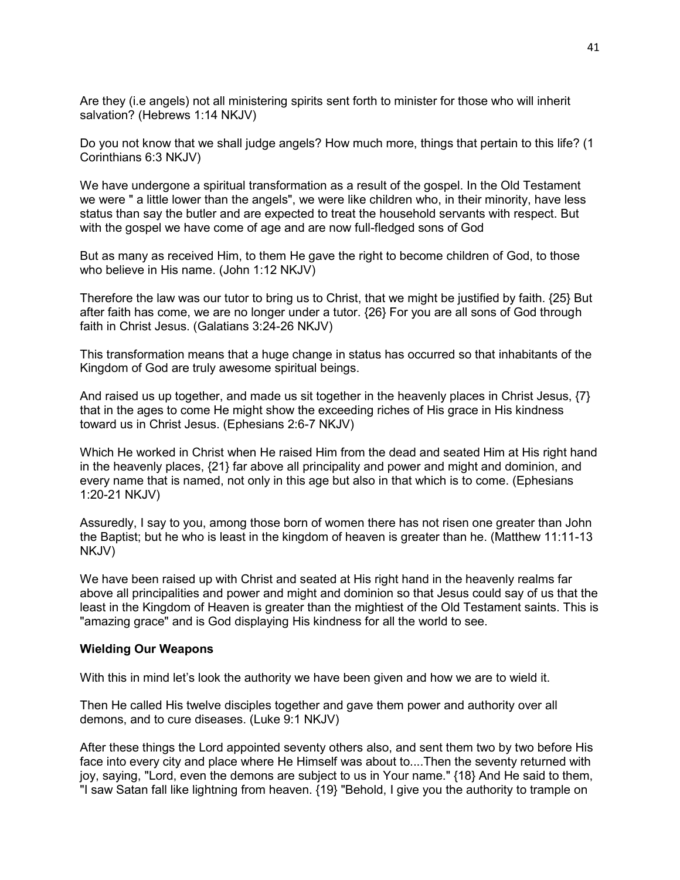Are they (i.e angels) not all ministering spirits sent forth to minister for those who will inherit salvation? (Hebrews 1:14 NKJV)

Do you not know that we shall judge angels? How much more, things that pertain to this life? (1 Corinthians 6:3 NKJV)

We have undergone a spiritual transformation as a result of the gospel. In the Old Testament we were " a little lower than the angels", we were like children who, in their minority, have less status than say the butler and are expected to treat the household servants with respect. But with the gospel we have come of age and are now full-fledged sons of God

But as many as received Him, to them He gave the right to become children of God, to those who believe in His name. (John 1:12 NKJV)

Therefore the law was our tutor to bring us to Christ, that we might be justified by faith. {25} But after faith has come, we are no longer under a tutor. {26} For you are all sons of God through faith in Christ Jesus. (Galatians 3:24-26 NKJV)

This transformation means that a huge change in status has occurred so that inhabitants of the Kingdom of God are truly awesome spiritual beings.

And raised us up together, and made us sit together in the heavenly places in Christ Jesus, {7} that in the ages to come He might show the exceeding riches of His grace in His kindness toward us in Christ Jesus. (Ephesians 2:6-7 NKJV)

Which He worked in Christ when He raised Him from the dead and seated Him at His right hand in the heavenly places, {21} far above all principality and power and might and dominion, and every name that is named, not only in this age but also in that which is to come. (Ephesians 1:20-21 NKJV)

Assuredly, I say to you, among those born of women there has not risen one greater than John the Baptist; but he who is least in the kingdom of heaven is greater than he. (Matthew 11:11-13 NKJV)

We have been raised up with Christ and seated at His right hand in the heavenly realms far above all principalities and power and might and dominion so that Jesus could say of us that the least in the Kingdom of Heaven is greater than the mightiest of the Old Testament saints. This is "amazing grace" and is God displaying His kindness for all the world to see.

**Wielding Our Weapons**

With this in mind let's look the authority we have been given and how we are to wield it.

Then He called His twelve disciples together and gave them power and authority over all demons, and to cure diseases. (Luke 9:1 NKJV)

After these things the Lord appointed seventy others also, and sent them two by two before His face into every city and place where He Himself was about to....Then the seventy returned with joy, saying, "Lord, even the demons are subject to us in Your name." {18} And He said to them, "I saw Satan fall like lightning from heaven. {19} "Behold, I give you the authority to trample on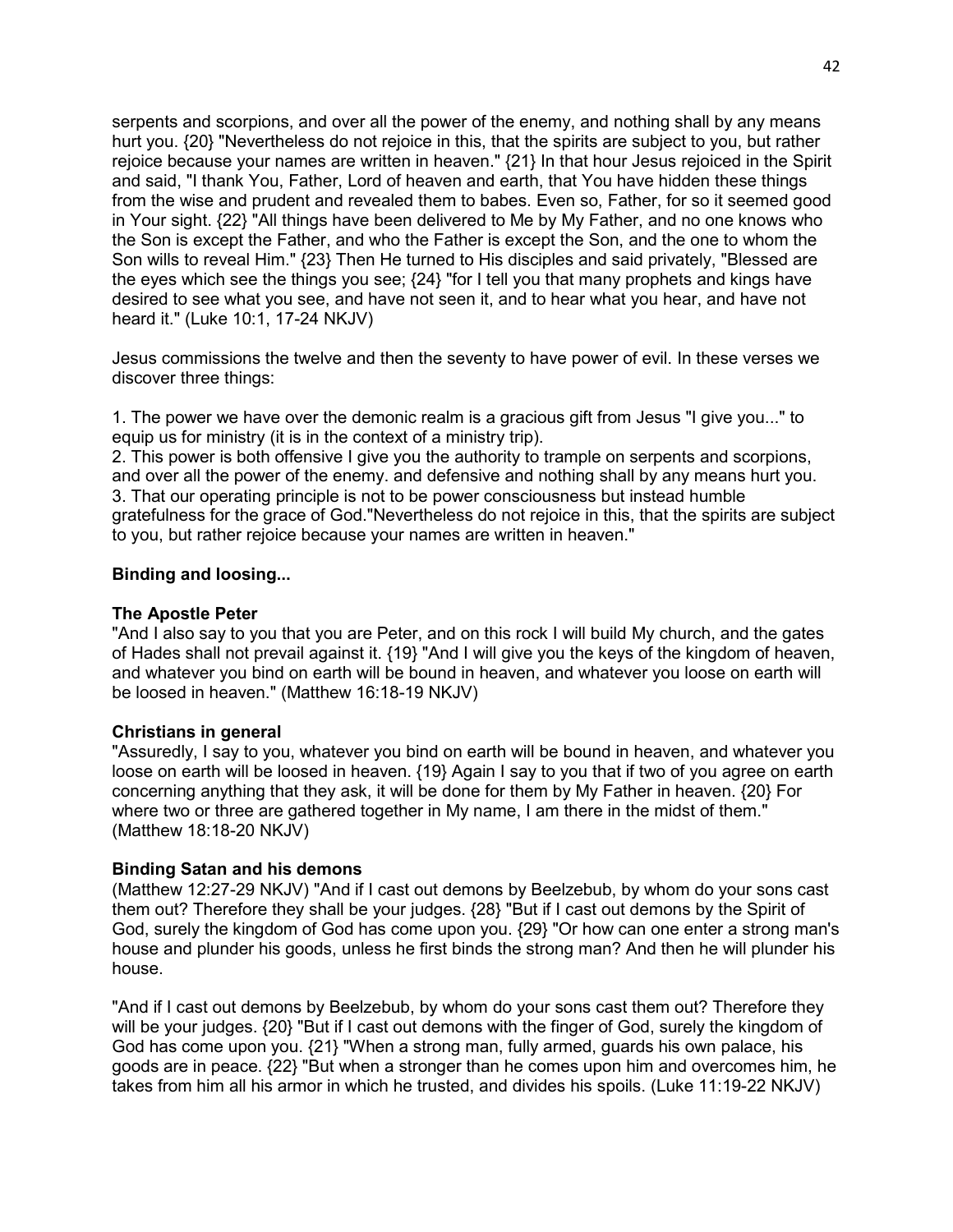serpents and scorpions, and over all the power of the enemy, and nothing shall by any means hurt you. {20} "Nevertheless do not rejoice in this, that the spirits are subject to you, but rather rejoice because your names are written in heaven." {21} In that hour Jesus rejoiced in the Spirit and said, "I thank You, Father, Lord of heaven and earth, that You have hidden these things from the wise and prudent and revealed them to babes. Even so, Father, for so it seemed good in Your sight. {22} "All things have been delivered to Me by My Father, and no one knows who the Son is except the Father, and who the Father is except the Son, and the one to whom the Son wills to reveal Him." {23} Then He turned to His disciples and said privately, "Blessed are the eyes which see the things you see; {24} "for I tell you that many prophets and kings have desired to see what you see, and have not seen it, and to hear what you hear, and have not heard it." (Luke 10:1, 17-24 NKJV)

Jesus commissions the twelve and then the seventy to have power of evil. In these verses we discover three things:

1. The power we have over the demonic realm is a gracious gift from Jesus "I give you..." to equip us for ministry (it is in the context of a ministry trip).
2. This power is both offensive I give you the authority to trample on serpents and scorpions, and over all the power of the enemy. and defensive and nothing shall by any means hurt you.
3. That our operating principle is not to be power consciousness but instead humble gratefulness for the grace of God."Nevertheless do not rejoice in this, that the spirits are subject to you, but rather rejoice because your names are written in heaven."

**Binding and loosing...**

**The Apostle Peter**

"And I also say to you that you are Peter, and on this rock I will build My church, and the gates of Hades shall not prevail against it. {19} "And I will give you the keys of the kingdom of heaven, and whatever you bind on earth will be bound in heaven, and whatever you loose on earth will be loosed in heaven." (Matthew 16:18-19 NKJV)

**Christians in general**

"Assuredly, I say to you, whatever you bind on earth will be bound in heaven, and whatever you loose on earth will be loosed in heaven. {19} Again I say to you that if two of you agree on earth concerning anything that they ask, it will be done for them by My Father in heaven. {20} For where two or three are gathered together in My name, I am there in the midst of them." (Matthew 18:18-20 NKJV)

**Binding Satan and his demons**

(Matthew 12:27-29 NKJV) "And if I cast out demons by Beelzebub, by whom do your sons cast them out? Therefore they shall be your judges. {28} "But if I cast out demons by the Spirit of God, surely the kingdom of God has come upon you. {29} "Or how can one enter a strong man's house and plunder his goods, unless he first binds the strong man? And then he will plunder his house.

"And if I cast out demons by Beelzebub, by whom do your sons cast them out? Therefore they will be your judges. {20} "But if I cast out demons with the finger of God, surely the kingdom of God has come upon you. {21} "When a strong man, fully armed, guards his own palace, his goods are in peace. {22} "But when a stronger than he comes upon him and overcomes him, he takes from him all his armor in which he trusted, and divides his spoils. (Luke 11:19-22 NKJV)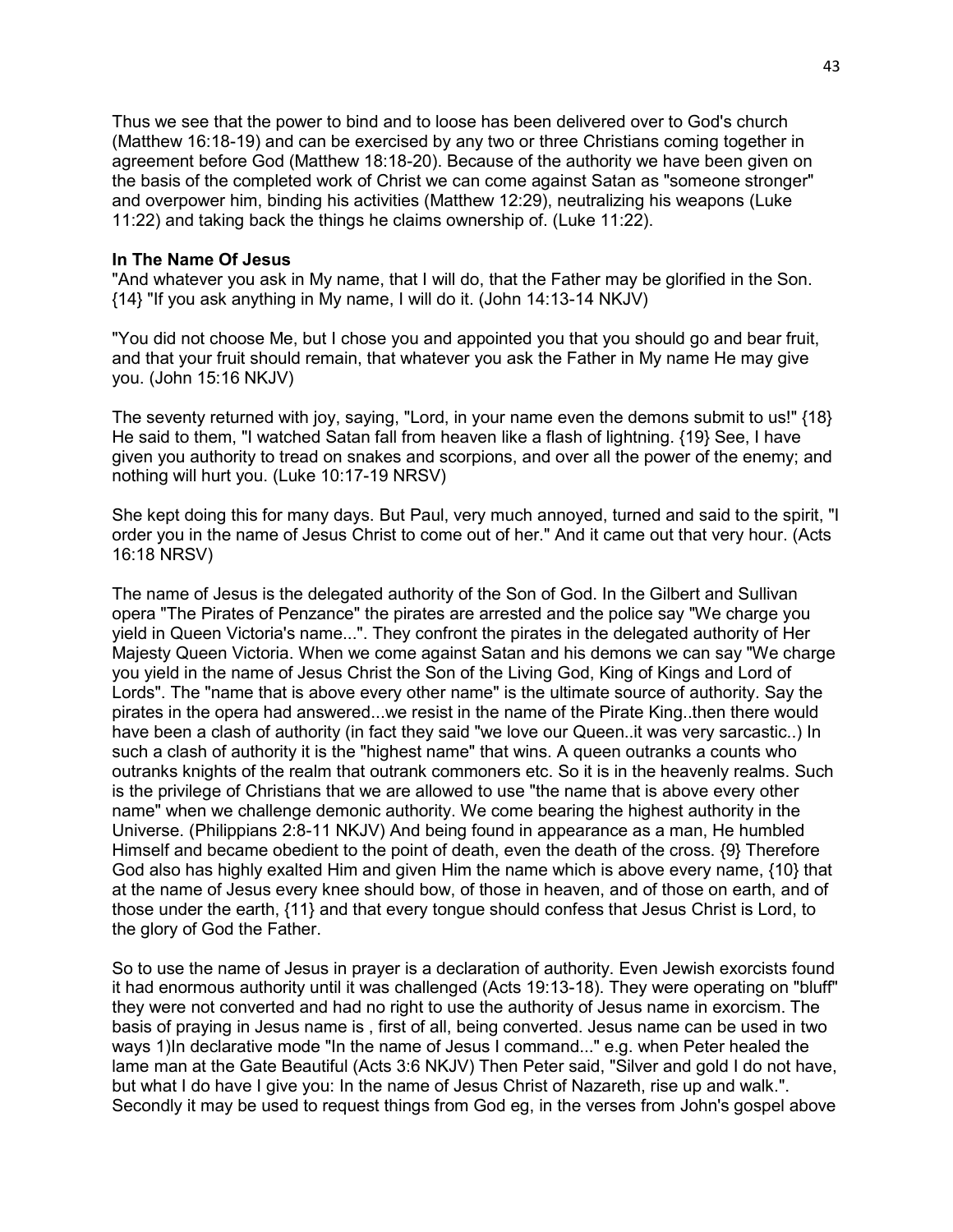Thus we see that the power to bind and to loose has been delivered over to God's church (Matthew 16:18-19) and can be exercised by any two or three Christians coming together in agreement before God (Matthew 18:18-20). Because of the authority we have been given on the basis of the completed work of Christ we can come against Satan as "someone stronger" and overpower him, binding his activities (Matthew 12:29), neutralizing his weapons (Luke 11:22) and taking back the things he claims ownership of. (Luke 11:22).

**In The Name Of Jesus**

"And whatever you ask in My name, that I will do, that the Father may be glorified in the Son. {14} "If you ask anything in My name, I will do it. (John 14:13-14 NKJV)

"You did not choose Me, but I chose you and appointed you that you should go and bear fruit, and that your fruit should remain, that whatever you ask the Father in My name He may give you. (John 15:16 NKJV)

The seventy returned with joy, saying, "Lord, in your name even the demons submit to us!" {18} He said to them, "I watched Satan fall from heaven like a flash of lightning. {19} See, I have given you authority to tread on snakes and scorpions, and over all the power of the enemy; and nothing will hurt you. (Luke 10:17-19 NRSV)

She kept doing this for many days. But Paul, very much annoyed, turned and said to the spirit, "I order you in the name of Jesus Christ to come out of her." And it came out that very hour. (Acts 16:18 NRSV)

The name of Jesus is the delegated authority of the Son of God. In the Gilbert and Sullivan opera "The Pirates of Penzance" the pirates are arrested and the police say "We charge you yield in Queen Victoria's name...". They confront the pirates in the delegated authority of Her Majesty Queen Victoria. When we come against Satan and his demons we can say "We charge you yield in the name of Jesus Christ the Son of the Living God, King of Kings and Lord of Lords". The "name that is above every other name" is the ultimate source of authority. Say the pirates in the opera had answered...we resist in the name of the Pirate King..then there would have been a clash of authority (in fact they said "we love our Queen..it was very sarcastic..) In such a clash of authority it is the "highest name" that wins. A queen outranks a counts who outranks knights of the realm that outrank commoners etc. So it is in the heavenly realms. Such is the privilege of Christians that we are allowed to use "the name that is above every other name" when we challenge demonic authority. We come bearing the highest authority in the Universe. (Philippians 2:8-11 NKJV) And being found in appearance as a man, He humbled Himself and became obedient to the point of death, even the death of the cross. {9} Therefore God also has highly exalted Him and given Him the name which is above every name, {10} that at the name of Jesus every knee should bow, of those in heaven, and of those on earth, and of those under the earth, {11} and that every tongue should confess that Jesus Christ is Lord, to the glory of God the Father.

So to use the name of Jesus in prayer is a declaration of authority. Even Jewish exorcists found it had enormous authority until it was challenged (Acts 19:13-18). They were operating on "bluff" they were not converted and had no right to use the authority of Jesus name in exorcism. The basis of praying in Jesus name is , first of all, being converted. Jesus name can be used in two ways 1)In declarative mode "In the name of Jesus I command..." e.g. when Peter healed the lame man at the Gate Beautiful (Acts 3:6 NKJV) Then Peter said, "Silver and gold I do not have, but what I do have I give you: In the name of Jesus Christ of Nazareth, rise up and walk.". Secondly it may be used to request things from God eg, in the verses from John's gospel above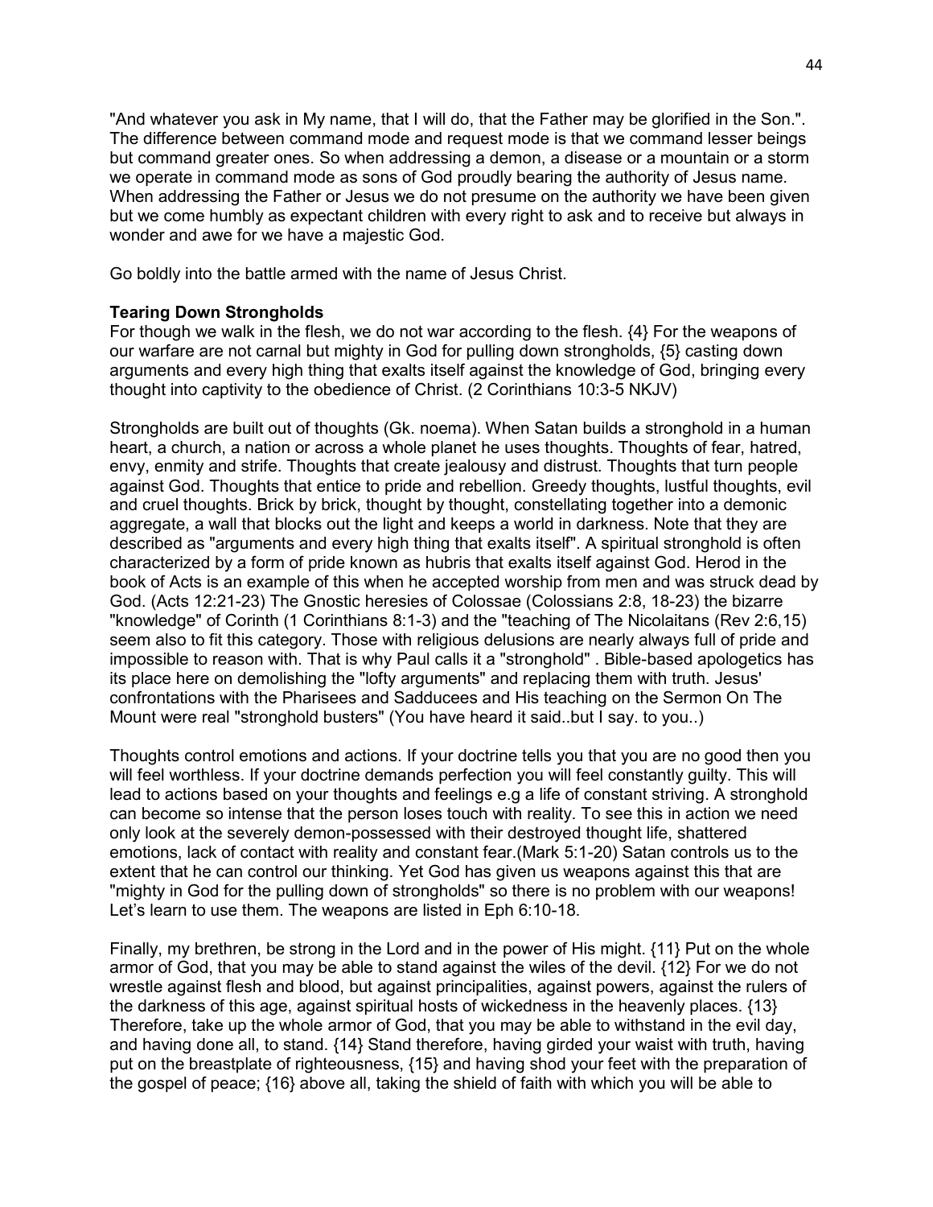"And whatever you ask in My name, that I will do, that the Father may be glorified in the Son.". The difference between command mode and request mode is that we command lesser beings but command greater ones. So when addressing a demon, a disease or a mountain or a storm we operate in command mode as sons of God proudly bearing the authority of Jesus name. When addressing the Father or Jesus we do not presume on the authority we have been given but we come humbly as expectant children with every right to ask and to receive but always in wonder and awe for we have a majestic God.

Go boldly into the battle armed with the name of Jesus Christ.

**Tearing Down Strongholds**

For though we walk in the flesh, we do not war according to the flesh. {4} For the weapons of our warfare are not carnal but mighty in God for pulling down strongholds, {5} casting down arguments and every high thing that exalts itself against the knowledge of God, bringing every thought into captivity to the obedience of Christ. (2 Corinthians 10:3-5 NKJV)

Strongholds are built out of thoughts (Gk. noema). When Satan builds a stronghold in a human heart, a church, a nation or across a whole planet he uses thoughts. Thoughts of fear, hatred, envy, enmity and strife. Thoughts that create jealousy and distrust. Thoughts that turn people against God. Thoughts that entice to pride and rebellion. Greedy thoughts, lustful thoughts, evil and cruel thoughts. Brick by brick, thought by thought, constellating together into a demonic aggregate, a wall that blocks out the light and keeps a world in darkness. Note that they are described as "arguments and every high thing that exalts itself". A spiritual stronghold is often characterized by a form of pride known as hubris that exalts itself against God. Herod in the book of Acts is an example of this when he accepted worship from men and was struck dead by God. (Acts 12:21-23) The Gnostic heresies of Colossae (Colossians 2:8, 18-23) the bizarre "knowledge" of Corinth (1 Corinthians 8:1-3) and the "teaching of The Nicolaitans (Rev 2:6,15) seem also to fit this category. Those with religious delusions are nearly always full of pride and impossible to reason with. That is why Paul calls it a "stronghold" . Bible-based apologetics has its place here on demolishing the "lofty arguments" and replacing them with truth. Jesus' confrontations with the Pharisees and Sadducees and His teaching on the Sermon On The Mount were real "stronghold busters" (You have heard it said..but I say. to you..)

Thoughts control emotions and actions. If your doctrine tells you that you are no good then you will feel worthless. If your doctrine demands perfection you will feel constantly guilty. This will lead to actions based on your thoughts and feelings e.g a life of constant striving. A stronghold can become so intense that the person loses touch with reality. To see this in action we need only look at the severely demon-possessed with their destroyed thought life, shattered emotions, lack of contact with reality and constant fear.(Mark 5:1-20) Satan controls us to the extent that he can control our thinking. Yet God has given us weapons against this that are "mighty in God for the pulling down of strongholds" so there is no problem with our weapons! Let's learn to use them. The weapons are listed in Eph 6:10-18.

Finally, my brethren, be strong in the Lord and in the power of His might. {11} Put on the whole armor of God, that you may be able to stand against the wiles of the devil. {12} For we do not wrestle against flesh and blood, but against principalities, against powers, against the rulers of the darkness of this age, against spiritual hosts of wickedness in the heavenly places. {13} Therefore, take up the whole armor of God, that you may be able to withstand in the evil day, and having done all, to stand. {14} Stand therefore, having girded your waist with truth, having put on the breastplate of righteousness, {15} and having shod your feet with the preparation of the gospel of peace; {16} above all, taking the shield of faith with which you will be able to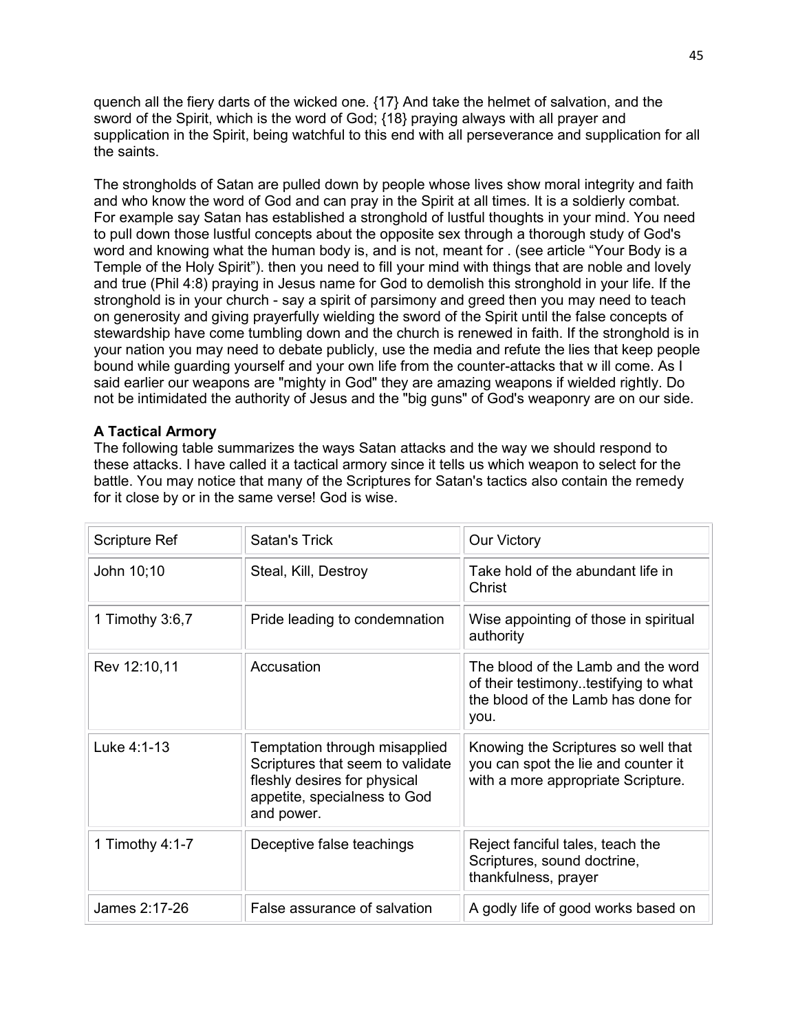quench all the fiery darts of the wicked one. {17} And take the helmet of salvation, and the sword of the Spirit, which is the word of God; {18} praying always with all prayer and supplication in the Spirit, being watchful to this end with all perseverance and supplication for all the saints.

The strongholds of Satan are pulled down by people whose lives show moral integrity and faith and who know the word of God and can pray in the Spirit at all times. It is a soldierly combat. For example say Satan has established a stronghold of lustful thoughts in your mind. You need to pull down those lustful concepts about the opposite sex through a thorough study of God's word and knowing what the human body is, and is not, meant for . (see article "Your Body is a Temple of the Holy Spirit"). then you need to fill your mind with things that are noble and lovely and true (Phil 4:8) praying in Jesus name for God to demolish this stronghold in your life. If the stronghold is in your church - say a spirit of parsimony and greed then you may need to teach on generosity and giving prayerfully wielding the sword of the Spirit until the false concepts of stewardship have come tumbling down and the church is renewed in faith. If the stronghold is in your nation you may need to debate publicly, use the media and refute the lies that keep people bound while guarding yourself and your own life from the counter-attacks that w ill come. As I said earlier our weapons are "mighty in God" they are amazing weapons if wielded rightly. Do not be intimidated the authority of Jesus and the "big guns" of God's weaponry are on our side.

**A Tactical Armory**

The following table summarizes the ways Satan attacks and the way we should respond to these attacks. I have called it a tactical armory since it tells us which weapon to select for the battle. You may notice that many of the Scriptures for Satan's tactics also contain the remedy for it close by or in the same verse! God is wise.

| Scripture Ref | Satan's Trick | Our Victory |
|---|---|---|
| John 10;10 | Steal, Kill, Destroy | Take hold of the abundant life in Christ |
| 1 Timothy 3:6,7 | Pride leading to condemnation | Wise appointing of those in spiritual authority |
| Rev 12:10,11 | Accusation | The blood of the Lamb and the word of their testimony..testifying to what the blood of the Lamb has done for you. |
| Luke 4:1-13 | Temptation through misapplied Scriptures that seem to validate fleshly desires for physical appetite, specialness to God and power. | Knowing the Scriptures so well that you can spot the lie and counter it with a more appropriate Scripture. |
| 1 Timothy 4:1-7 | Deceptive false teachings | Reject fanciful tales, teach the Scriptures, sound doctrine, thankfulness, prayer |
| James 2:17-26 | False assurance of salvation | A godly life of good works based on |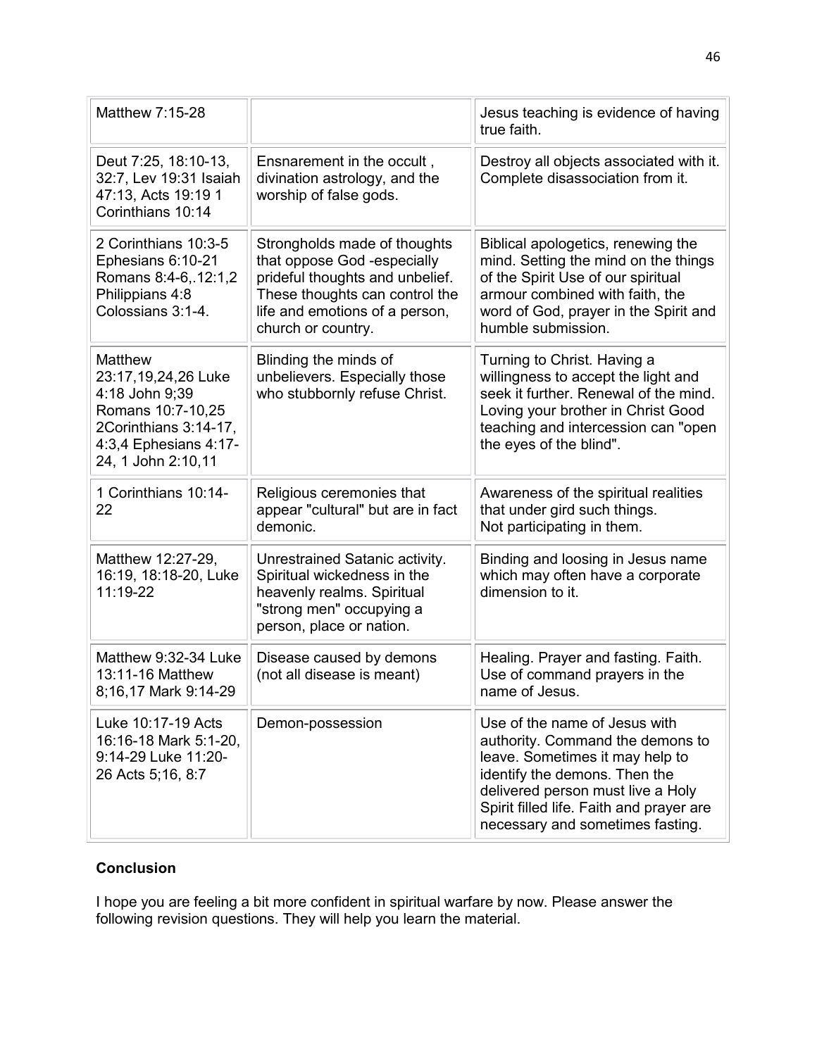| | | |
|---|---|---|
| Matthew 7:15-28 | | Jesus teaching is evidence of having true faith. |
| Deut 7:25, 18:10-13, 32:7, Lev 19:31 Isaiah 47:13, Acts 19:19 1 Corinthians 10:14 | Ensnarement in the occult , divination astrology, and the worship of false gods. | Destroy all objects associated with it. Complete disassociation from it. |
| 2 Corinthians 10:3-5 Ephesians 6:10-21 Romans 8:4-6,.12:1,2 Philippians 4:8 Colossians 3:1-4. | Strongholds made of thoughts that oppose God -especially prideful thoughts and unbelief. These thoughts can control the life and emotions of a person, church or country. | Biblical apologetics, renewing the mind. Setting the mind on the things of the Spirit Use of our spiritual armour combined with faith, the word of God, prayer in the Spirit and humble submission. |
| Matthew 23:17,19,24,26 Luke 4:18 John 9;39 Romans 10:7-10,25 2Corinthians 3:14-17, 4:3,4 Ephesians 4:17-24, 1 John 2:10,11 | Blinding the minds of unbelievers. Especially those who stubbornly refuse Christ. | Turning to Christ. Having a willingness to accept the light and seek it further. Renewal of the mind. Loving your brother in Christ Good teaching and intercession can "open the eyes of the blind". |
| 1 Corinthians 10:14-22 | Religious ceremonies that appear "cultural" but are in fact demonic. | Awareness of the spiritual realities that under gird such things. Not participating in them. |
| Matthew 12:27-29, 16:19, 18:18-20, Luke 11:19-22 | Unrestrained Satanic activity. Spiritual wickedness in the heavenly realms. Spiritual "strong men" occupying a person, place or nation. | Binding and loosing in Jesus name which may often have a corporate dimension to it. |
| Matthew 9:32-34 Luke 13:11-16 Matthew 8;16,17 Mark 9:14-29 | Disease caused by demons (not all disease is meant) | Healing. Prayer and fasting. Faith. Use of command prayers in the name of Jesus. |
| Luke 10:17-19 Acts 16:16-18 Mark 5:1-20, 9:14-29 Luke 11:20-26 Acts 5;16, 8:7 | Demon-possession | Use of the name of Jesus with authority. Command the demons to leave. Sometimes it may help to identify the demons. Then the delivered person must live a Holy Spirit filled life. Faith and prayer are necessary and sometimes fasting. |

**Conclusion**

I hope you are feeling a bit more confident in spiritual warfare by now. Please answer the following revision questions. They will help you learn the material.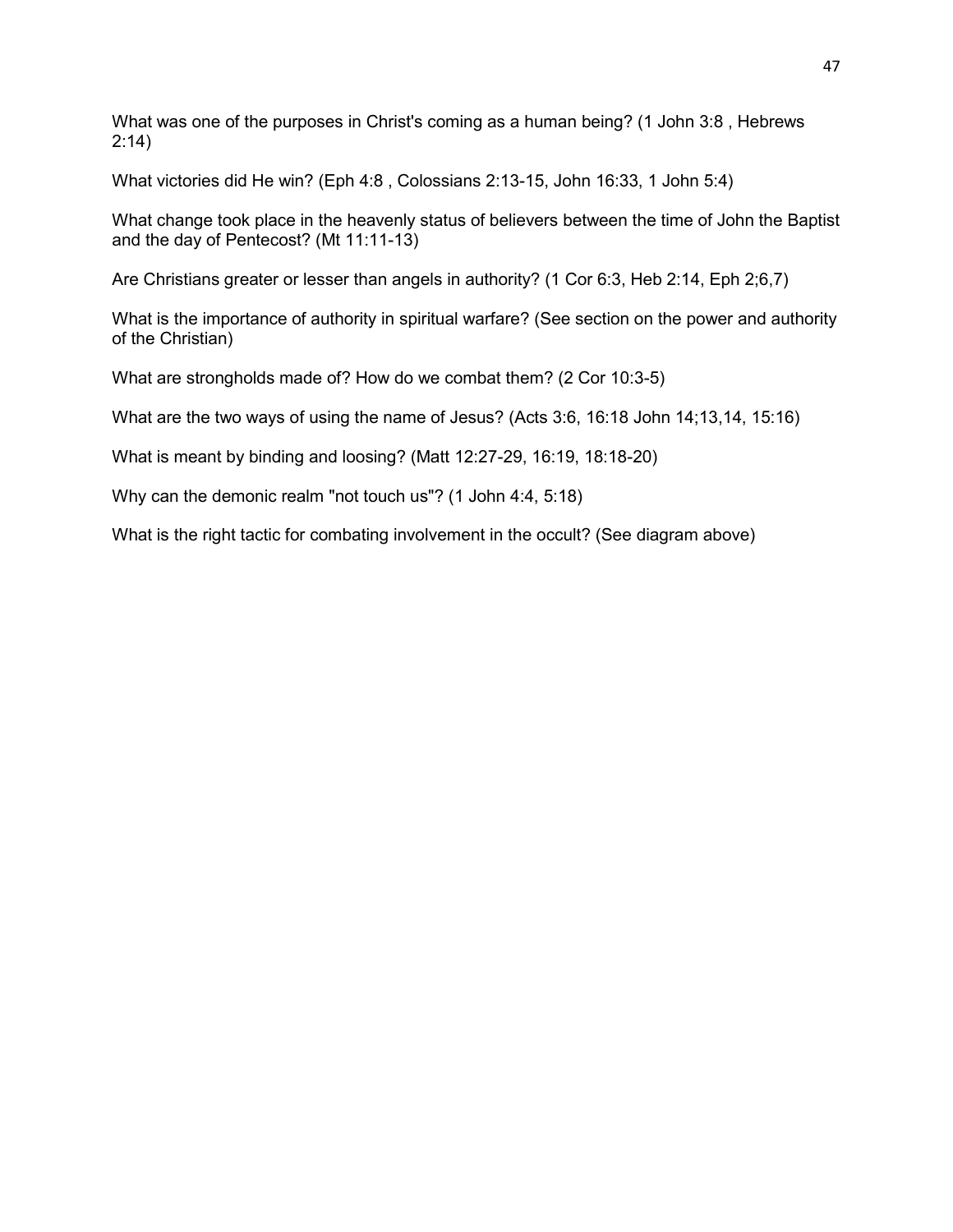What was one of the purposes in Christ's coming as a human being? (1 John 3:8 , Hebrews 2:14)

What victories did He win? (Eph 4:8 , Colossians 2:13-15, John 16:33, 1 John 5:4)

What change took place in the heavenly status of believers between the time of John the Baptist and the day of Pentecost? (Mt 11:11-13)

Are Christians greater or lesser than angels in authority? (1 Cor 6:3, Heb 2:14, Eph 2;6,7)

What is the importance of authority in spiritual warfare? (See section on the power and authority of the Christian)

What are strongholds made of? How do we combat them? (2 Cor 10:3-5)

What are the two ways of using the name of Jesus? (Acts 3:6, 16:18 John 14;13,14, 15:16)

What is meant by binding and loosing? (Matt 12:27-29, 16:19, 18:18-20)

Why can the demonic realm "not touch us"? (1 John 4:4, 5:18)

What is the right tactic for combating involvement in the occult? (See diagram above)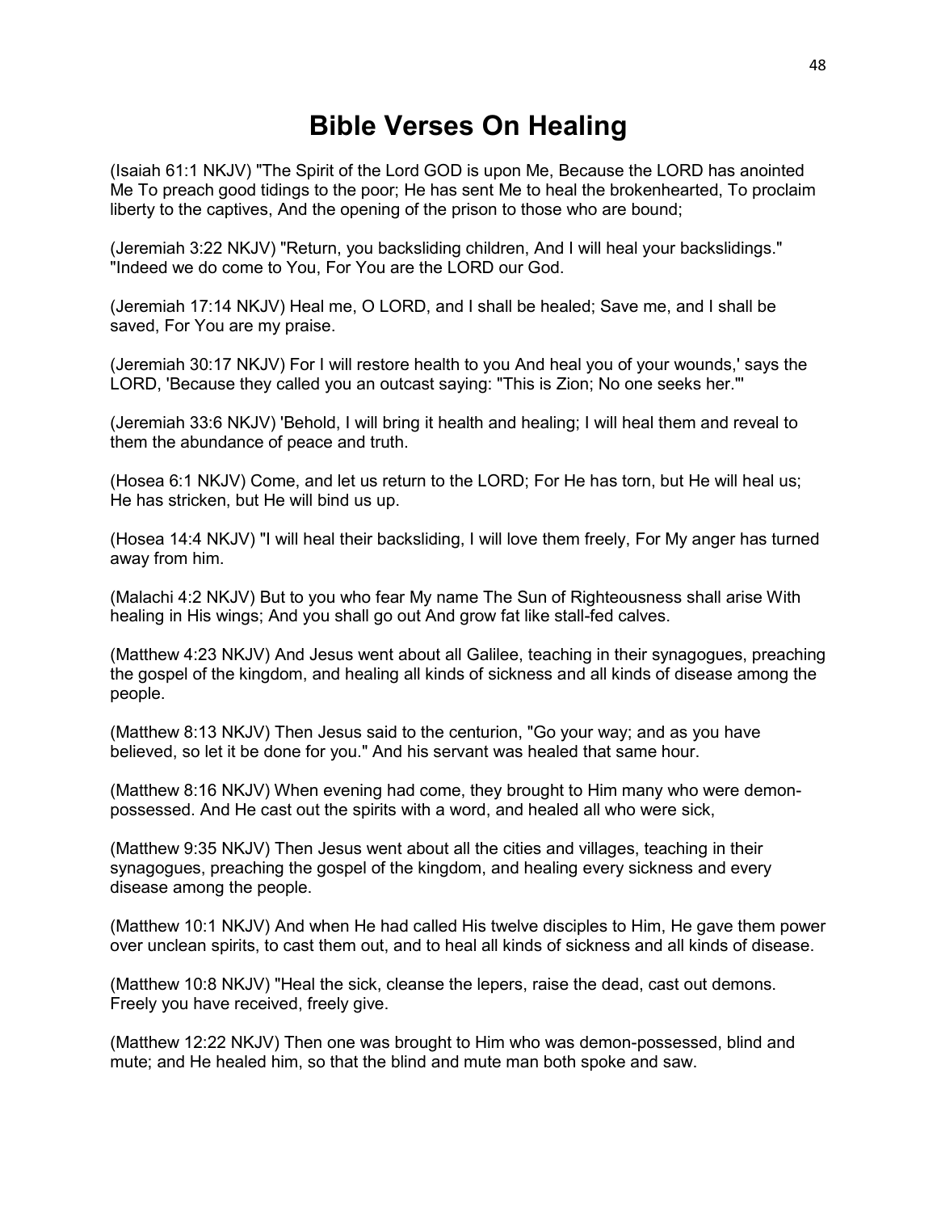# Bible Verses On Healing

(Isaiah 61:1 NKJV) "The Spirit of the Lord GOD is upon Me, Because the LORD has anointed Me To preach good tidings to the poor; He has sent Me to heal the brokenhearted, To proclaim liberty to the captives, And the opening of the prison to those who are bound;

(Jeremiah 3:22 NKJV) "Return, you backsliding children, And I will heal your backslidings." "Indeed we do come to You, For You are the LORD our God.

(Jeremiah 17:14 NKJV) Heal me, O LORD, and I shall be healed; Save me, and I shall be saved, For You are my praise.

(Jeremiah 30:17 NKJV) For I will restore health to you And heal you of your wounds,' says the LORD, 'Because they called you an outcast saying: "This is Zion; No one seeks her."'

(Jeremiah 33:6 NKJV) 'Behold, I will bring it health and healing; I will heal them and reveal to them the abundance of peace and truth.

(Hosea 6:1 NKJV) Come, and let us return to the LORD; For He has torn, but He will heal us; He has stricken, but He will bind us up.

(Hosea 14:4 NKJV) "I will heal their backsliding, I will love them freely, For My anger has turned away from him.

(Malachi 4:2 NKJV) But to you who fear My name The Sun of Righteousness shall arise With healing in His wings; And you shall go out And grow fat like stall-fed calves.

(Matthew 4:23 NKJV) And Jesus went about all Galilee, teaching in their synagogues, preaching the gospel of the kingdom, and healing all kinds of sickness and all kinds of disease among the people.

(Matthew 8:13 NKJV) Then Jesus said to the centurion, "Go your way; and as you have believed, so let it be done for you." And his servant was healed that same hour.

(Matthew 8:16 NKJV) When evening had come, they brought to Him many who were demon-possessed. And He cast out the spirits with a word, and healed all who were sick,

(Matthew 9:35 NKJV) Then Jesus went about all the cities and villages, teaching in their synagogues, preaching the gospel of the kingdom, and healing every sickness and every disease among the people.

(Matthew 10:1 NKJV) And when He had called His twelve disciples to Him, He gave them power over unclean spirits, to cast them out, and to heal all kinds of sickness and all kinds of disease.

(Matthew 10:8 NKJV) "Heal the sick, cleanse the lepers, raise the dead, cast out demons. Freely you have received, freely give.

(Matthew 12:22 NKJV) Then one was brought to Him who was demon-possessed, blind and mute; and He healed him, so that the blind and mute man both spoke and saw.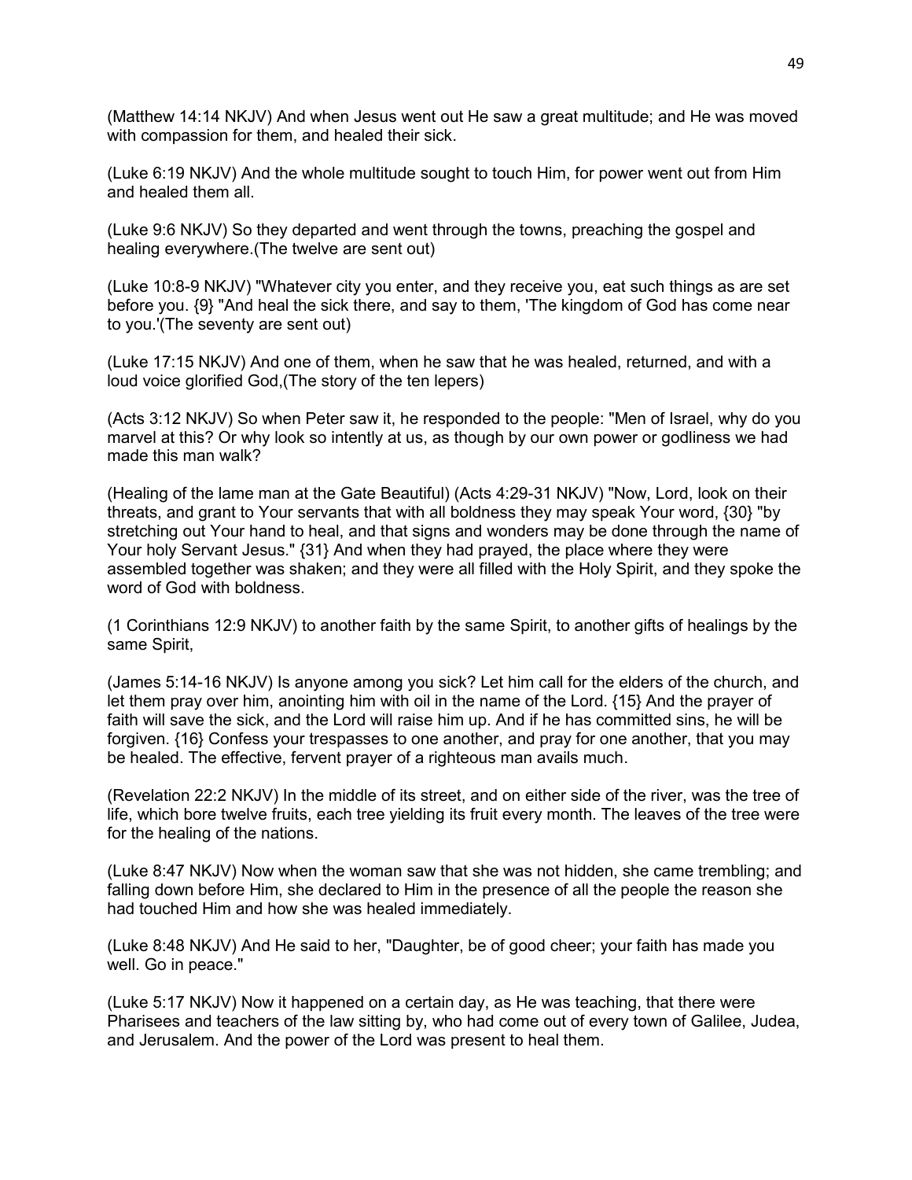(Matthew 14:14 NKJV) And when Jesus went out He saw a great multitude; and He was moved with compassion for them, and healed their sick.

(Luke 6:19 NKJV) And the whole multitude sought to touch Him, for power went out from Him and healed them all.

(Luke 9:6 NKJV) So they departed and went through the towns, preaching the gospel and healing everywhere.(The twelve are sent out)

(Luke 10:8-9 NKJV) "Whatever city you enter, and they receive you, eat such things as are set before you. {9} "And heal the sick there, and say to them, 'The kingdom of God has come near to you.'(The seventy are sent out)

(Luke 17:15 NKJV) And one of them, when he saw that he was healed, returned, and with a loud voice glorified God,(The story of the ten lepers)

(Acts 3:12 NKJV) So when Peter saw it, he responded to the people: "Men of Israel, why do you marvel at this? Or why look so intently at us, as though by our own power or godliness we had made this man walk?

(Healing of the lame man at the Gate Beautiful) (Acts 4:29-31 NKJV) "Now, Lord, look on their threats, and grant to Your servants that with all boldness they may speak Your word, {30} "by stretching out Your hand to heal, and that signs and wonders may be done through the name of Your holy Servant Jesus." {31} And when they had prayed, the place where they were assembled together was shaken; and they were all filled with the Holy Spirit, and they spoke the word of God with boldness.

(1 Corinthians 12:9 NKJV) to another faith by the same Spirit, to another gifts of healings by the same Spirit,

(James 5:14-16 NKJV) Is anyone among you sick? Let him call for the elders of the church, and let them pray over him, anointing him with oil in the name of the Lord. {15} And the prayer of faith will save the sick, and the Lord will raise him up. And if he has committed sins, he will be forgiven. {16} Confess your trespasses to one another, and pray for one another, that you may be healed. The effective, fervent prayer of a righteous man avails much.

(Revelation 22:2 NKJV) In the middle of its street, and on either side of the river, was the tree of life, which bore twelve fruits, each tree yielding its fruit every month. The leaves of the tree were for the healing of the nations.

(Luke 8:47 NKJV) Now when the woman saw that she was not hidden, she came trembling; and falling down before Him, she declared to Him in the presence of all the people the reason she had touched Him and how she was healed immediately.

(Luke 8:48 NKJV) And He said to her, "Daughter, be of good cheer; your faith has made you well. Go in peace."

(Luke 5:17 NKJV) Now it happened on a certain day, as He was teaching, that there were Pharisees and teachers of the law sitting by, who had come out of every town of Galilee, Judea, and Jerusalem. And the power of the Lord was present to heal them.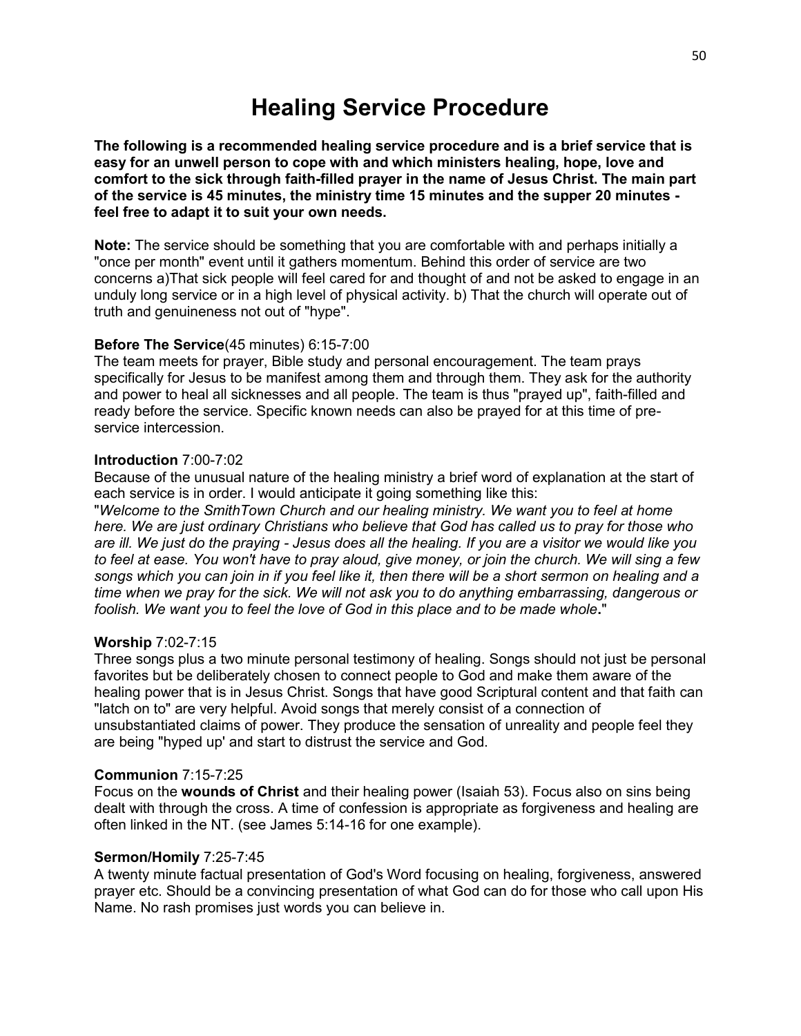# Healing Service Procedure

**The following is a recommended healing service procedure and is a brief service that is easy for an unwell person to cope with and which ministers healing, hope, love and comfort to the sick through faith-filled prayer in the name of Jesus Christ. The main part of the service is 45 minutes, the ministry time 15 minutes and the supper 20 minutes - feel free to adapt it to suit your own needs.**

**Note:** The service should be something that you are comfortable with and perhaps initially a "once per month" event until it gathers momentum. Behind this order of service are two concerns a)That sick people will feel cared for and thought of and not be asked to engage in an unduly long service or in a high level of physical activity. b) That the church will operate out of truth and genuineness not out of "hype".

**Before The Service**(45 minutes) 6:15-7:00
The team meets for prayer, Bible study and personal encouragement. The team prays specifically for Jesus to be manifest among them and through them. They ask for the authority and power to heal all sicknesses and all people. The team is thus "prayed up", faith-filled and ready before the service. Specific known needs can also be prayed for at this time of pre-service intercession.

**Introduction** 7:00-7:02
Because of the unusual nature of the healing ministry a brief word of explanation at the start of each service is in order. I would anticipate it going something like this:
"*Welcome to the SmithTown Church and our healing ministry. We want you to feel at home here. We are just ordinary Christians who believe that God has called us to pray for those who are ill. We just do the praying - Jesus does all the healing. If you are a visitor we would like you to feel at ease. You won't have to pray aloud, give money, or join the church. We will sing a few songs which you can join in if you feel like it, then there will be a short sermon on healing and a time when we pray for the sick. We will not ask you to do anything embarrassing, dangerous or foolish. We want you to feel the love of God in this place and to be made whole***.**"

**Worship** 7:02-7:15
Three songs plus a two minute personal testimony of healing. Songs should not just be personal favorites but be deliberately chosen to connect people to God and make them aware of the healing power that is in Jesus Christ. Songs that have good Scriptural content and that faith can "latch on to" are very helpful. Avoid songs that merely consist of a connection of unsubstantiated claims of power. They produce the sensation of unreality and people feel they are being "hyped up' and start to distrust the service and God.

**Communion** 7:15-7:25
Focus on the **wounds of Christ** and their healing power (Isaiah 53). Focus also on sins being dealt with through the cross. A time of confession is appropriate as forgiveness and healing are often linked in the NT. (see James 5:14-16 for one example).

**Sermon/Homily** 7:25-7:45
A twenty minute factual presentation of God's Word focusing on healing, forgiveness, answered prayer etc. Should be a convincing presentation of what God can do for those who call upon His Name. No rash promises just words you can believe in.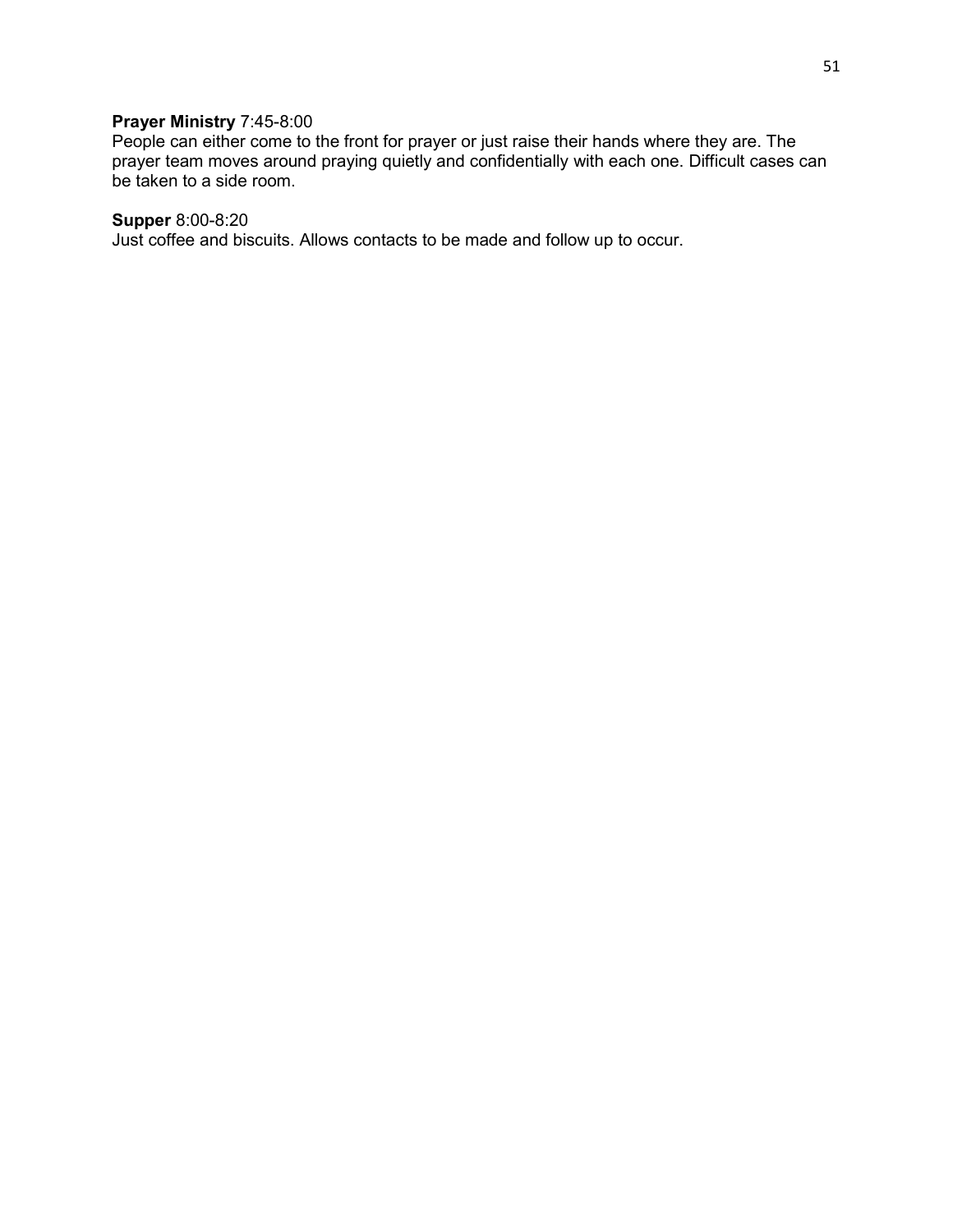**Prayer Ministry** 7:45-8:00
People can either come to the front for prayer or just raise their hands where they are. The prayer team moves around praying quietly and confidentially with each one. Difficult cases can be taken to a side room.

**Supper** 8:00-8:20
Just coffee and biscuits. Allows contacts to be made and follow up to occur.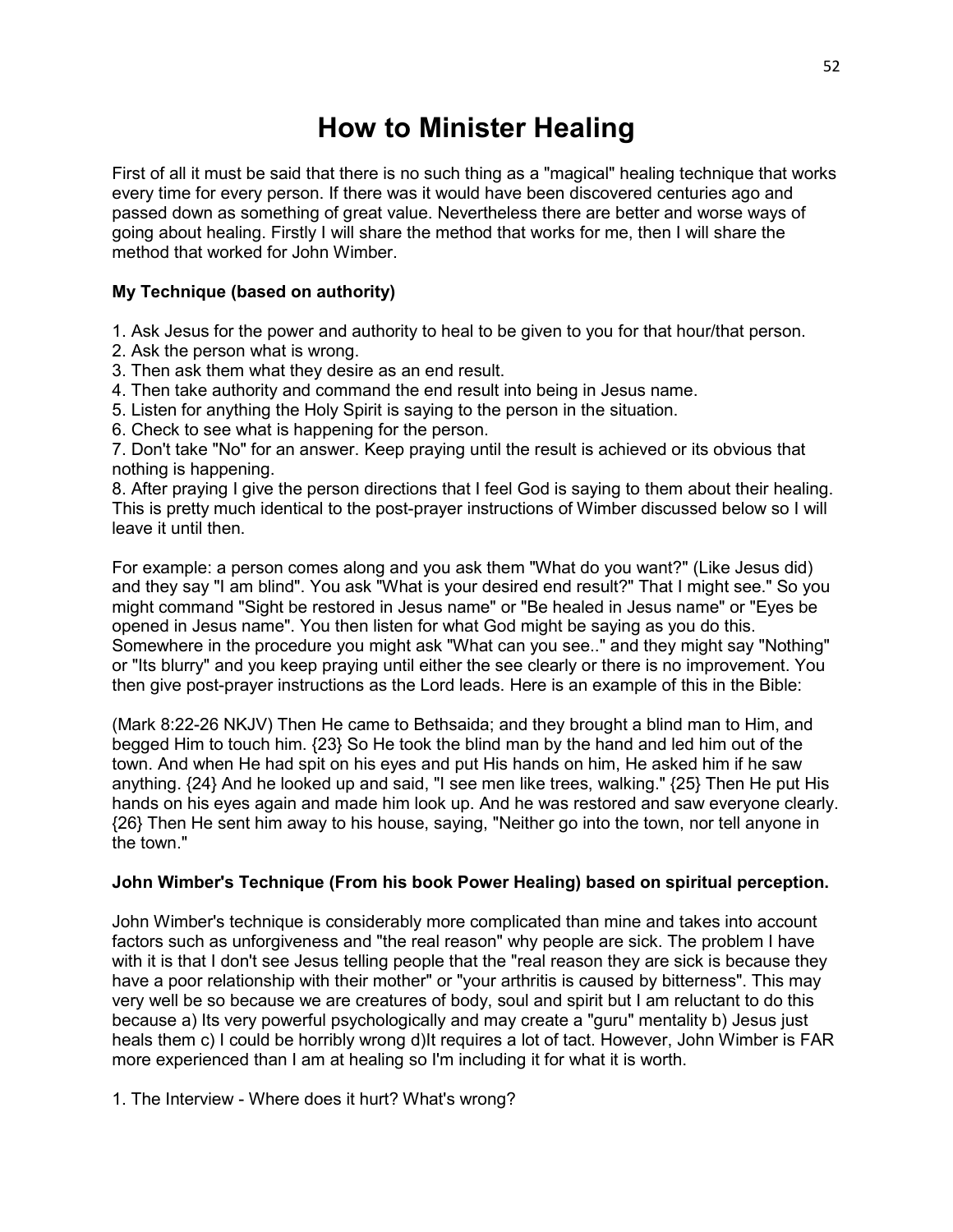# How to Minister Healing

First of all it must be said that there is no such thing as a "magical" healing technique that works every time for every person. If there was it would have been discovered centuries ago and passed down as something of great value. Nevertheless there are better and worse ways of going about healing. Firstly I will share the method that works for me, then I will share the method that worked for John Wimber.

**My Technique (based on authority)**

1. Ask Jesus for the power and authority to heal to be given to you for that hour/that person.
2. Ask the person what is wrong.
3. Then ask them what they desire as an end result.
4. Then take authority and command the end result into being in Jesus name.
5. Listen for anything the Holy Spirit is saying to the person in the situation.
6. Check to see what is happening for the person.
7. Don't take "No" for an answer. Keep praying until the result is achieved or its obvious that nothing is happening.
8. After praying I give the person directions that I feel God is saying to them about their healing. This is pretty much identical to the post-prayer instructions of Wimber discussed below so I will leave it until then.

For example: a person comes along and you ask them "What do you want?" (Like Jesus did) and they say "I am blind". You ask "What is your desired end result?" That I might see." So you might command "Sight be restored in Jesus name" or "Be healed in Jesus name" or "Eyes be opened in Jesus name". You then listen for what God might be saying as you do this. Somewhere in the procedure you might ask "What can you see.." and they might say "Nothing" or "Its blurry" and you keep praying until either the see clearly or there is no improvement. You then give post-prayer instructions as the Lord leads. Here is an example of this in the Bible:

(Mark 8:22-26 NKJV) Then He came to Bethsaida; and they brought a blind man to Him, and begged Him to touch him. {23} So He took the blind man by the hand and led him out of the town. And when He had spit on his eyes and put His hands on him, He asked him if he saw anything. {24} And he looked up and said, "I see men like trees, walking." {25} Then He put His hands on his eyes again and made him look up. And he was restored and saw everyone clearly. {26} Then He sent him away to his house, saying, "Neither go into the town, nor tell anyone in the town."

**John Wimber's Technique (From his book Power Healing) based on spiritual perception.**

John Wimber's technique is considerably more complicated than mine and takes into account factors such as unforgiveness and "the real reason" why people are sick. The problem I have with it is that I don't see Jesus telling people that the "real reason they are sick is because they have a poor relationship with their mother" or "your arthritis is caused by bitterness". This may very well be so because we are creatures of body, soul and spirit but I am reluctant to do this because a) Its very powerful psychologically and may create a "guru" mentality b) Jesus just heals them c) I could be horribly wrong d)It requires a lot of tact. However, John Wimber is FAR more experienced than I am at healing so I'm including it for what it is worth.

1. The Interview - Where does it hurt? What's wrong?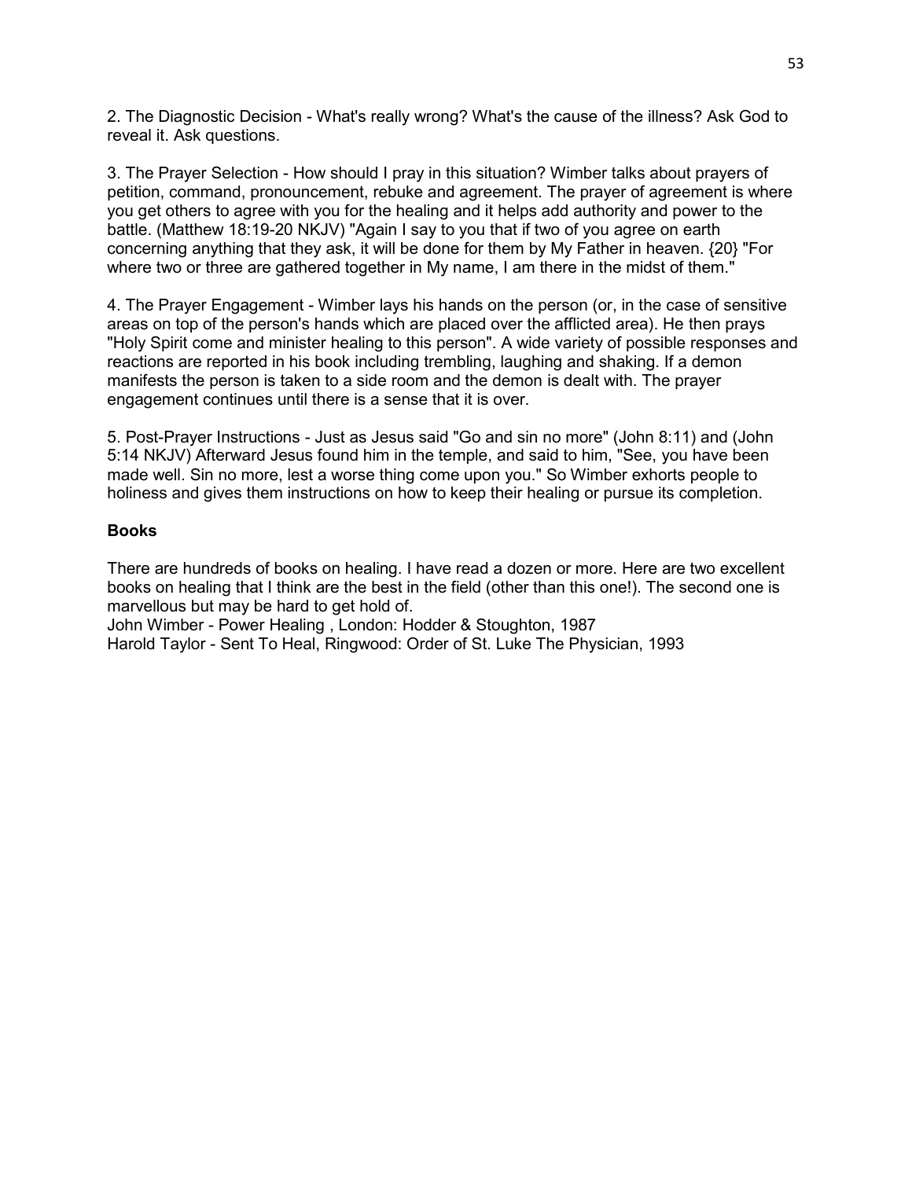2. The Diagnostic Decision - What's really wrong? What's the cause of the illness? Ask God to reveal it. Ask questions.

3. The Prayer Selection - How should I pray in this situation? Wimber talks about prayers of petition, command, pronouncement, rebuke and agreement. The prayer of agreement is where you get others to agree with you for the healing and it helps add authority and power to the battle. (Matthew 18:19-20 NKJV) "Again I say to you that if two of you agree on earth concerning anything that they ask, it will be done for them by My Father in heaven. {20} "For where two or three are gathered together in My name, I am there in the midst of them."

4. The Prayer Engagement - Wimber lays his hands on the person (or, in the case of sensitive areas on top of the person's hands which are placed over the afflicted area). He then prays "Holy Spirit come and minister healing to this person". A wide variety of possible responses and reactions are reported in his book including trembling, laughing and shaking. If a demon manifests the person is taken to a side room and the demon is dealt with. The prayer engagement continues until there is a sense that it is over.

5. Post-Prayer Instructions - Just as Jesus said "Go and sin no more" (John 8:11) and (John 5:14 NKJV) Afterward Jesus found him in the temple, and said to him, "See, you have been made well. Sin no more, lest a worse thing come upon you." So Wimber exhorts people to holiness and gives them instructions on how to keep their healing or pursue its completion.

**Books**

There are hundreds of books on healing. I have read a dozen or more. Here are two excellent books on healing that I think are the best in the field (other than this one!). The second one is marvellous but may be hard to get hold of.
John Wimber - Power Healing , London: Hodder & Stoughton, 1987
Harold Taylor - Sent To Heal, Ringwood: Order of St. Luke The Physician, 1993